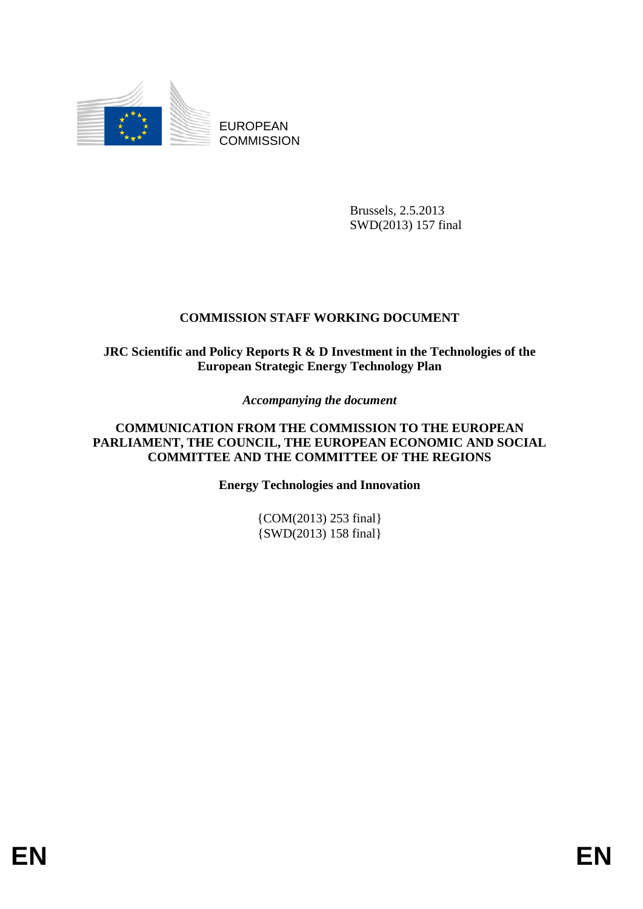EUROPEAN COMMISSION

Brussels, 2.5.2013
SWD(2013) 157 final

# COMMISSION STAFF WORKING DOCUMENT

## JRC Scientific and Policy Reports R & D Investment in the Technologies of the European Strategic Energy Technology Plan

*Accompanying the document*

## COMMUNICATION FROM THE COMMISSION TO THE EUROPEAN PARLIAMENT, THE COUNCIL, THE EUROPEAN ECONOMIC AND SOCIAL COMMITTEE AND THE COMMITTEE OF THE REGIONS

**Energy Technologies and Innovation**

{COM(2013) 253 final}
{SWD(2013) 158 final}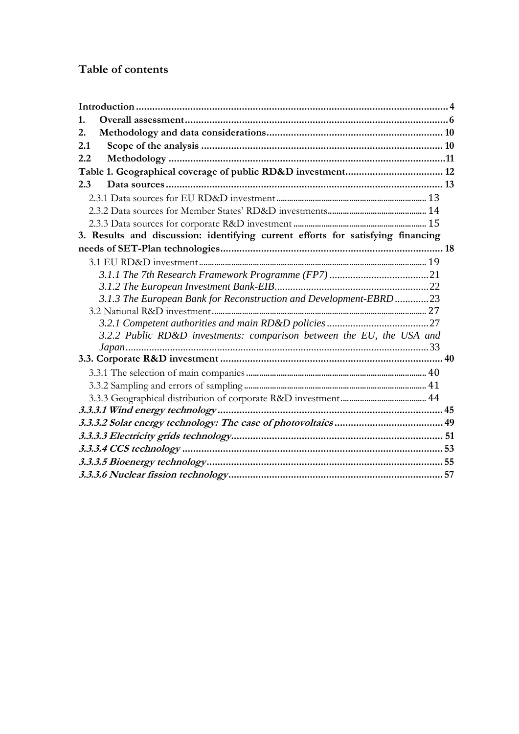## Table of contents

**Introduction** .... 4

**1. Overall assessment** .... 6

**2. Methodology and data considerations** .... 10

**2.1 Scope of the analysis** .... 10

**2.2 Methodology** .... 11

**Table 1. Geographical coverage of public RD&D investment** .... 12

**2.3 Data sources** .... 13

- 2.3.1 Data sources for EU RD&D investment .... 13
- 2.3.2 Data sources for Member States' RD&D investments .... 14
- 2.3.3 Data sources for corporate R&D investment .... 15

**3. Results and discussion: identifying current efforts for satisfying financing needs of SET-Plan technologies** .... 18

- 3.1 EU RD&D investment .... 19
  - *3.1.1 The 7th Research Framework Programme (FP7)* .... 21
  - *3.1.2 The European Investment Bank-EIB* .... 22
  - *3.1.3 The European Bank for Reconstruction and Development-EBRD* .... 23
- 3.2 National R&D investment .... 27
  - *3.2.1 Competent authorities and main RD&D policies* .... 27
  - *3.2.2 Public RD&D investments: comparison between the EU, the USA and Japan* .... 33

**3.3. Corporate R&D investment** .... 40

- 3.3.1 The selection of main companies .... 40
- 3.3.2 Sampling and errors of sampling .... 41
- 3.3.3 Geographical distribution of corporate R&D investment .... 44

***3.3.3.1 Wind energy technology*** .... 45

***3.3.3.2 Solar energy technology: The case of photovoltaics*** .... 49

***3.3.3.3 Electricity grids technology*** .... 51

***3.3.3.4 CCS technology*** .... 53

***3.3.3.5 Bioenergy technology*** .... 55

***3.3.3.6 Nuclear fission technology*** .... 57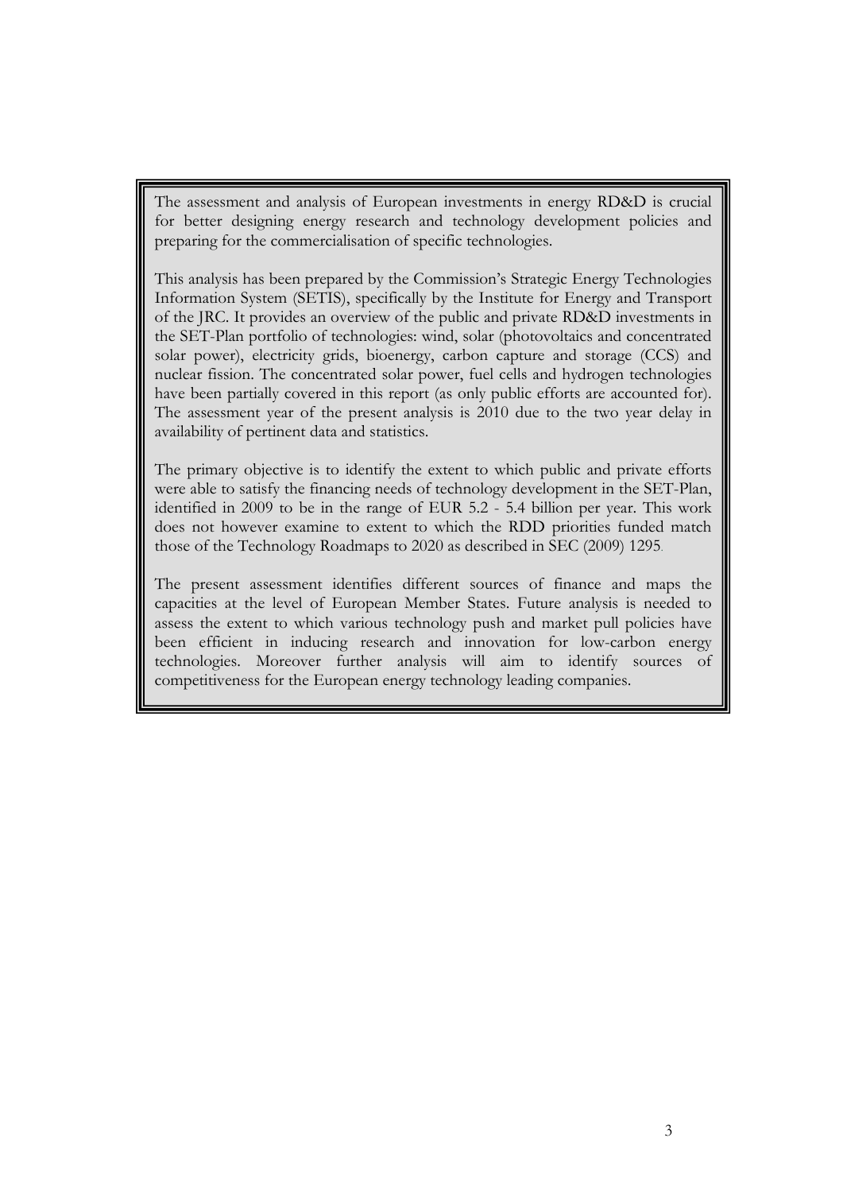The assessment and analysis of European investments in energy RD&D is crucial for better designing energy research and technology development policies and preparing for the commercialisation of specific technologies.

This analysis has been prepared by the Commission's Strategic Energy Technologies Information System (SETIS), specifically by the Institute for Energy and Transport of the JRC. It provides an overview of the public and private RD&D investments in the SET-Plan portfolio of technologies: wind, solar (photovoltaics and concentrated solar power), electricity grids, bioenergy, carbon capture and storage (CCS) and nuclear fission. The concentrated solar power, fuel cells and hydrogen technologies have been partially covered in this report (as only public efforts are accounted for). The assessment year of the present analysis is 2010 due to the two year delay in availability of pertinent data and statistics.

The primary objective is to identify the extent to which public and private efforts were able to satisfy the financing needs of technology development in the SET-Plan, identified in 2009 to be in the range of EUR 5.2 - 5.4 billion per year. This work does not however examine to extent to which the RDD priorities funded match those of the Technology Roadmaps to 2020 as described in SEC (2009) 1295.

The present assessment identifies different sources of finance and maps the capacities at the level of European Member States. Future analysis is needed to assess the extent to which various technology push and market pull policies have been efficient in inducing research and innovation for low-carbon energy technologies. Moreover further analysis will aim to identify sources of competitiveness for the European energy technology leading companies.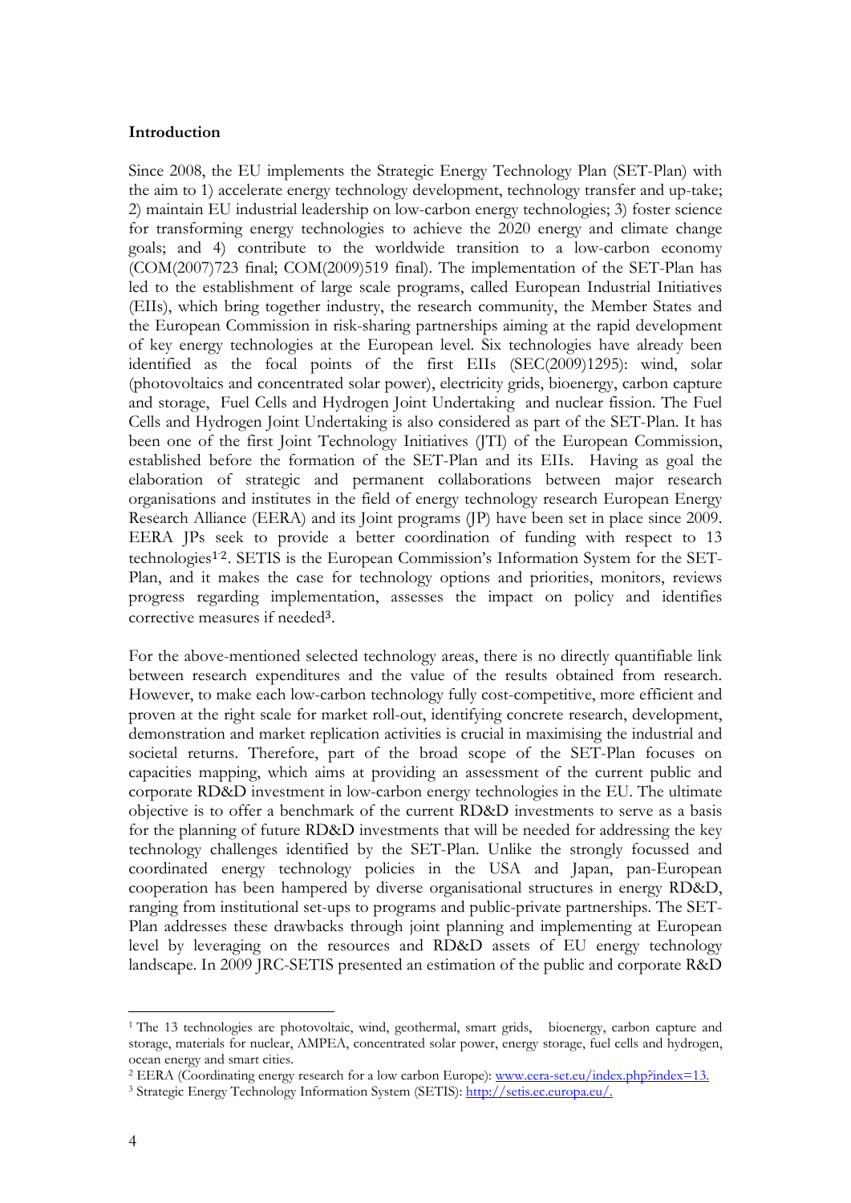**Introduction**

Since 2008, the EU implements the Strategic Energy Technology Plan (SET-Plan) with the aim to 1) accelerate energy technology development, technology transfer and up-take; 2) maintain EU industrial leadership on low-carbon energy technologies; 3) foster science for transforming energy technologies to achieve the 2020 energy and climate change goals; and 4) contribute to the worldwide transition to a low-carbon economy (COM(2007)723 final; COM(2009)519 final). The implementation of the SET-Plan has led to the establishment of large scale programs, called European Industrial Initiatives (EIIs), which bring together industry, the research community, the Member States and the European Commission in risk-sharing partnerships aiming at the rapid development of key energy technologies at the European level. Six technologies have already been identified as the focal points of the first EIIs (SEC(2009)1295): wind, solar (photovoltaics and concentrated solar power), electricity grids, bioenergy, carbon capture and storage, Fuel Cells and Hydrogen Joint Undertaking and nuclear fission. The Fuel Cells and Hydrogen Joint Undertaking is also considered as part of the SET-Plan. It has been one of the first Joint Technology Initiatives (JTI) of the European Commission, established before the formation of the SET-Plan and its EIIs. Having as goal the elaboration of strategic and permanent collaborations between major research organisations and institutes in the field of energy technology research European Energy Research Alliance (EERA) and its Joint programs (JP) have been set in place since 2009. EERA JPs seek to provide a better coordination of funding with respect to 13 technologies[1,2]. SETIS is the European Commission's Information System for the SET-Plan, and it makes the case for technology options and priorities, monitors, reviews progress regarding implementation, assesses the impact on policy and identifies corrective measures if needed[3].

For the above-mentioned selected technology areas, there is no directly quantifiable link between research expenditures and the value of the results obtained from research. However, to make each low-carbon technology fully cost-competitive, more efficient and proven at the right scale for market roll-out, identifying concrete research, development, demonstration and market replication activities is crucial in maximising the industrial and societal returns. Therefore, part of the broad scope of the SET-Plan focuses on capacities mapping, which aims at providing an assessment of the current public and corporate RD&D investment in low-carbon energy technologies in the EU. The ultimate objective is to offer a benchmark of the current RD&D investments to serve as a basis for the planning of future RD&D investments that will be needed for addressing the key technology challenges identified by the SET-Plan. Unlike the strongly focussed and coordinated energy technology policies in the USA and Japan, pan-European cooperation has been hampered by diverse organisational structures in energy RD&D, ranging from institutional set-ups to programs and public-private partnerships. The SET-Plan addresses these drawbacks through joint planning and implementing at European level by leveraging on the resources and RD&D assets of EU energy technology landscape. In 2009 JRC-SETIS presented an estimation of the public and corporate R&D

---

[1] The 13 technologies are photovoltaic, wind, geothermal, smart grids, bioenergy, carbon capture and storage, materials for nuclear, AMPEA, concentrated solar power, energy storage, fuel cells and hydrogen, ocean energy and smart cities.

[2] EERA (Coordinating energy research for a low carbon Europe): www.eera-set.eu/index.php?index=13.

[3] Strategic Energy Technology Information System (SETIS): http://setis.ec.europa.eu/.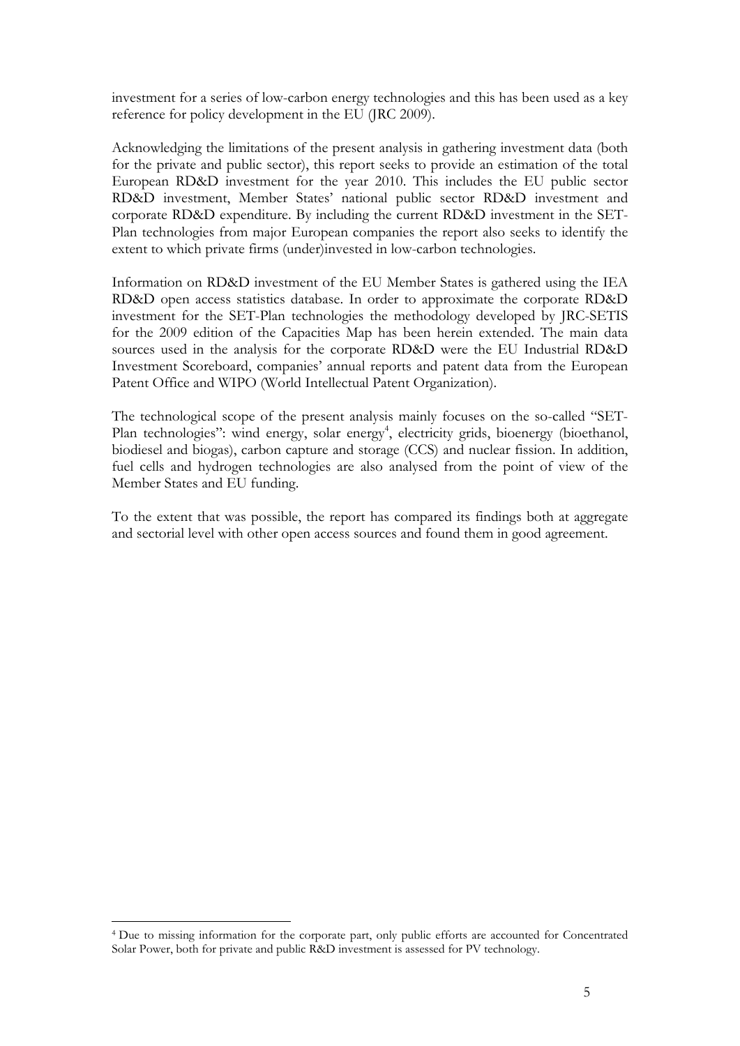investment for a series of low-carbon energy technologies and this has been used as a key reference for policy development in the EU (JRC 2009).

Acknowledging the limitations of the present analysis in gathering investment data (both for the private and public sector), this report seeks to provide an estimation of the total European RD&D investment for the year 2010. This includes the EU public sector RD&D investment, Member States' national public sector RD&D investment and corporate RD&D expenditure. By including the current RD&D investment in the SET-Plan technologies from major European companies the report also seeks to identify the extent to which private firms (under)invested in low-carbon technologies.

Information on RD&D investment of the EU Member States is gathered using the IEA RD&D open access statistics database. In order to approximate the corporate RD&D investment for the SET-Plan technologies the methodology developed by JRC-SETIS for the 2009 edition of the Capacities Map has been herein extended. The main data sources used in the analysis for the corporate RD&D were the EU Industrial RD&D Investment Scoreboard, companies' annual reports and patent data from the European Patent Office and WIPO (World Intellectual Patent Organization).

The technological scope of the present analysis mainly focuses on the so-called "SET-Plan technologies": wind energy, solar energy[4], electricity grids, bioenergy (bioethanol, biodiesel and biogas), carbon capture and storage (CCS) and nuclear fission. In addition, fuel cells and hydrogen technologies are also analysed from the point of view of the Member States and EU funding.

To the extent that was possible, the report has compared its findings both at aggregate and sectorial level with other open access sources and found them in good agreement.

---

[4] Due to missing information for the corporate part, only public efforts are accounted for Concentrated Solar Power, both for private and public R&D investment is assessed for PV technology.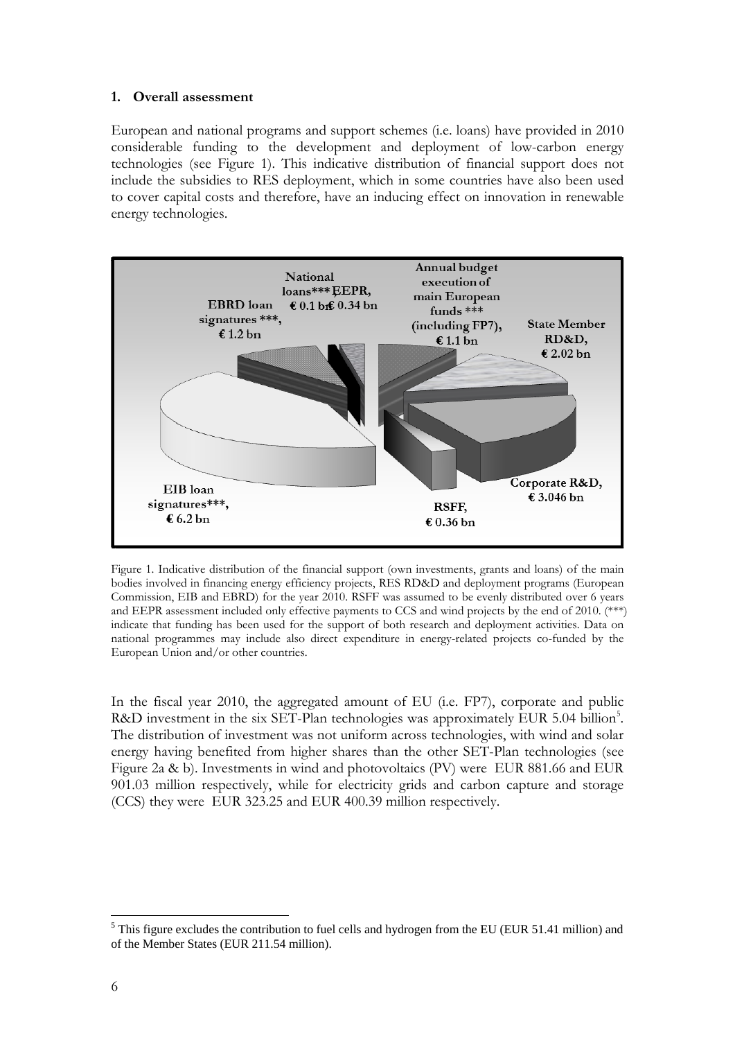### 1. Overall assessment

European and national programs and support schemes (i.e. loans) have provided in 2010 considerable funding to the development and deployment of low-carbon energy technologies (see Figure 1). This indicative distribution of financial support does not include the subsidies to RES deployment, which in some countries have also been used to cover capital costs and therefore, have an inducing effect on innovation in renewable energy technologies.

Figure 1. Indicative distribution of the financial support (own investments, grants and loans) of the main bodies involved in financing energy efficiency projects, RES RD&D and deployment programs (European Commission, EIB and EBRD) for the year 2010. RSFF was assumed to be evenly distributed over 6 years and EEPR assessment included only effective payments to CCS and wind projects by the end of 2010. (***) indicate that funding has been used for the support of both research and deployment activities. Data on national programmes may include also direct expenditure in energy-related projects co-funded by the European Union and/or other countries.

In the fiscal year 2010, the aggregated amount of EU (i.e. FP7), corporate and public R&D investment in the six SET-Plan technologies was approximately EUR 5.04 billion[5]. The distribution of investment was not uniform across technologies, with wind and solar energy having benefited from higher shares than the other SET-Plan technologies (see Figure 2a & b). Investments in wind and photovoltaics (PV) were EUR 881.66 and EUR 901.03 million respectively, while for electricity grids and carbon capture and storage (CCS) they were EUR 323.25 and EUR 400.39 million respectively.

[5] This figure excludes the contribution to fuel cells and hydrogen from the EU (EUR 51.41 million) and of the Member States (EUR 211.54 million).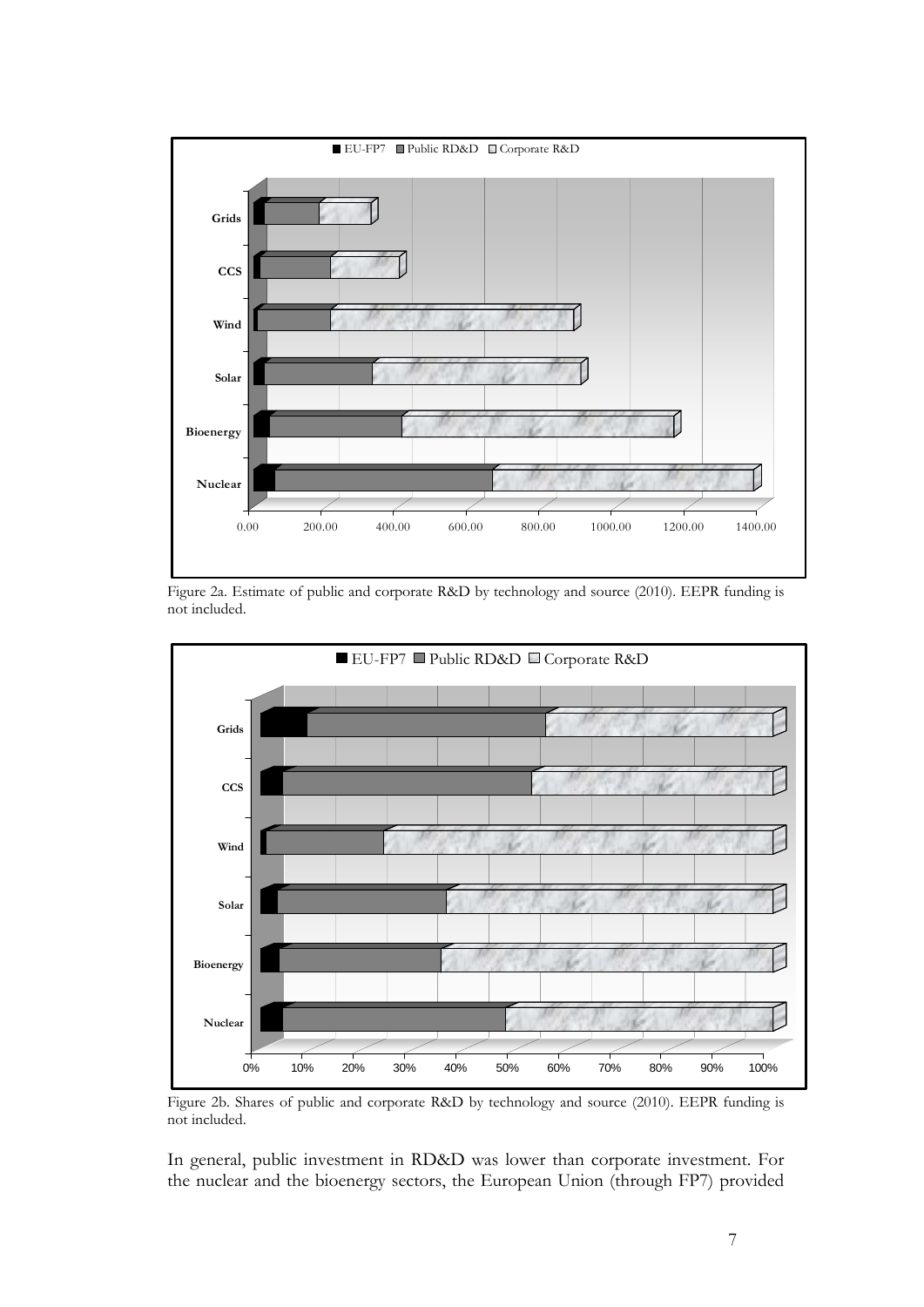Figure 2a. Estimate of public and corporate R&D by technology and source (2010). EEPR funding is not included.

Figure 2b. Shares of public and corporate R&D by technology and source (2010). EEPR funding is not included.

In general, public investment in RD&D was lower than corporate investment. For the nuclear and the bioenergy sectors, the European Union (through FP7) provided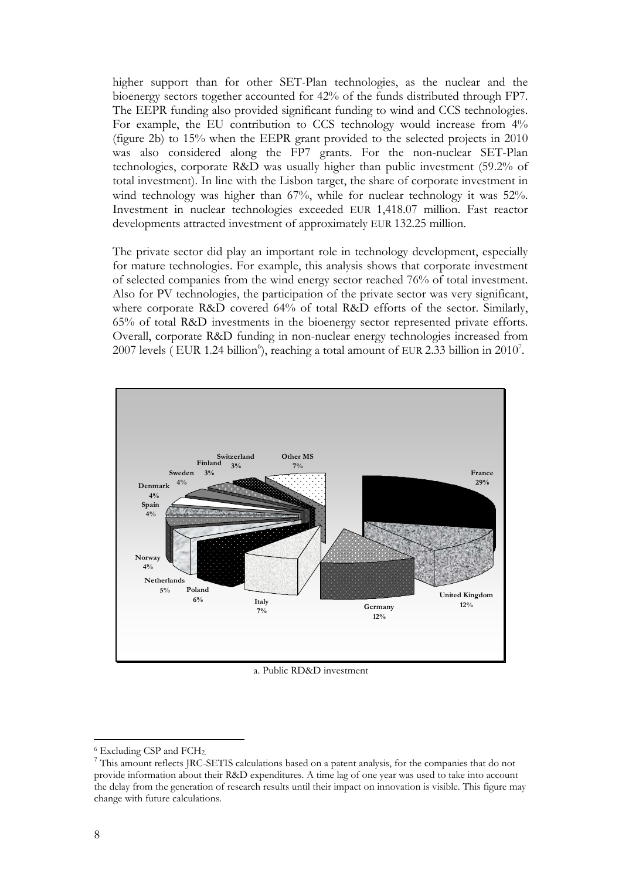higher support than for other SET-Plan technologies, as the nuclear and the bioenergy sectors together accounted for 42% of the funds distributed through FP7. The EEPR funding also provided significant funding to wind and CCS technologies. For example, the EU contribution to CCS technology would increase from 4% (figure 2b) to 15% when the EEPR grant provided to the selected projects in 2010 was also considered along the FP7 grants. For the non-nuclear SET-Plan technologies, corporate R&D was usually higher than public investment (59.2% of total investment). In line with the Lisbon target, the share of corporate investment in wind technology was higher than 67%, while for nuclear technology it was 52%. Investment in nuclear technologies exceeded EUR 1,418.07 million. Fast reactor developments attracted investment of approximately EUR 132.25 million.

The private sector did play an important role in technology development, especially for mature technologies. For example, this analysis shows that corporate investment of selected companies from the wind energy sector reached 76% of total investment. Also for PV technologies, the participation of the private sector was very significant, where corporate R&D covered 64% of total R&D efforts of the sector. Similarly, 65% of total R&D investments in the bioenergy sector represented private efforts. Overall, corporate R&D funding in non-nuclear energy technologies increased from 2007 levels ( EUR 1.24 billion[6]), reaching a total amount of EUR 2.33 billion in 2010[7].

France 29%, United Kingdom 12%, Germany 12%, Italy 7%, Poland 6%, Netherlands 5%, Norway 4%, Spain 4%, Denmark 4%, Sweden 4%, Finland 3%, Switzerland 3%, Other MS 7%

a. Public RD&D investment

[6] Excluding CSP and $FCH_2$.

[7] This amount reflects JRC-SETIS calculations based on a patent analysis, for the companies that do not provide information about their R&D expenditures. A time lag of one year was used to take into account the delay from the generation of research results until their impact on innovation is visible. This figure may change with future calculations.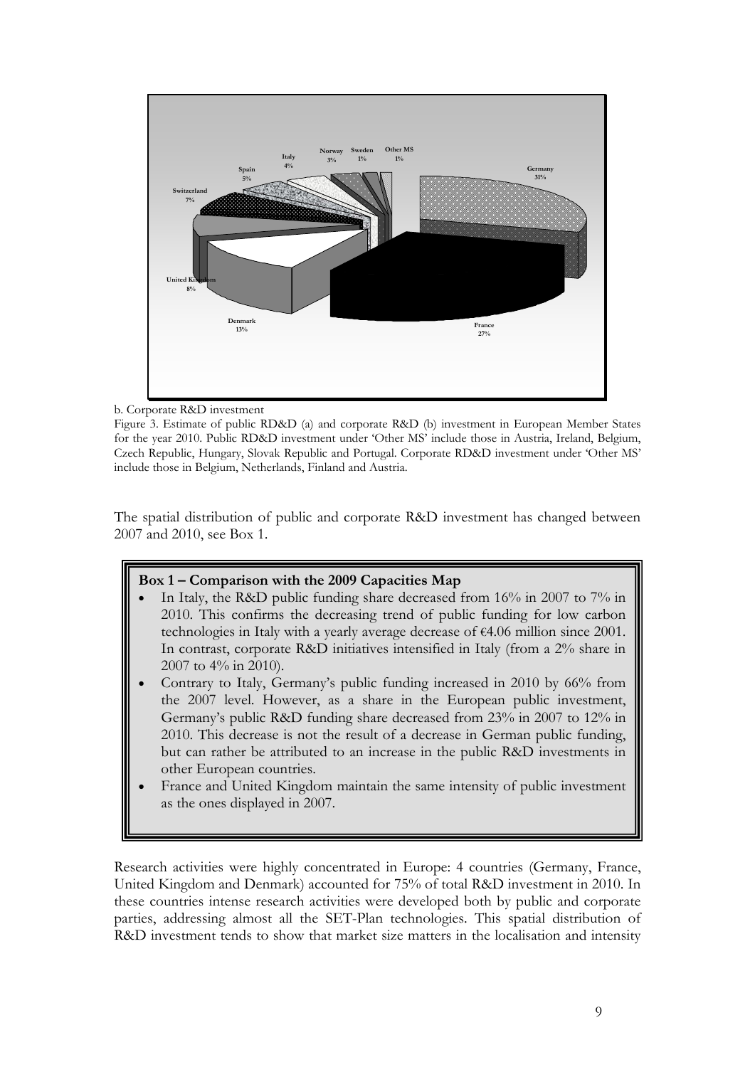b. Corporate R&D investment

Figure 3. Estimate of public RD&D (a) and corporate R&D (b) investment in European Member States for the year 2010. Public RD&D investment under 'Other MS' include those in Austria, Ireland, Belgium, Czech Republic, Hungary, Slovak Republic and Portugal. Corporate RD&D investment under 'Other MS' include those in Belgium, Netherlands, Finland and Austria.

The spatial distribution of public and corporate R&D investment has changed between 2007 and 2010, see Box 1.

> **Box 1 – Comparison with the 2009 Capacities Map**
>
> - In Italy, the R&D public funding share decreased from 16% in 2007 to 7% in 2010. This confirms the decreasing trend of public funding for low carbon technologies in Italy with a yearly average decrease of €4.06 million since 2001. In contrast, corporate R&D initiatives intensified in Italy (from a 2% share in 2007 to 4% in 2010).
> - Contrary to Italy, Germany's public funding increased in 2010 by 66% from the 2007 level. However, as a share in the European public investment, Germany's public R&D funding share decreased from 23% in 2007 to 12% in 2010. This decrease is not the result of a decrease in German public funding, but can rather be attributed to an increase in the public R&D investments in other European countries.
> - France and United Kingdom maintain the same intensity of public investment as the ones displayed in 2007.

Research activities were highly concentrated in Europe: 4 countries (Germany, France, United Kingdom and Denmark) accounted for 75% of total R&D investment in 2010. In these countries intense research activities were developed both by public and corporate parties, addressing almost all the SET-Plan technologies. This spatial distribution of R&D investment tends to show that market size matters in the localisation and intensity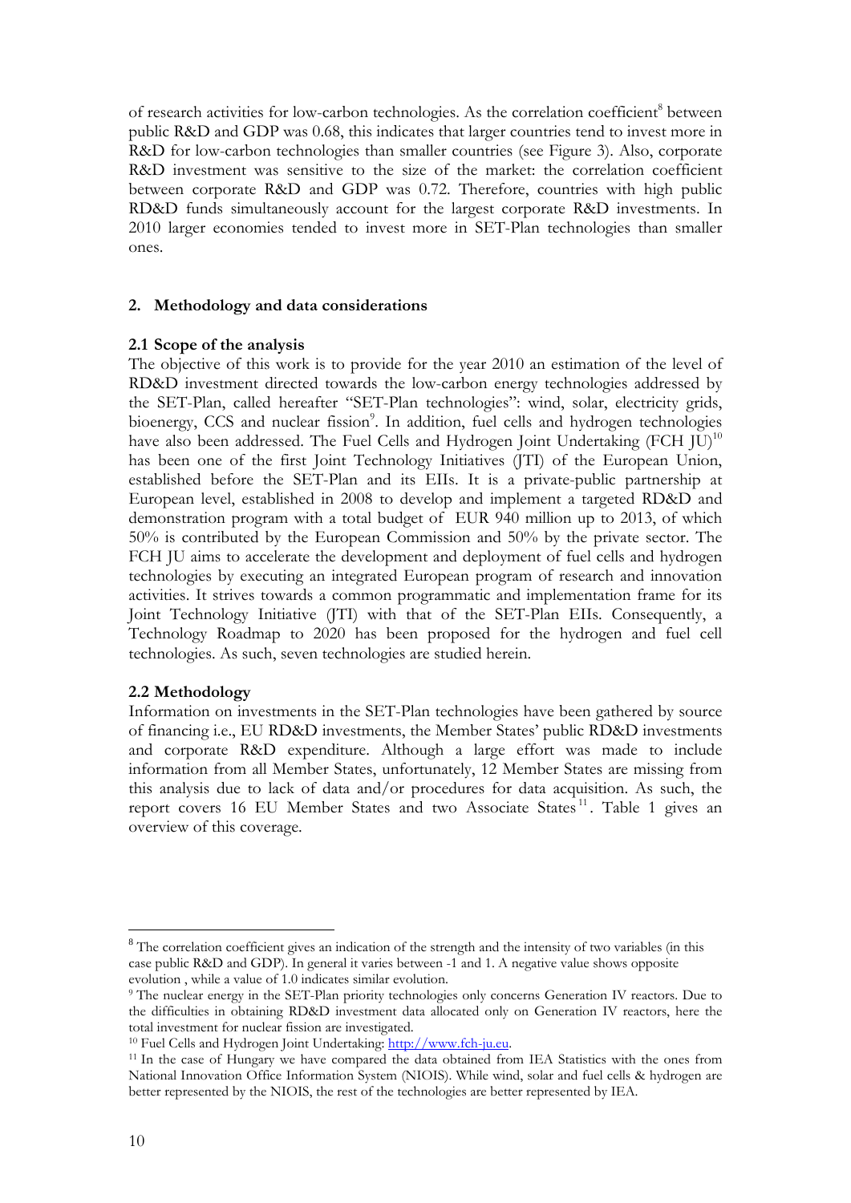of research activities for low-carbon technologies. As the correlation coefficient[8] between public R&D and GDP was 0.68, this indicates that larger countries tend to invest more in R&D for low-carbon technologies than smaller countries (see Figure 3). Also, corporate R&D investment was sensitive to the size of the market: the correlation coefficient between corporate R&D and GDP was 0.72. Therefore, countries with high public RD&D funds simultaneously account for the largest corporate R&D investments. In 2010 larger economies tended to invest more in SET-Plan technologies than smaller ones.

## 2. Methodology and data considerations

### 2.1 Scope of the analysis

The objective of this work is to provide for the year 2010 an estimation of the level of RD&D investment directed towards the low-carbon energy technologies addressed by the SET-Plan, called hereafter "SET-Plan technologies": wind, solar, electricity grids, bioenergy, CCS and nuclear fission[9]. In addition, fuel cells and hydrogen technologies have also been addressed. The Fuel Cells and Hydrogen Joint Undertaking (FCH JU)[10] has been one of the first Joint Technology Initiatives (JTI) of the European Union, established before the SET-Plan and its EIIs. It is a private-public partnership at European level, established in 2008 to develop and implement a targeted RD&D and demonstration program with a total budget of EUR 940 million up to 2013, of which 50% is contributed by the European Commission and 50% by the private sector. The FCH JU aims to accelerate the development and deployment of fuel cells and hydrogen technologies by executing an integrated European program of research and innovation activities. It strives towards a common programmatic and implementation frame for its Joint Technology Initiative (JTI) with that of the SET-Plan EIIs. Consequently, a Technology Roadmap to 2020 has been proposed for the hydrogen and fuel cell technologies. As such, seven technologies are studied herein.

### 2.2 Methodology

Information on investments in the SET-Plan technologies have been gathered by source of financing i.e., EU RD&D investments, the Member States' public RD&D investments and corporate R&D expenditure. Although a large effort was made to include information from all Member States, unfortunately, 12 Member States are missing from this analysis due to lack of data and/or procedures for data acquisition. As such, the report covers 16 EU Member States and two Associate States[11]. Table 1 gives an overview of this coverage.

---

[8] The correlation coefficient gives an indication of the strength and the intensity of two variables (in this case public R&D and GDP). In general it varies between -1 and 1. A negative value shows opposite evolution , while a value of 1.0 indicates similar evolution.

[9] The nuclear energy in the SET-Plan priority technologies only concerns Generation IV reactors. Due to the difficulties in obtaining RD&D investment data allocated only on Generation IV reactors, here the total investment for nuclear fission are investigated.

[10] Fuel Cells and Hydrogen Joint Undertaking: http://www.fch-ju.eu.

[11] In the case of Hungary we have compared the data obtained from IEA Statistics with the ones from National Innovation Office Information System (NIOIS). While wind, solar and fuel cells & hydrogen are better represented by the NIOIS, the rest of the technologies are better represented by IEA.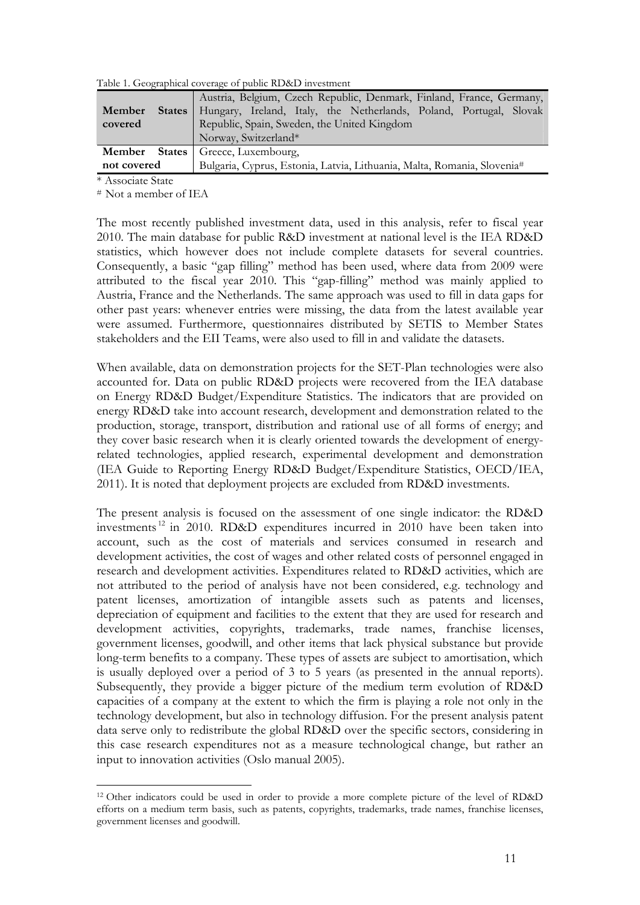Table 1. Geographical coverage of public RD&D investment

| | |
|---|---|
| **Member States covered** | Austria, Belgium, Czech Republic, Denmark, Finland, France, Germany, Hungary, Ireland, Italy, the Netherlands, Poland, Portugal, Slovak Republic, Spain, Sweden, the United Kingdom<br>Norway, Switzerland* |
| **Member States not covered** | Greece, Luxembourg,<br>Bulgaria, Cyprus, Estonia, Latvia, Lithuania, Malta, Romania, Slovenia# |

\* Associate State

\# Not a member of IEA

The most recently published investment data, used in this analysis, refer to fiscal year 2010. The main database for public R&D investment at national level is the IEA RD&D statistics, which however does not include complete datasets for several countries. Consequently, a basic "gap filling" method has been used, where data from 2009 were attributed to the fiscal year 2010. This "gap-filling" method was mainly applied to Austria, France and the Netherlands. The same approach was used to fill in data gaps for other past years: whenever entries were missing, the data from the latest available year were assumed. Furthermore, questionnaires distributed by SETIS to Member States stakeholders and the EII Teams, were also used to fill in and validate the datasets.

When available, data on demonstration projects for the SET-Plan technologies were also accounted for. Data on public RD&D projects were recovered from the IEA database on Energy RD&D Budget/Expenditure Statistics. The indicators that are provided on energy RD&D take into account research, development and demonstration related to the production, storage, transport, distribution and rational use of all forms of energy; and they cover basic research when it is clearly oriented towards the development of energy-related technologies, applied research, experimental development and demonstration (IEA Guide to Reporting Energy RD&D Budget/Expenditure Statistics, OECD/IEA, 2011). It is noted that deployment projects are excluded from RD&D investments.

The present analysis is focused on the assessment of one single indicator: the RD&D investments[12] in 2010. RD&D expenditures incurred in 2010 have been taken into account, such as the cost of materials and services consumed in research and development activities, the cost of wages and other related costs of personnel engaged in research and development activities. Expenditures related to RD&D activities, which are not attributed to the period of analysis have not been considered, e.g. technology and patent licenses, amortization of intangible assets such as patents and licenses, depreciation of equipment and facilities to the extent that they are used for research and development activities, copyrights, trademarks, trade names, franchise licenses, government licenses, goodwill, and other items that lack physical substance but provide long-term benefits to a company. These types of assets are subject to amortisation, which is usually deployed over a period of 3 to 5 years (as presented in the annual reports). Subsequently, they provide a bigger picture of the medium term evolution of RD&D capacities of a company at the extent to which the firm is playing a role not only in the technology development, but also in technology diffusion. For the present analysis patent data serve only to redistribute the global RD&D over the specific sectors, considering in this case research expenditures not as a measure technological change, but rather an input to innovation activities (Oslo manual 2005).

[12] Other indicators could be used in order to provide a more complete picture of the level of RD&D efforts on a medium term basis, such as patents, copyrights, trademarks, trade names, franchise licenses, government licenses and goodwill.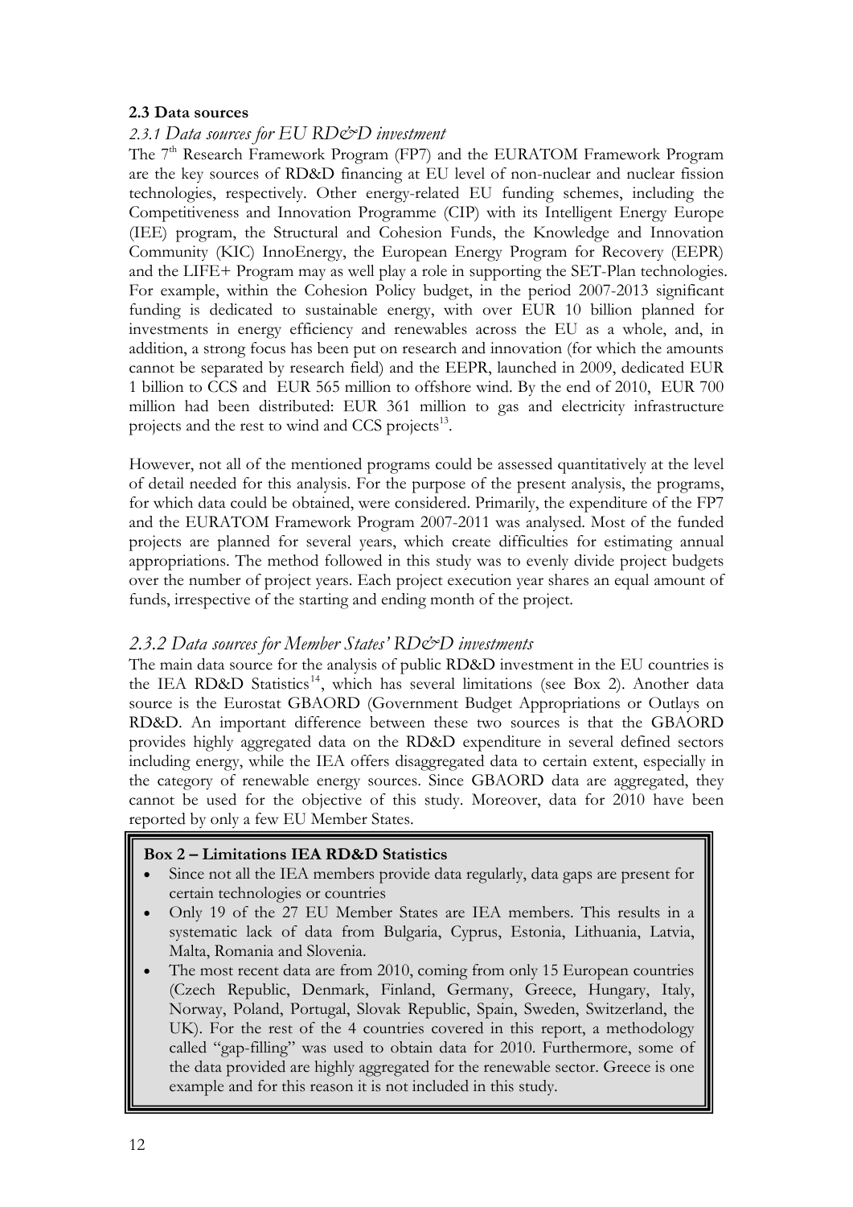### 2.3 Data sources

#### *2.3.1 Data sources for EU RD&D investment*

The 7[th] Research Framework Program (FP7) and the EURATOM Framework Program are the key sources of RD&D financing at EU level of non-nuclear and nuclear fission technologies, respectively. Other energy-related EU funding schemes, including the Competitiveness and Innovation Programme (CIP) with its Intelligent Energy Europe (IEE) program, the Structural and Cohesion Funds, the Knowledge and Innovation Community (KIC) InnoEnergy, the European Energy Program for Recovery (EEPR) and the LIFE+ Program may as well play a role in supporting the SET-Plan technologies. For example, within the Cohesion Policy budget, in the period 2007-2013 significant funding is dedicated to sustainable energy, with over EUR 10 billion planned for investments in energy efficiency and renewables across the EU as a whole, and, in addition, a strong focus has been put on research and innovation (for which the amounts cannot be separated by research field) and the EEPR, launched in 2009, dedicated EUR 1 billion to CCS and EUR 565 million to offshore wind. By the end of 2010, EUR 700 million had been distributed: EUR 361 million to gas and electricity infrastructure projects and the rest to wind and CCS projects[13].

However, not all of the mentioned programs could be assessed quantitatively at the level of detail needed for this analysis. For the purpose of the present analysis, the programs, for which data could be obtained, were considered. Primarily, the expenditure of the FP7 and the EURATOM Framework Program 2007-2011 was analysed. Most of the funded projects are planned for several years, which create difficulties for estimating annual appropriations. The method followed in this study was to evenly divide project budgets over the number of project years. Each project execution year shares an equal amount of funds, irrespective of the starting and ending month of the project.

#### *2.3.2 Data sources for Member States' RD&D investments*

The main data source for the analysis of public RD&D investment in the EU countries is the IEA RD&D Statistics[14], which has several limitations (see Box 2). Another data source is the Eurostat GBAORD (Government Budget Appropriations or Outlays on RD&D. An important difference between these two sources is that the GBAORD provides highly aggregated data on the RD&D expenditure in several defined sectors including energy, while the IEA offers disaggregated data to certain extent, especially in the category of renewable energy sources. Since GBAORD data are aggregated, they cannot be used for the objective of this study. Moreover, data for 2010 have been reported by only a few EU Member States.

**Box 2 – Limitations IEA RD&D Statistics**

- Since not all the IEA members provide data regularly, data gaps are present for certain technologies or countries
- Only 19 of the 27 EU Member States are IEA members. This results in a systematic lack of data from Bulgaria, Cyprus, Estonia, Lithuania, Latvia, Malta, Romania and Slovenia.
- The most recent data are from 2010, coming from only 15 European countries (Czech Republic, Denmark, Finland, Germany, Greece, Hungary, Italy, Norway, Poland, Portugal, Slovak Republic, Spain, Sweden, Switzerland, the UK). For the rest of the 4 countries covered in this report, a methodology called "gap-filling" was used to obtain data for 2010. Furthermore, some of the data provided are highly aggregated for the renewable sector. Greece is one example and for this reason it is not included in this study.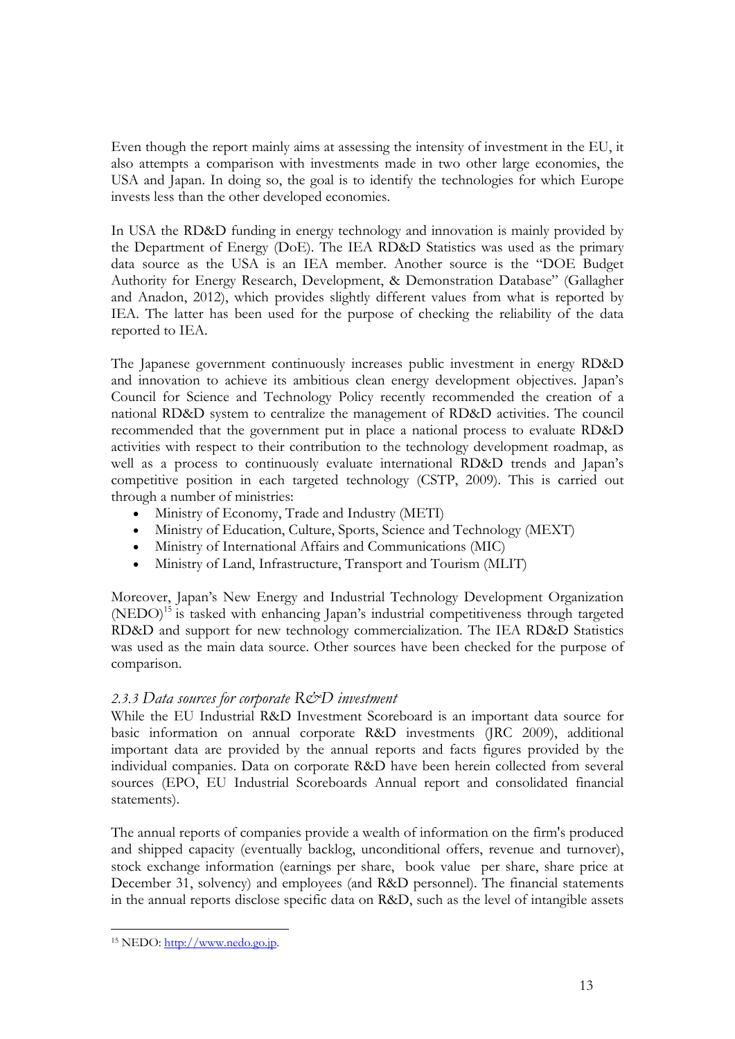Even though the report mainly aims at assessing the intensity of investment in the EU, it also attempts a comparison with investments made in two other large economies, the USA and Japan. In doing so, the goal is to identify the technologies for which Europe invests less than the other developed economies.

In USA the RD&D funding in energy technology and innovation is mainly provided by the Department of Energy (DoE). The IEA RD&D Statistics was used as the primary data source as the USA is an IEA member. Another source is the "DOE Budget Authority for Energy Research, Development, & Demonstration Database" (Gallagher and Anadon, 2012), which provides slightly different values from what is reported by IEA. The latter has been used for the purpose of checking the reliability of the data reported to IEA.

The Japanese government continuously increases public investment in energy RD&D and innovation to achieve its ambitious clean energy development objectives. Japan's Council for Science and Technology Policy recently recommended the creation of a national RD&D system to centralize the management of RD&D activities. The council recommended that the government put in place a national process to evaluate RD&D activities with respect to their contribution to the technology development roadmap, as well as a process to continuously evaluate international RD&D trends and Japan's competitive position in each targeted technology (CSTP, 2009). This is carried out through a number of ministries:

- Ministry of Economy, Trade and Industry (METI)
- Ministry of Education, Culture, Sports, Science and Technology (MEXT)
- Ministry of International Affairs and Communications (MIC)
- Ministry of Land, Infrastructure, Transport and Tourism (MLIT)

Moreover, Japan's New Energy and Industrial Technology Development Organization (NEDO)[15] is tasked with enhancing Japan's industrial competitiveness through targeted RD&D and support for new technology commercialization. The IEA RD&D Statistics was used as the main data source. Other sources have been checked for the purpose of comparison.

### *2.3.3 Data sources for corporate R&D investment*

While the EU Industrial R&D Investment Scoreboard is an important data source for basic information on annual corporate R&D investments (JRC 2009), additional important data are provided by the annual reports and facts figures provided by the individual companies. Data on corporate R&D have been herein collected from several sources (EPO, EU Industrial Scoreboards Annual report and consolidated financial statements).

The annual reports of companies provide a wealth of information on the firm's produced and shipped capacity (eventually backlog, unconditional offers, revenue and turnover), stock exchange information (earnings per share, book value per share, share price at December 31, solvency) and employees (and R&D personnel). The financial statements in the annual reports disclose specific data on R&D, such as the level of intangible assets

---

[15] NEDO: http://www.nedo.go.jp.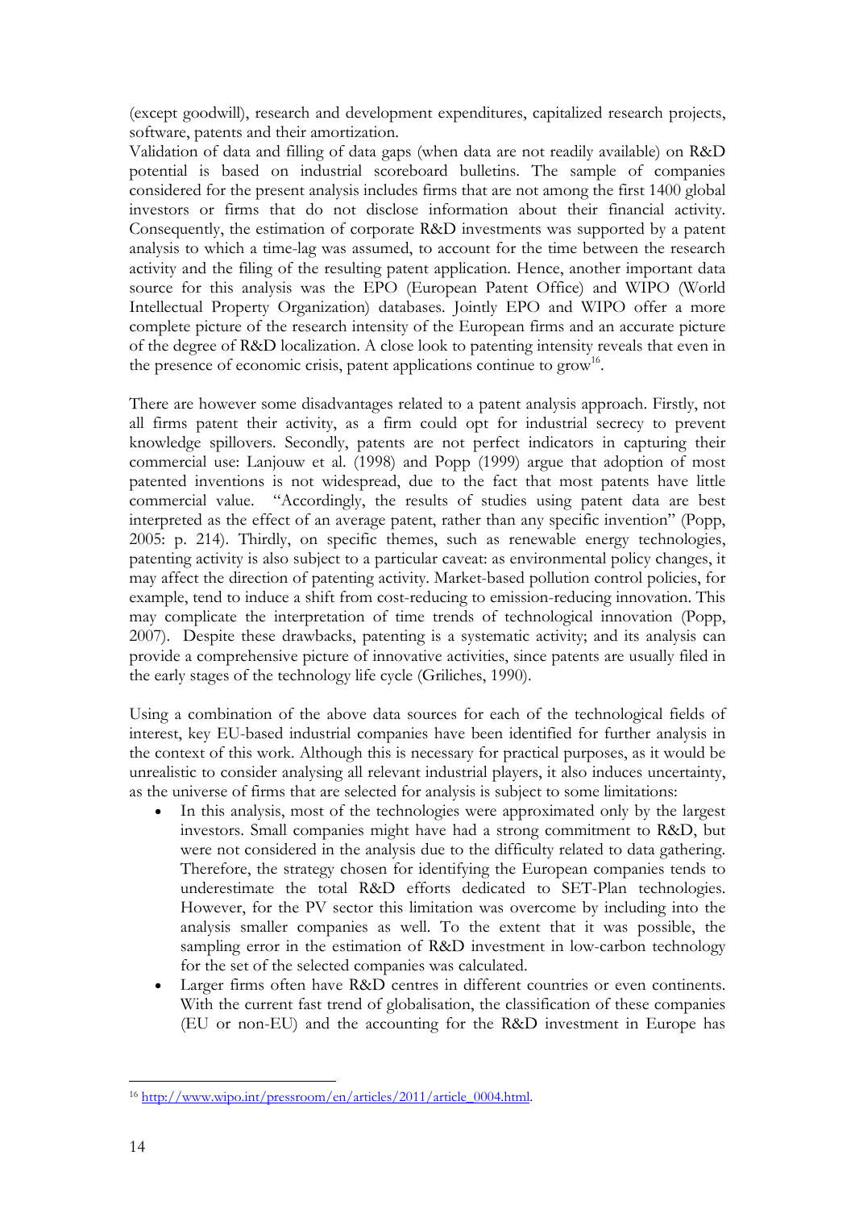(except goodwill), research and development expenditures, capitalized research projects, software, patents and their amortization.

Validation of data and filling of data gaps (when data are not readily available) on R&D potential is based on industrial scoreboard bulletins. The sample of companies considered for the present analysis includes firms that are not among the first 1400 global investors or firms that do not disclose information about their financial activity. Consequently, the estimation of corporate R&D investments was supported by a patent analysis to which a time-lag was assumed, to account for the time between the research activity and the filing of the resulting patent application. Hence, another important data source for this analysis was the EPO (European Patent Office) and WIPO (World Intellectual Property Organization) databases. Jointly EPO and WIPO offer a more complete picture of the research intensity of the European firms and an accurate picture of the degree of R&D localization. A close look to patenting intensity reveals that even in the presence of economic crisis, patent applications continue to grow[16].

There are however some disadvantages related to a patent analysis approach. Firstly, not all firms patent their activity, as a firm could opt for industrial secrecy to prevent knowledge spillovers. Secondly, patents are not perfect indicators in capturing their commercial use: Lanjouw et al. (1998) and Popp (1999) argue that adoption of most patented inventions is not widespread, due to the fact that most patents have little commercial value. "Accordingly, the results of studies using patent data are best interpreted as the effect of an average patent, rather than any specific invention" (Popp, 2005: p. 214). Thirdly, on specific themes, such as renewable energy technologies, patenting activity is also subject to a particular caveat: as environmental policy changes, it may affect the direction of patenting activity. Market-based pollution control policies, for example, tend to induce a shift from cost-reducing to emission-reducing innovation. This may complicate the interpretation of time trends of technological innovation (Popp, 2007). Despite these drawbacks, patenting is a systematic activity; and its analysis can provide a comprehensive picture of innovative activities, since patents are usually filed in the early stages of the technology life cycle (Griliches, 1990).

Using a combination of the above data sources for each of the technological fields of interest, key EU-based industrial companies have been identified for further analysis in the context of this work. Although this is necessary for practical purposes, as it would be unrealistic to consider analysing all relevant industrial players, it also induces uncertainty, as the universe of firms that are selected for analysis is subject to some limitations:

- In this analysis, most of the technologies were approximated only by the largest investors. Small companies might have had a strong commitment to R&D, but were not considered in the analysis due to the difficulty related to data gathering. Therefore, the strategy chosen for identifying the European companies tends to underestimate the total R&D efforts dedicated to SET-Plan technologies. However, for the PV sector this limitation was overcome by including into the analysis smaller companies as well. To the extent that it was possible, the sampling error in the estimation of R&D investment in low-carbon technology for the set of the selected companies was calculated.
- Larger firms often have R&D centres in different countries or even continents. With the current fast trend of globalisation, the classification of these companies (EU or non-EU) and the accounting for the R&D investment in Europe has

[16] http://www.wipo.int/pressroom/en/articles/2011/article_0004.html.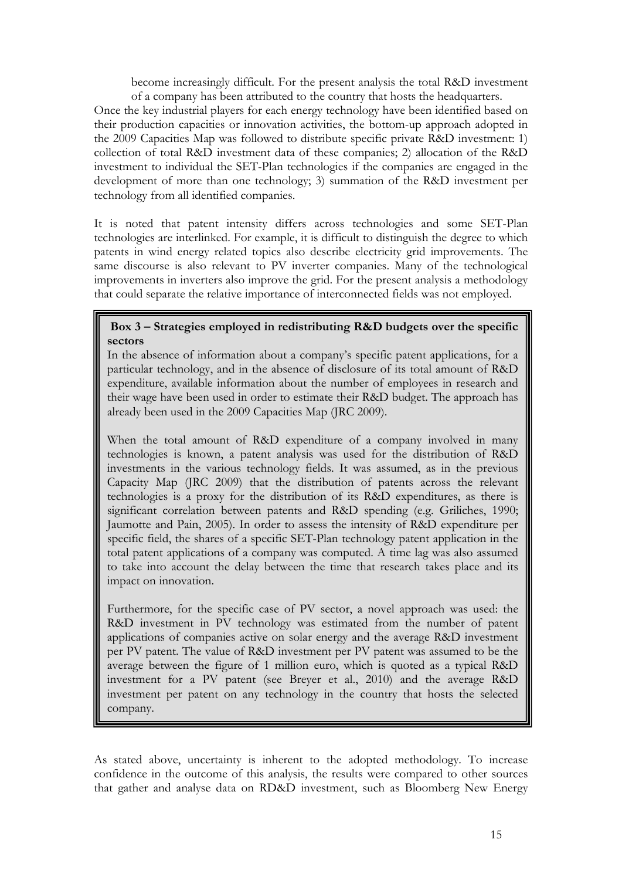become increasingly difficult. For the present analysis the total R&D investment of a company has been attributed to the country that hosts the headquarters.

Once the key industrial players for each energy technology have been identified based on their production capacities or innovation activities, the bottom-up approach adopted in the 2009 Capacities Map was followed to distribute specific private R&D investment: 1) collection of total R&D investment data of these companies; 2) allocation of the R&D investment to individual the SET-Plan technologies if the companies are engaged in the development of more than one technology; 3) summation of the R&D investment per technology from all identified companies.

It is noted that patent intensity differs across technologies and some SET-Plan technologies are interlinked. For example, it is difficult to distinguish the degree to which patents in wind energy related topics also describe electricity grid improvements. The same discourse is also relevant to PV inverter companies. Many of the technological improvements in inverters also improve the grid. For the present analysis a methodology that could separate the relative importance of interconnected fields was not employed.

> **Box 3 – Strategies employed in redistributing R&D budgets over the specific sectors**
>
> In the absence of information about a company's specific patent applications, for a particular technology, and in the absence of disclosure of its total amount of R&D expenditure, available information about the number of employees in research and their wage have been used in order to estimate their R&D budget. The approach has already been used in the 2009 Capacities Map (JRC 2009).
>
> When the total amount of R&D expenditure of a company involved in many technologies is known, a patent analysis was used for the distribution of R&D investments in the various technology fields. It was assumed, as in the previous Capacity Map (JRC 2009) that the distribution of patents across the relevant technologies is a proxy for the distribution of its R&D expenditures, as there is significant correlation between patents and R&D spending (e.g. Griliches, 1990; Jaumotte and Pain, 2005). In order to assess the intensity of R&D expenditure per specific field, the shares of a specific SET-Plan technology patent application in the total patent applications of a company was computed. A time lag was also assumed to take into account the delay between the time that research takes place and its impact on innovation.
>
> Furthermore, for the specific case of PV sector, a novel approach was used: the R&D investment in PV technology was estimated from the number of patent applications of companies active on solar energy and the average R&D investment per PV patent. The value of R&D investment per PV patent was assumed to be the average between the figure of 1 million euro, which is quoted as a typical R&D investment for a PV patent (see Breyer et al., 2010) and the average R&D investment per patent on any technology in the country that hosts the selected company.

As stated above, uncertainty is inherent to the adopted methodology. To increase confidence in the outcome of this analysis, the results were compared to other sources that gather and analyse data on RD&D investment, such as Bloomberg New Energy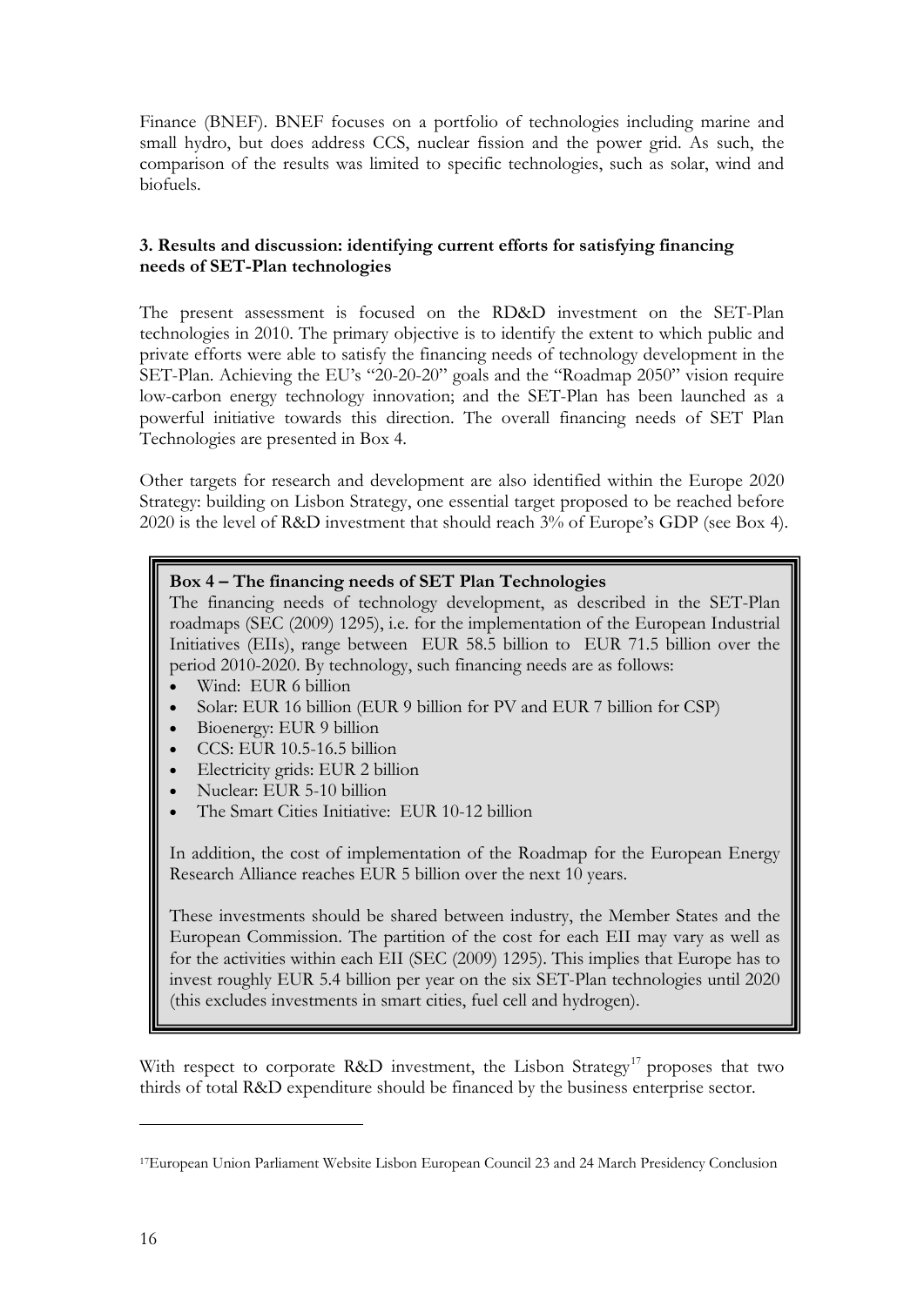Finance (BNEF). BNEF focuses on a portfolio of technologies including marine and small hydro, but does address CCS, nuclear fission and the power grid. As such, the comparison of the results was limited to specific technologies, such as solar, wind and biofuels.

### 3. Results and discussion: identifying current efforts for satisfying financing needs of SET-Plan technologies

The present assessment is focused on the RD&D investment on the SET-Plan technologies in 2010. The primary objective is to identify the extent to which public and private efforts were able to satisfy the financing needs of technology development in the SET-Plan. Achieving the EU's "20-20-20" goals and the "Roadmap 2050" vision require low-carbon energy technology innovation; and the SET-Plan has been launched as a powerful initiative towards this direction. The overall financing needs of SET Plan Technologies are presented in Box 4.

Other targets for research and development are also identified within the Europe 2020 Strategy: building on Lisbon Strategy, one essential target proposed to be reached before 2020 is the level of R&D investment that should reach 3% of Europe's GDP (see Box 4).

> **Box 4 – The financing needs of SET Plan Technologies**
>
> The financing needs of technology development, as described in the SET-Plan roadmaps (SEC (2009) 1295), i.e. for the implementation of the European Industrial Initiatives (EIIs), range between EUR 58.5 billion to EUR 71.5 billion over the period 2010-2020. By technology, such financing needs are as follows:
>
> - Wind: EUR 6 billion
> - Solar: EUR 16 billion (EUR 9 billion for PV and EUR 7 billion for CSP)
> - Bioenergy: EUR 9 billion
> - CCS: EUR 10.5-16.5 billion
> - Electricity grids: EUR 2 billion
> - Nuclear: EUR 5-10 billion
> - The Smart Cities Initiative: EUR 10-12 billion
>
> In addition, the cost of implementation of the Roadmap for the European Energy Research Alliance reaches EUR 5 billion over the next 10 years.
>
> These investments should be shared between industry, the Member States and the European Commission. The partition of the cost for each EII may vary as well as for the activities within each EII (SEC (2009) 1295). This implies that Europe has to invest roughly EUR 5.4 billion per year on the six SET-Plan technologies until 2020 (this excludes investments in smart cities, fuel cell and hydrogen).

With respect to corporate R&D investment, the Lisbon Strategy[17] proposes that two thirds of total R&D expenditure should be financed by the business enterprise sector.

[17] European Union Parliament Website Lisbon European Council 23 and 24 March Presidency Conclusion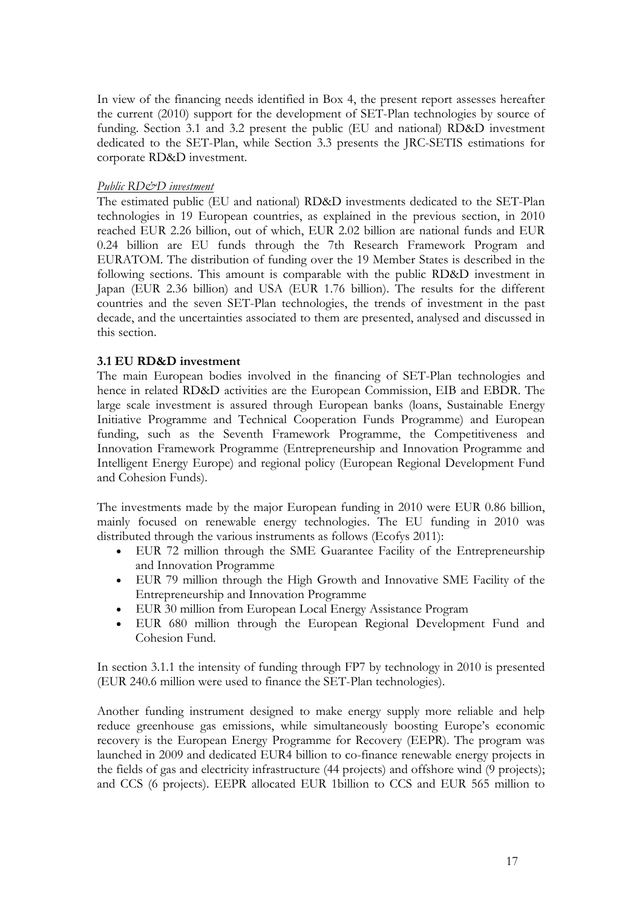In view of the financing needs identified in Box 4, the present report assesses hereafter the current (2010) support for the development of SET-Plan technologies by source of funding. Section 3.1 and 3.2 present the public (EU and national) RD&D investment dedicated to the SET-Plan, while Section 3.3 presents the JRC-SETIS estimations for corporate RD&D investment.

*Public RD&D investment*

The estimated public (EU and national) RD&D investments dedicated to the SET-Plan technologies in 19 European countries, as explained in the previous section, in 2010 reached EUR 2.26 billion, out of which, EUR 2.02 billion are national funds and EUR 0.24 billion are EU funds through the 7th Research Framework Program and EURATOM. The distribution of funding over the 19 Member States is described in the following sections. This amount is comparable with the public RD&D investment in Japan (EUR 2.36 billion) and USA (EUR 1.76 billion). The results for the different countries and the seven SET-Plan technologies, the trends of investment in the past decade, and the uncertainties associated to them are presented, analysed and discussed in this section.

### 3.1 EU RD&D investment

The main European bodies involved in the financing of SET-Plan technologies and hence in related RD&D activities are the European Commission, EIB and EBDR. The large scale investment is assured through European banks (loans, Sustainable Energy Initiative Programme and Technical Cooperation Funds Programme) and European funding, such as the Seventh Framework Programme, the Competitiveness and Innovation Framework Programme (Entrepreneurship and Innovation Programme and Intelligent Energy Europe) and regional policy (European Regional Development Fund and Cohesion Funds).

The investments made by the major European funding in 2010 were EUR 0.86 billion, mainly focused on renewable energy technologies. The EU funding in 2010 was distributed through the various instruments as follows (Ecofys 2011):

- EUR 72 million through the SME Guarantee Facility of the Entrepreneurship and Innovation Programme
- EUR 79 million through the High Growth and Innovative SME Facility of the Entrepreneurship and Innovation Programme
- EUR 30 million from European Local Energy Assistance Program
- EUR 680 million through the European Regional Development Fund and Cohesion Fund.

In section 3.1.1 the intensity of funding through FP7 by technology in 2010 is presented (EUR 240.6 million were used to finance the SET-Plan technologies).

Another funding instrument designed to make energy supply more reliable and help reduce greenhouse gas emissions, while simultaneously boosting Europe's economic recovery is the European Energy Programme for Recovery (EEPR). The program was launched in 2009 and dedicated EUR4 billion to co-finance renewable energy projects in the fields of gas and electricity infrastructure (44 projects) and offshore wind (9 projects); and CCS (6 projects). EEPR allocated EUR 1billion to CCS and EUR 565 million to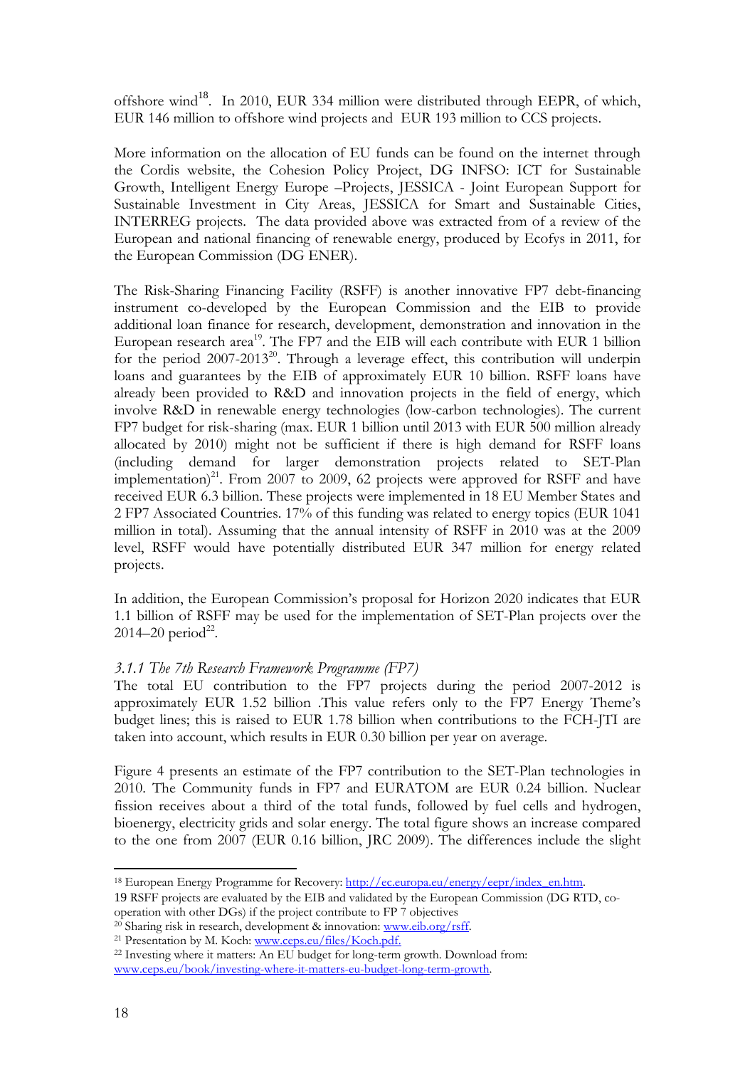offshore wind[18]. In 2010, EUR 334 million were distributed through EEPR, of which, EUR 146 million to offshore wind projects and EUR 193 million to CCS projects.

More information on the allocation of EU funds can be found on the internet through the Cordis website, the Cohesion Policy Project, DG INFSO: ICT for Sustainable Growth, Intelligent Energy Europe –Projects, JESSICA - Joint European Support for Sustainable Investment in City Areas, JESSICA for Smart and Sustainable Cities, INTERREG projects. The data provided above was extracted from of a review of the European and national financing of renewable energy, produced by Ecofys in 2011, for the European Commission (DG ENER).

The Risk-Sharing Financing Facility (RSFF) is another innovative FP7 debt-financing instrument co-developed by the European Commission and the EIB to provide additional loan finance for research, development, demonstration and innovation in the European research area[19]. The FP7 and the EIB will each contribute with EUR 1 billion for the period 2007-2013[20]. Through a leverage effect, this contribution will underpin loans and guarantees by the EIB of approximately EUR 10 billion. RSFF loans have already been provided to R&D and innovation projects in the field of energy, which involve R&D in renewable energy technologies (low-carbon technologies). The current FP7 budget for risk-sharing (max. EUR 1 billion until 2013 with EUR 500 million already allocated by 2010) might not be sufficient if there is high demand for RSFF loans (including demand for larger demonstration projects related to SET-Plan implementation)[21]. From 2007 to 2009, 62 projects were approved for RSFF and have received EUR 6.3 billion. These projects were implemented in 18 EU Member States and 2 FP7 Associated Countries. 17% of this funding was related to energy topics (EUR 1041 million in total). Assuming that the annual intensity of RSFF in 2010 was at the 2009 level, RSFF would have potentially distributed EUR 347 million for energy related projects.

In addition, the European Commission's proposal for Horizon 2020 indicates that EUR 1.1 billion of RSFF may be used for the implementation of SET-Plan projects over the 2014–20 period[22].

### *3.1.1 The 7th Research Framework Programme (FP7)*

The total EU contribution to the FP7 projects during the period 2007-2012 is approximately EUR 1.52 billion .This value refers only to the FP7 Energy Theme's budget lines; this is raised to EUR 1.78 billion when contributions to the FCH-JTI are taken into account, which results in EUR 0.30 billion per year on average.

Figure 4 presents an estimate of the FP7 contribution to the SET-Plan technologies in 2010. The Community funds in FP7 and EURATOM are EUR 0.24 billion. Nuclear fission receives about a third of the total funds, followed by fuel cells and hydrogen, bioenergy, electricity grids and solar energy. The total figure shows an increase compared to the one from 2007 (EUR 0.16 billion, JRC 2009). The differences include the slight

---

[18] European Energy Programme for Recovery: http://ec.europa.eu/energy/eepr/index_en.htm.

[19] RSFF projects are evaluated by the EIB and validated by the European Commission (DG RTD, co-operation with other DGs) if the project contribute to FP 7 objectives

[20] Sharing risk in research, development & innovation: www.eib.org/rsff.

[21] Presentation by M. Koch: www.ceps.eu/files/Koch.pdf.

[22] Investing where it matters: An EU budget for long-term growth. Download from: www.ceps.eu/book/investing-where-it-matters-eu-budget-long-term-growth.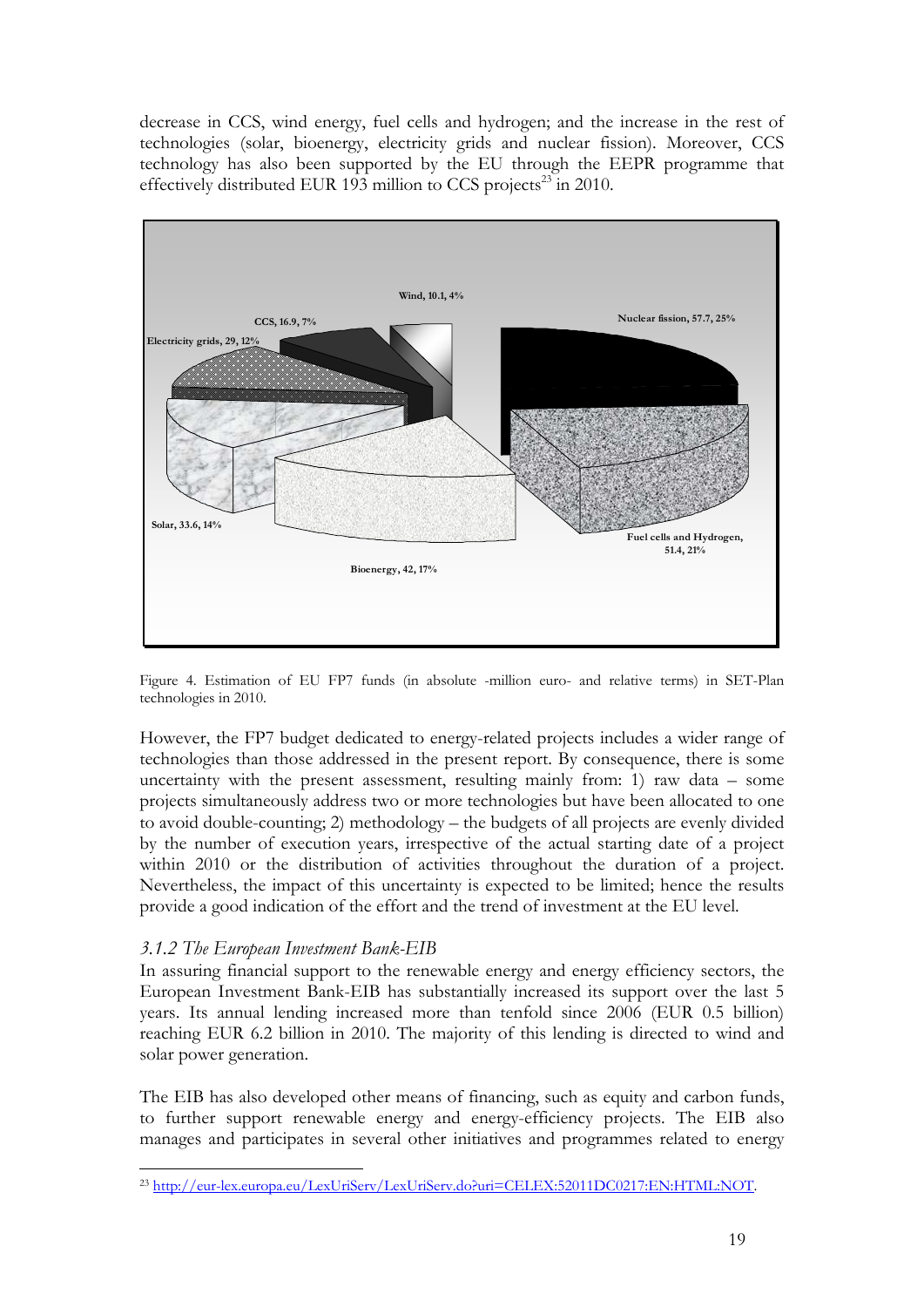decrease in CCS, wind energy, fuel cells and hydrogen; and the increase in the rest of technologies (solar, bioenergy, electricity grids and nuclear fission). Moreover, CCS technology has also been supported by the EU through the EEPR programme that effectively distributed EUR 193 million to CCS projects[23] in 2010.

Wind, 10.1, 4%

CCS, 16.9, 7%

Nuclear fission, 57.7, 25%

Electricity grids, 29, 12%

Solar, 33.6, 14%

Fuel cells and Hydrogen, 51.4, 21%

Bioenergy, 42, 17%

Figure 4. Estimation of EU FP7 funds (in absolute -million euro- and relative terms) in SET-Plan technologies in 2010.

However, the FP7 budget dedicated to energy-related projects includes a wider range of technologies than those addressed in the present report. By consequence, there is some uncertainty with the present assessment, resulting mainly from: 1) raw data – some projects simultaneously address two or more technologies but have been allocated to one to avoid double-counting; 2) methodology – the budgets of all projects are evenly divided by the number of execution years, irrespective of the actual starting date of a project within 2010 or the distribution of activities throughout the duration of a project. Nevertheless, the impact of this uncertainty is expected to be limited; hence the results provide a good indication of the effort and the trend of investment at the EU level.

### *3.1.2 The European Investment Bank-EIB*

In assuring financial support to the renewable energy and energy efficiency sectors, the European Investment Bank-EIB has substantially increased its support over the last 5 years. Its annual lending increased more than tenfold since 2006 (EUR 0.5 billion) reaching EUR 6.2 billion in 2010. The majority of this lending is directed to wind and solar power generation.

The EIB has also developed other means of financing, such as equity and carbon funds, to further support renewable energy and energy-efficiency projects. The EIB also manages and participates in several other initiatives and programmes related to energy

---

[23] http://eur-lex.europa.eu/LexUriServ/LexUriServ.do?uri=CELEX:52011DC0217:EN:HTML:NOT.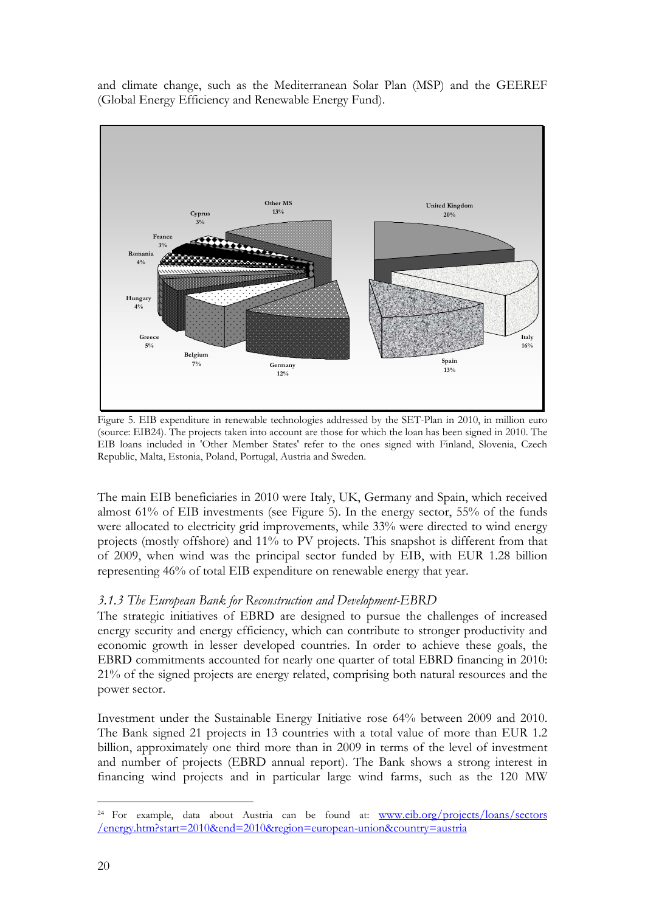and climate change, such as the Mediterranean Solar Plan (MSP) and the GEEREF (Global Energy Efficiency and Renewable Energy Fund).

Figure 5. EIB expenditure in renewable technologies addressed by the SET-Plan in 2010, in million euro (source: EIB[24]). The projects taken into account are those for which the loan has been signed in 2010. The EIB loans included in 'Other Member States' refer to the ones signed with Finland, Slovenia, Czech Republic, Malta, Estonia, Poland, Portugal, Austria and Sweden.

The main EIB beneficiaries in 2010 were Italy, UK, Germany and Spain, which received almost 61% of EIB investments (see Figure 5). In the energy sector, 55% of the funds were allocated to electricity grid improvements, while 33% were directed to wind energy projects (mostly offshore) and 11% to PV projects. This snapshot is different from that of 2009, when wind was the principal sector funded by EIB, with EUR 1.28 billion representing 46% of total EIB expenditure on renewable energy that year.

### *3.1.3 The European Bank for Reconstruction and Development-EBRD*

The strategic initiatives of EBRD are designed to pursue the challenges of increased energy security and energy efficiency, which can contribute to stronger productivity and economic growth in lesser developed countries. In order to achieve these goals, the EBRD commitments accounted for nearly one quarter of total EBRD financing in 2010: 21% of the signed projects are energy related, comprising both natural resources and the power sector.

Investment under the Sustainable Energy Initiative rose 64% between 2009 and 2010. The Bank signed 21 projects in 13 countries with a total value of more than EUR 1.2 billion, approximately one third more than in 2009 in terms of the level of investment and number of projects (EBRD annual report). The Bank shows a strong interest in financing wind projects and in particular large wind farms, such as the 120 MW

[24] For example, data about Austria can be found at: www.eib.org/projects/loans/sectors/energy.htm?start=2010&end=2010&region=european-union&country=austria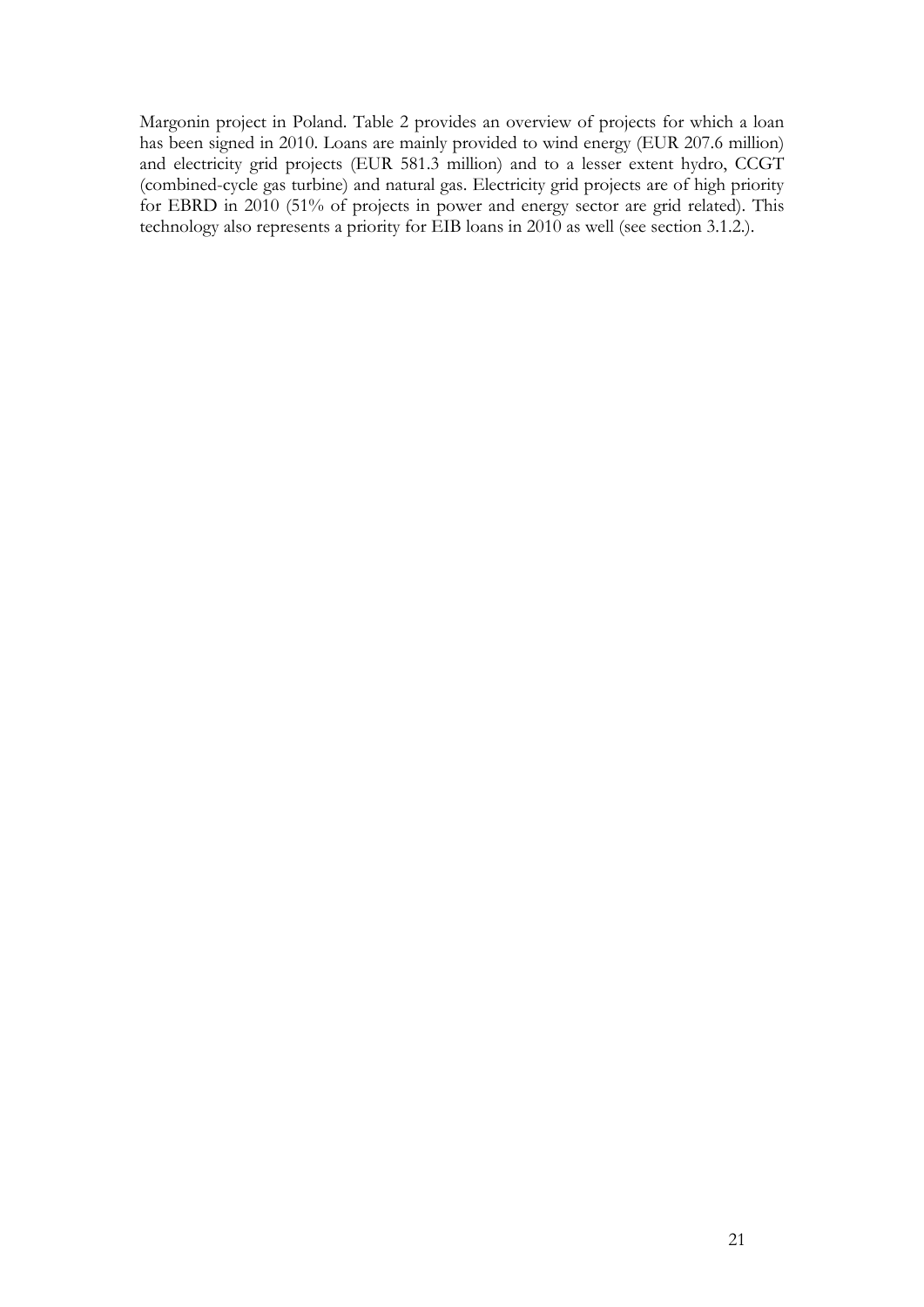Margonin project in Poland. Table 2 provides an overview of projects for which a loan has been signed in 2010. Loans are mainly provided to wind energy (EUR 207.6 million) and electricity grid projects (EUR 581.3 million) and to a lesser extent hydro, CCGT (combined-cycle gas turbine) and natural gas. Electricity grid projects are of high priority for EBRD in 2010 (51% of projects in power and energy sector are grid related). This technology also represents a priority for EIB loans in 2010 as well (see section 3.1.2.).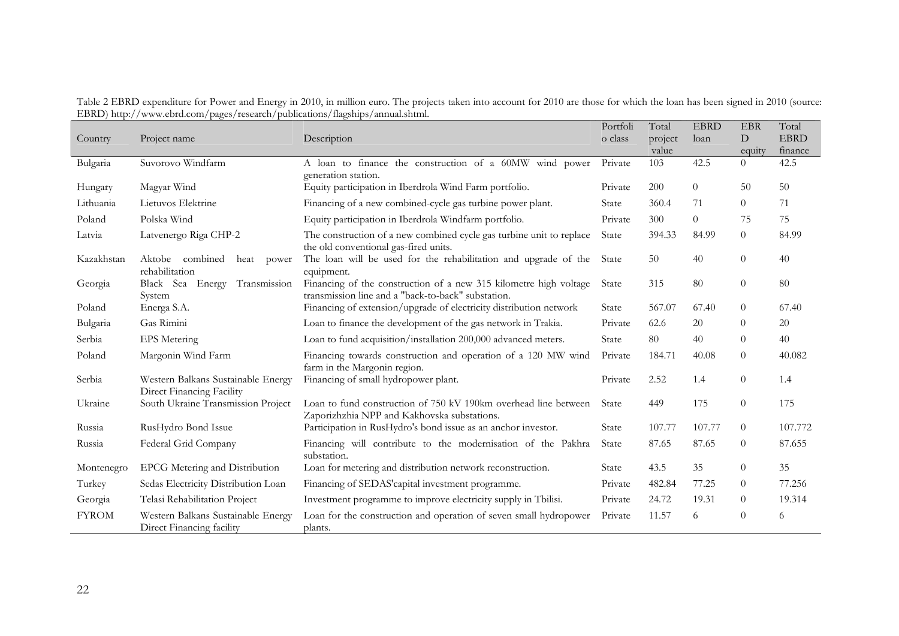Table 2 EBRD expenditure for Power and Energy in 2010, in million euro. The projects taken into account for 2010 are those for which the loan has been signed in 2010 (source: EBRD) http://www.ebrd.com/pages/research/publications/flagships/annual.shtml.

| Country | Project name | Description | Portfolio class | Total project value | EBRD loan | EBRD equity | Total EBRD finance |
|---|---|---|---|---|---|---|---|
| Bulgaria | Suvorovo Windfarm | A loan to finance the construction of a 60MW wind power generation station. | Private | 103 | 42.5 | 0 | 42.5 |
| Hungary | Magyar Wind | Equity participation in Iberdrola Wind Farm portfolio. | Private | 200 | 0 | 50 | 50 |
| Lithuania | Lietuvos Elektrine | Financing of a new combined-cycle gas turbine power plant. | State | 360.4 | 71 | 0 | 71 |
| Poland | Polska Wind | Equity participation in Iberdrola Windfarm portfolio. | Private | 300 | 0 | 75 | 75 |
| Latvia | Latvenergo Riga CHP-2 | The construction of a new combined cycle gas turbine unit to replace the old conventional gas-fired units. | State | 394.33 | 84.99 | 0 | 84.99 |
| Kazakhstan | Aktobe combined heat power rehabilitation | The loan will be used for the rehabilitation and upgrade of the equipment. | State | 50 | 40 | 0 | 40 |
| Georgia | Black Sea Energy Transmission System | Financing of the construction of a new 315 kilometre high voltage transmission line and a "back-to-back" substation. | State | 315 | 80 | 0 | 80 |
| Poland | Energa S.A. | Financing of extension/upgrade of electricity distribution network | State | 567.07 | 67.40 | 0 | 67.40 |
| Bulgaria | Gas Rimini | Loan to finance the development of the gas network in Trakia. | Private | 62.6 | 20 | 0 | 20 |
| Serbia | EPS Metering | Loan to fund acquisition/installation 200,000 advanced meters. | State | 80 | 40 | 0 | 40 |
| Poland | Margonin Wind Farm | Financing towards construction and operation of a 120 MW wind farm in the Margonin region. | Private | 184.71 | 40.08 | 0 | 40.082 |
| Serbia | Western Balkans Sustainable Energy Direct Financing Facility | Financing of small hydropower plant. | Private | 2.52 | 1.4 | 0 | 1.4 |
| Ukraine | South Ukraine Transmission Project | Loan to fund construction of 750 kV 190km overhead line between Zaporizhzhia NPP and Kakhovska substations. | State | 449 | 175 | 0 | 175 |
| Russia | RusHydro Bond Issue | Participation in RusHydro's bond issue as an anchor investor. | State | 107.77 | 107.77 | 0 | 107.772 |
| Russia | Federal Grid Company | Financing will contribute to the modernisation of the Pakhra substation. | State | 87.65 | 87.65 | 0 | 87.655 |
| Montenegro | EPCG Metering and Distribution | Loan for metering and distribution network reconstruction. | State | 43.5 | 35 | 0 | 35 |
| Turkey | Sedas Electricity Distribution Loan | Financing of SEDAS'capital investment programme. | Private | 482.84 | 77.25 | 0 | 77.256 |
| Georgia | Telasi Rehabilitation Project | Investment programme to improve electricity supply in Tbilisi. | Private | 24.72 | 19.31 | 0 | 19.314 |
| FYROM | Western Balkans Sustainable Energy Direct Financing facility | Loan for the construction and operation of seven small hydropower plants. | Private | 11.57 | 6 | 0 | 6 |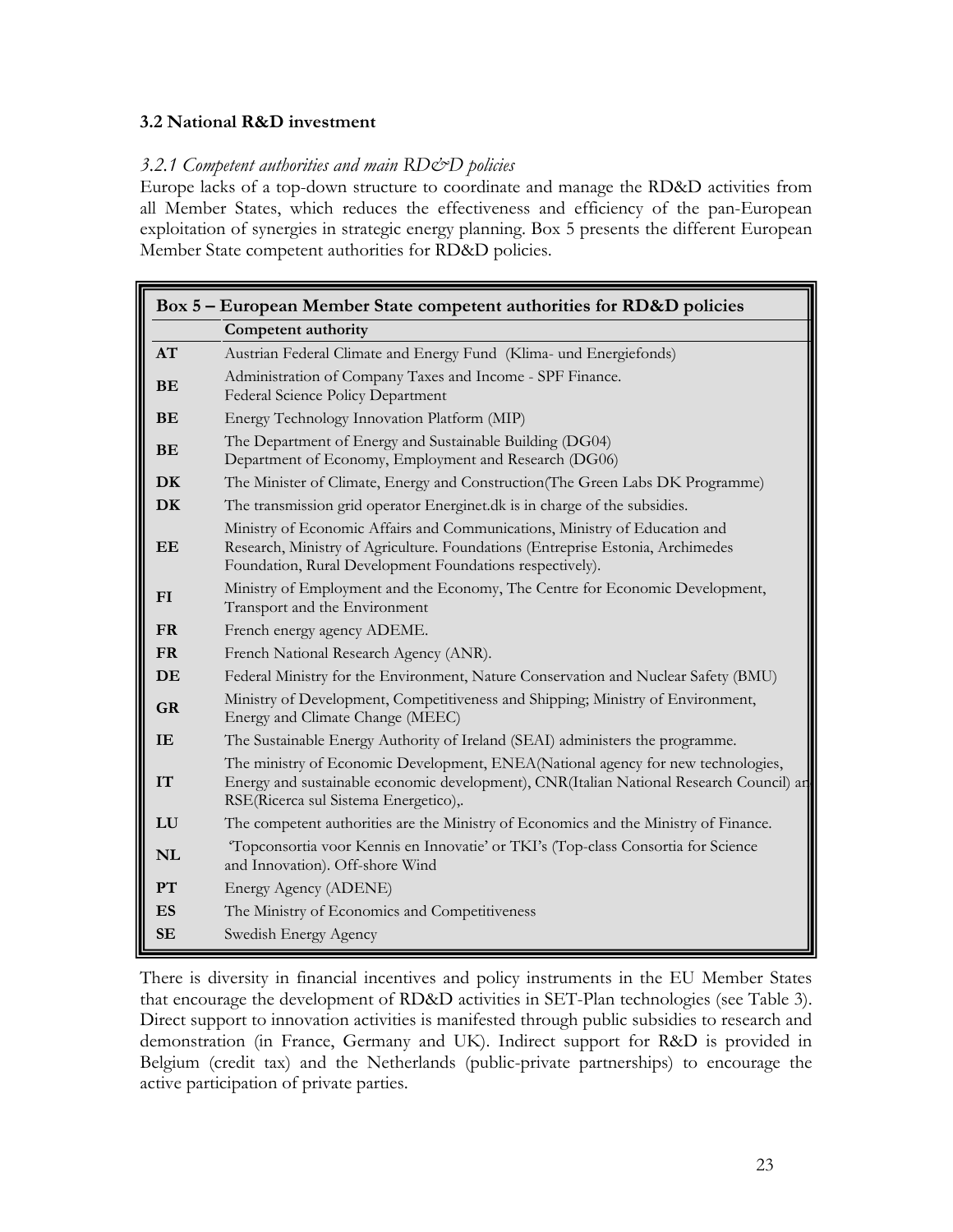### 3.2 National R&D investment

#### *3.2.1 Competent authorities and main RD&D policies*

Europe lacks of a top-down structure to coordinate and manage the RD&D activities from all Member States, which reduces the effectiveness and efficiency of the pan-European exploitation of synergies in strategic energy planning. Box 5 presents the different European Member State competent authorities for RD&D policies.

**Box 5 – European Member State competent authorities for RD&D policies**

| | Competent authority |
|---|---|
| **AT** | Austrian Federal Climate and Energy Fund (Klima- und Energiefonds) |
| **BE** | Administration of Company Taxes and Income - SPF Finance. Federal Science Policy Department |
| **BE** | Energy Technology Innovation Platform (MIP) |
| **BE** | The Department of Energy and Sustainable Building (DG04) Department of Economy, Employment and Research (DG06) |
| **DK** | The Minister of Climate, Energy and Construction(The Green Labs DK Programme) |
| **DK** | The transmission grid operator Energinet.dk is in charge of the subsidies. |
| **EE** | Ministry of Economic Affairs and Communications, Ministry of Education and Research, Ministry of Agriculture. Foundations (Entreprise Estonia, Archimedes Foundation, Rural Development Foundations respectively). |
| **FI** | Ministry of Employment and the Economy, The Centre for Economic Development, Transport and the Environment |
| **FR** | French energy agency ADEME. |
| **FR** | French National Research Agency (ANR). |
| **DE** | Federal Ministry for the Environment, Nature Conservation and Nuclear Safety (BMU) |
| **GR** | Ministry of Development, Competitiveness and Shipping; Ministry of Environment, Energy and Climate Change (MEEC) |
| **IE** | The Sustainable Energy Authority of Ireland (SEAI) administers the programme. |
| **IT** | The ministry of Economic Development, ENEA(National agency for new technologies, Energy and sustainable economic development), CNR(Italian National Research Council) an RSE(Ricerca sul Sistema Energetico),. |
| **LU** | The competent authorities are the Ministry of Economics and the Ministry of Finance. |
| **NL** | 'Topconsortia voor Kennis en Innovatie' or TKI's (Top-class Consortia for Science and Innovation). Off-shore Wind |
| **PT** | Energy Agency (ADENE) |
| **ES** | The Ministry of Economics and Competitiveness |
| **SE** | Swedish Energy Agency |

There is diversity in financial incentives and policy instruments in the EU Member States that encourage the development of RD&D activities in SET-Plan technologies (see Table 3). Direct support to innovation activities is manifested through public subsidies to research and demonstration (in France, Germany and UK). Indirect support for R&D is provided in Belgium (credit tax) and the Netherlands (public-private partnerships) to encourage the active participation of private parties.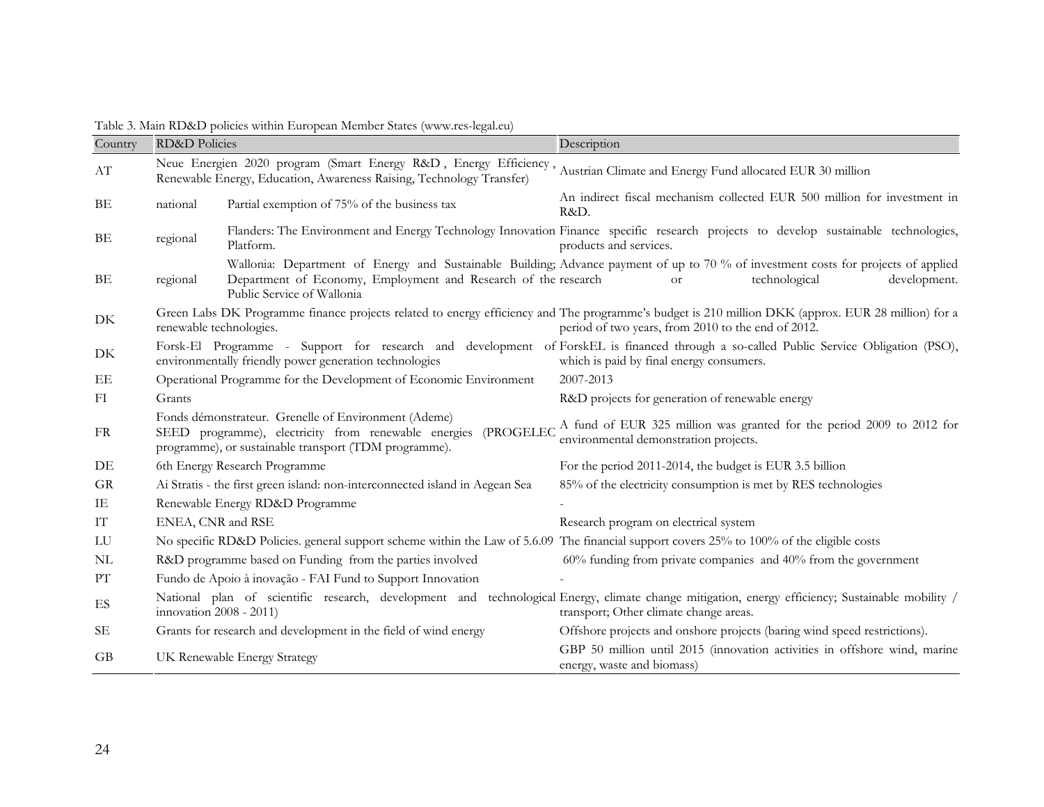Table 3. Main RD&D policies within European Member States (www.res-legal.eu)

| Country | RD&D Policies | | Description |
|---|---|---|---|
| AT | Neue Energien 2020 program (Smart Energy R&D , Energy Efficiency , Renewable Energy, Education, Awareness Raising, Technology Transfer) | | Austrian Climate and Energy Fund allocated EUR 30 million |
| BE | national | Partial exemption of 75% of the business tax | An indirect fiscal mechanism collected EUR 500 million for investment in R&D. |
| BE | regional | Flanders: The Environment and Energy Technology Innovation Platform. | Finance specific research projects to develop sustainable technologies, products and services. |
| BE | regional | Wallonia: Department of Energy and Sustainable Building; Department of Economy, Employment and Research of the Public Service of Wallonia | Advance payment of up to 70 % of investment costs for projects of applied research or technological development. |
| DK | Green Labs DK Programme finance projects related to energy efficiency and renewable technologies. | | The programme's budget is 210 million DKK (approx. EUR 28 million) for a period of two years, from 2010 to the end of 2012. |
| DK | Forsk-El Programme - Support for research and development of environmentally friendly power generation technologies | | ForskEL is financed through a so-called Public Service Obligation (PSO), which is paid by final energy consumers. |
| EE | Operational Programme for the Development of Economic Environment | | 2007-2013 |
| FI | Grants | | R&D projects for generation of renewable energy |
| FR | Fonds démonstrateur. Grenelle of Environment (Ademe) SEED programme), electricity from renewable energies (PROGELEC programme), or sustainable transport (TDM programme). | | A fund of EUR 325 million was granted for the period 2009 to 2012 for environmental demonstration projects. |
| DE | 6th Energy Research Programme | | For the period 2011-2014, the budget is EUR 3.5 billion |
| GR | Ai Stratis - the first green island: non-interconnected island in Aegean Sea | | 85% of the electricity consumption is met by RES technologies |
| IE | Renewable Energy RD&D Programme | | - |
| IT | ENEA, CNR and RSE | | Research program on electrical system |
| LU | No specific RD&D Policies. general support scheme within the Law of 5.6.09 | | The financial support covers 25% to 100% of the eligible costs |
| NL | R&D programme based on Funding from the parties involved | | 60% funding from private companies and 40% from the government |
| PT | Fundo de Apoio à inovação - FAI Fund to Support Innovation | | - |
| ES | National plan of scientific research, development and technological innovation 2008 - 2011) | | Energy, climate change mitigation, energy efficiency; Sustainable mobility / transport; Other climate change areas. |
| SE | Grants for research and development in the field of wind energy | | Offshore projects and onshore projects (baring wind speed restrictions). |
| GB | UK Renewable Energy Strategy | | GBP 50 million until 2015 (innovation activities in offshore wind, marine energy, waste and biomass) |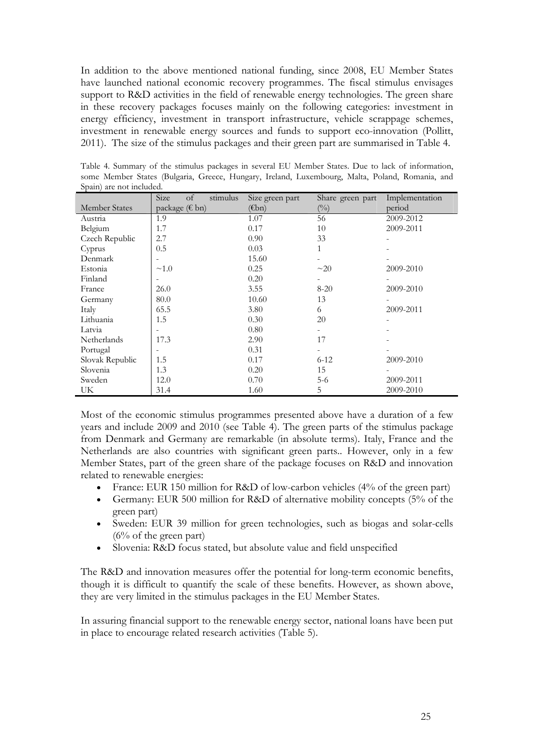In addition to the above mentioned national funding, since 2008, EU Member States have launched national economic recovery programmes. The fiscal stimulus envisages support to R&D activities in the field of renewable energy technologies. The green share in these recovery packages focuses mainly on the following categories: investment in energy efficiency, investment in transport infrastructure, vehicle scrappage schemes, investment in renewable energy sources and funds to support eco-innovation (Pollitt, 2011). The size of the stimulus packages and their green part are summarised in Table 4.

Table 4. Summary of the stimulus packages in several EU Member States. Due to lack of information, some Member States (Bulgaria, Greece, Hungary, Ireland, Luxembourg, Malta, Poland, Romania, and Spain) are not included.

| Member States | Size of stimulus package (€ bn) | Size green part (€bn) | Share green part (%) | Implementation period |
|---|---|---|---|---|
| Austria | 1.9 | 1.07 | 56 | 2009-2012 |
| Belgium | 1.7 | 0.17 | 10 | 2009-2011 |
| Czech Republic | 2.7 | 0.90 | 33 | - |
| Cyprus | 0.5 | 0.03 | 1 | - |
| Denmark | - | 15.60 | - | - |
| Estonia | ~1.0 | 0.25 | ~20 | 2009-2010 |
| Finland | - | 0.20 | - | - |
| France | 26.0 | 3.55 | 8-20 | 2009-2010 |
| Germany | 80.0 | 10.60 | 13 | - |
| Italy | 65.5 | 3.80 | 6 | 2009-2011 |
| Lithuania | 1.5 | 0.30 | 20 | - |
| Latvia | - | 0.80 | - | - |
| Netherlands | 17.3 | 2.90 | 17 | - |
| Portugal | - | 0.31 | - | - |
| Slovak Republic | 1.5 | 0.17 | 6-12 | 2009-2010 |
| Slovenia | 1.3 | 0.20 | 15 | - |
| Sweden | 12.0 | 0.70 | 5-6 | 2009-2011 |
| UK | 31.4 | 1.60 | 5 | 2009-2010 |

Most of the economic stimulus programmes presented above have a duration of a few years and include 2009 and 2010 (see Table 4). The green parts of the stimulus package from Denmark and Germany are remarkable (in absolute terms). Italy, France and the Netherlands are also countries with significant green parts.. However, only in a few Member States, part of the green share of the package focuses on R&D and innovation related to renewable energies:

- France: EUR 150 million for R&D of low-carbon vehicles (4% of the green part)
- Germany: EUR 500 million for R&D of alternative mobility concepts (5% of the green part)
- Sweden: EUR 39 million for green technologies, such as biogas and solar-cells (6% of the green part)
- Slovenia: R&D focus stated, but absolute value and field unspecified

The R&D and innovation measures offer the potential for long-term economic benefits, though it is difficult to quantify the scale of these benefits. However, as shown above, they are very limited in the stimulus packages in the EU Member States.

In assuring financial support to the renewable energy sector, national loans have been put in place to encourage related research activities (Table 5).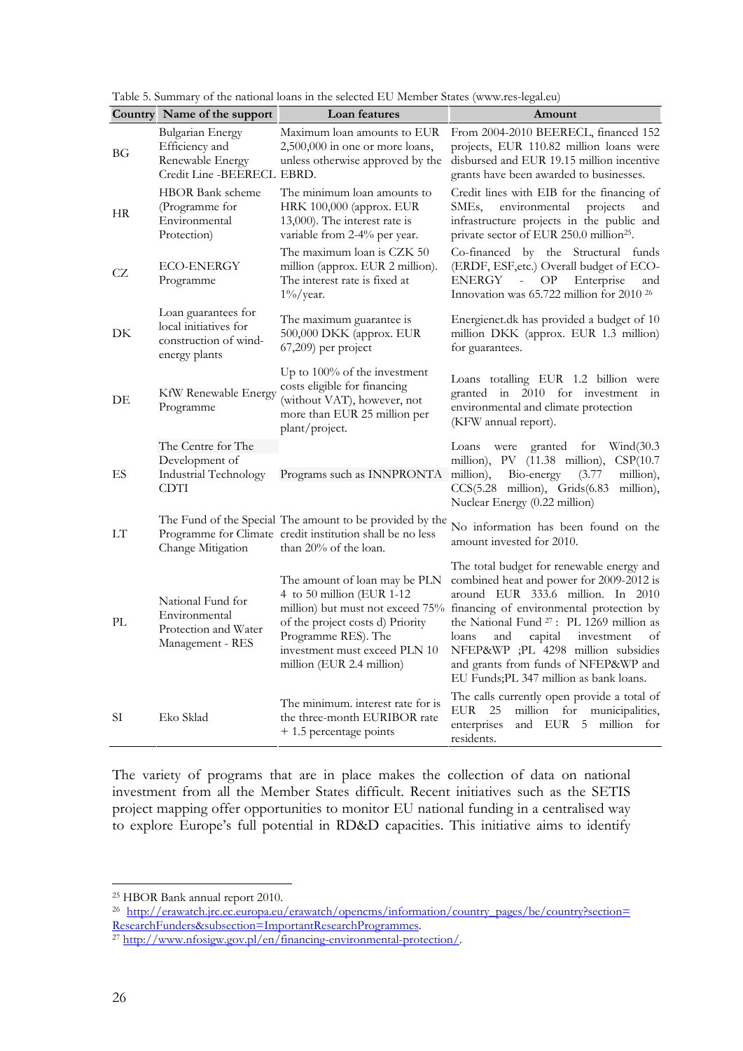Table 5. Summary of the national loans in the selected EU Member States (www.res-legal.eu)

| Country | Name of the support | Loan features | Amount |
|---|---|---|---|
| BG | Bulgarian Energy Efficiency and Renewable Energy Credit Line -BEERECL | Maximum loan amounts to EUR 2,500,000 in one or more loans, unless otherwise approved by the EBRD. | From 2004-2010 BEERECL, financed 152 projects, EUR 110.82 million loans were disbursed and EUR 19.15 million incentive grants have been awarded to businesses. |
| HR | HBOR Bank scheme (Programme for Environmental Protection) | The minimum loan amounts to HRK 100,000 (approx. EUR 13,000). The interest rate is variable from 2-4% per year. | Credit lines with EIB for the financing of SMEs, environmental projects and infrastructure projects in the public and private sector of EUR 250.0 million[25]. |
| CZ | ECO-ENERGY Programme | The maximum loan is CZK 50 million (approx. EUR 2 million). The interest rate is fixed at 1%/year. | Co-financed by the Structural funds (ERDF, ESF,etc.) Overall budget of ECO-ENERGY - OP Enterprise and Innovation was 65.722 million for 2010 [26] |
| DK | Loan guarantees for local initiatives for construction of wind-energy plants | The maximum guarantee is 500,000 DKK (approx. EUR 67,209) per project | Energienet.dk has provided a budget of 10 million DKK (approx. EUR 1.3 million) for guarantees. |
| DE | KfW Renewable Energy Programme | Up to 100% of the investment costs eligible for financing (without VAT), however, not more than EUR 25 million per plant/project. | Loans totalling EUR 1.2 billion were granted in 2010 for investment in environmental and climate protection (KFW annual report). |
| ES | The Centre for The Development of Industrial Technology CDTI | Programs such as INNPRONTA | Loans were granted for Wind(30.3 million), PV (11.38 million), CSP(10.7 million), Bio-energy (3.77 million), CCS(5.28 million), Grids(6.83 million), Nuclear Energy (0.22 million) |
| LT | The Fund of the Special Programme for Climate Change Mitigation | The amount to be provided by the credit institution shall be no less than 20% of the loan. | No information has been found on the amount invested for 2010. |
| PL | National Fund for Environmental Protection and Water Management - RES | The amount of loan may be PLN 4 to 50 million (EUR 1-12 million) but must not exceed 75% of the project costs d) Priority Programme RES). The investment must exceed PLN 10 million (EUR 2.4 million) | The total budget for renewable energy and combined heat and power for 2009-2012 is around EUR 333.6 million. In 2010 financing of environmental protection by the National Fund [27]: PL 1269 million as loans and capital investment of NFEP&WP ;PL 4298 million subsidies and grants from funds of NFEP&WP and EU Funds;PL 347 million as bank loans. |
| SI | Eko Sklad | The minimum. interest rate for is the three-month EURIBOR rate + 1.5 percentage points | The calls currently open provide a total of EUR 25 million for municipalities, enterprises and EUR 5 million for residents. |

The variety of programs that are in place makes the collection of data on national investment from all the Member States difficult. Recent initiatives such as the SETIS project mapping offer opportunities to monitor EU national funding in a centralised way to explore Europe's full potential in RD&D capacities. This initiative aims to identify

[25] HBOR Bank annual report 2010.

[26] http://erawatch.jrc.ec.europa.eu/erawatch/opencms/information/country_pages/be/country?section=ResearchFunders&subsection=ImportantResearchProgrammes.

[27] http://www.nfosigw.gov.pl/en/financing-environmental-protection/.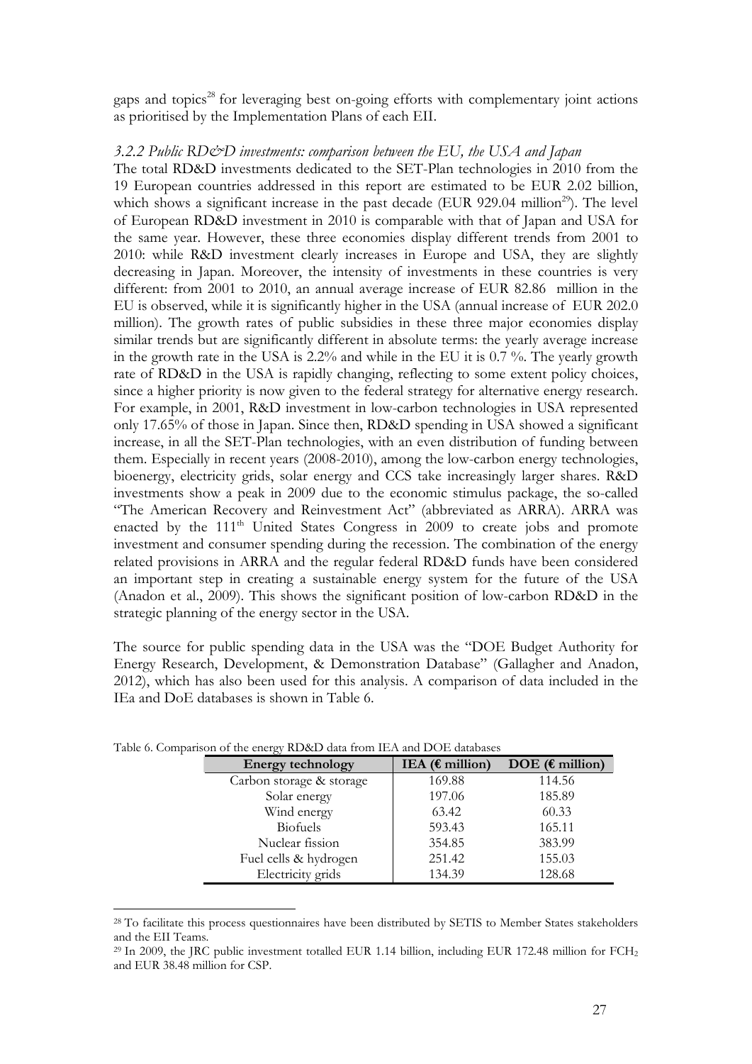gaps and topics[28] for leveraging best on-going efforts with complementary joint actions as prioritised by the Implementation Plans of each EII.

### *3.2.2 Public RD&D investments: comparison between the EU, the USA and Japan*

The total RD&D investments dedicated to the SET-Plan technologies in 2010 from the 19 European countries addressed in this report are estimated to be EUR 2.02 billion, which shows a significant increase in the past decade (EUR 929.04 million[29]). The level of European RD&D investment in 2010 is comparable with that of Japan and USA for the same year. However, these three economies display different trends from 2001 to 2010: while R&D investment clearly increases in Europe and USA, they are slightly decreasing in Japan. Moreover, the intensity of investments in these countries is very different: from 2001 to 2010, an annual average increase of EUR 82.86 million in the EU is observed, while it is significantly higher in the USA (annual increase of EUR 202.0 million). The growth rates of public subsidies in these three major economies display similar trends but are significantly different in absolute terms: the yearly average increase in the growth rate in the USA is 2.2% and while in the EU it is 0.7 %. The yearly growth rate of RD&D in the USA is rapidly changing, reflecting to some extent policy choices, since a higher priority is now given to the federal strategy for alternative energy research. For example, in 2001, R&D investment in low-carbon technologies in USA represented only 17.65% of those in Japan. Since then, RD&D spending in USA showed a significant increase, in all the SET-Plan technologies, with an even distribution of funding between them. Especially in recent years (2008-2010), among the low-carbon energy technologies, bioenergy, electricity grids, solar energy and CCS take increasingly larger shares. R&D investments show a peak in 2009 due to the economic stimulus package, the so-called "The American Recovery and Reinvestment Act" (abbreviated as ARRA). ARRA was enacted by the 111th United States Congress in 2009 to create jobs and promote investment and consumer spending during the recession. The combination of the energy related provisions in ARRA and the regular federal RD&D funds have been considered an important step in creating a sustainable energy system for the future of the USA (Anadon et al., 2009). This shows the significant position of low-carbon RD&D in the strategic planning of the energy sector in the USA.

The source for public spending data in the USA was the "DOE Budget Authority for Energy Research, Development, & Demonstration Database" (Gallagher and Anadon, 2012), which has also been used for this analysis. A comparison of data included in the IEa and DoE databases is shown in Table 6.

Table 6. Comparison of the energy RD&D data from IEA and DOE databases

| Energy technology | IEA (€ million) | DOE (€ million) |
|---|---|---|
| Carbon storage & storage | 169.88 | 114.56 |
| Solar energy | 197.06 | 185.89 |
| Wind energy | 63.42 | 60.33 |
| Biofuels | 593.43 | 165.11 |
| Nuclear fission | 354.85 | 383.99 |
| Fuel cells & hydrogen | 251.42 | 155.03 |
| Electricity grids | 134.39 | 128.68 |

[28] To facilitate this process questionnaires have been distributed by SETIS to Member States stakeholders and the EII Teams.

[29] In 2009, the JRC public investment totalled EUR 1.14 billion, including EUR 172.48 million for $FCH_2$ and EUR 38.48 million for CSP.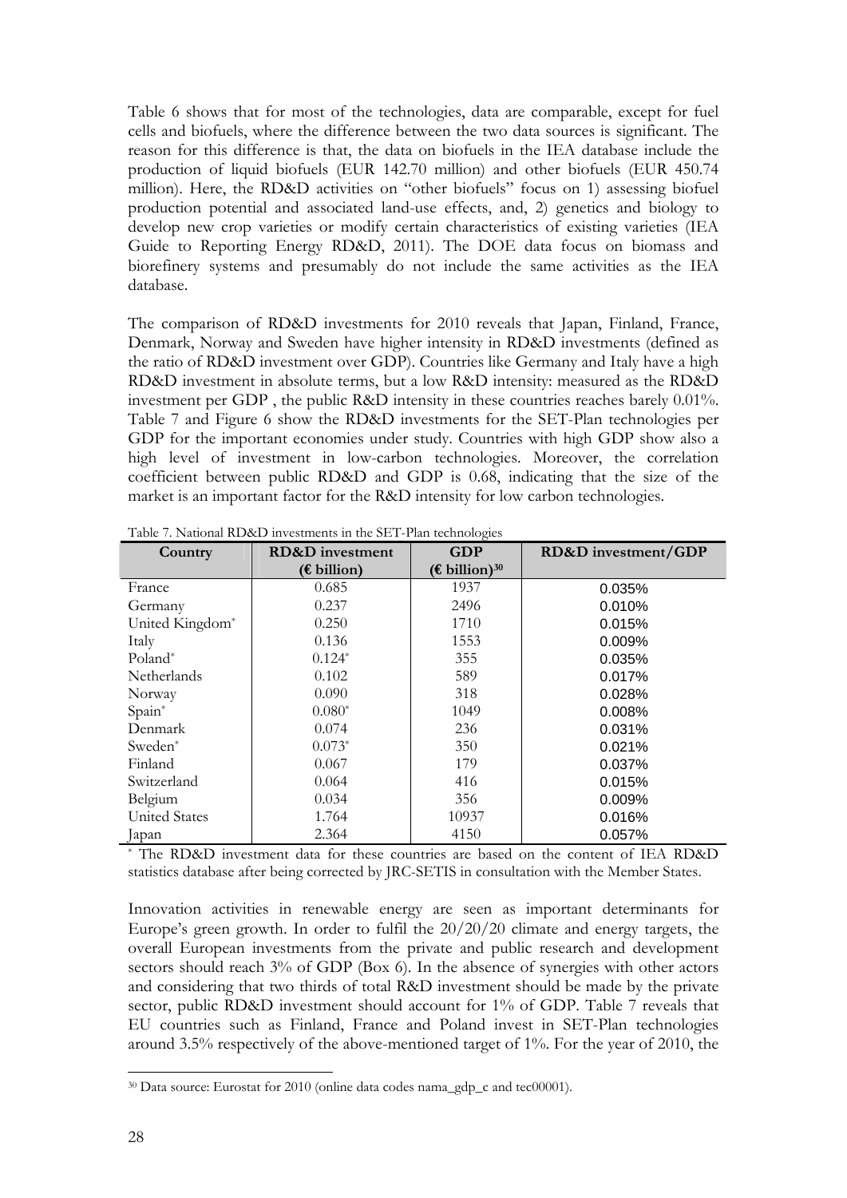Table 6 shows that for most of the technologies, data are comparable, except for fuel cells and biofuels, where the difference between the two data sources is significant. The reason for this difference is that, the data on biofuels in the IEA database include the production of liquid biofuels (EUR 142.70 million) and other biofuels (EUR 450.74 million). Here, the RD&D activities on "other biofuels" focus on 1) assessing biofuel production potential and associated land-use effects, and, 2) genetics and biology to develop new crop varieties or modify certain characteristics of existing varieties (IEA Guide to Reporting Energy RD&D, 2011). The DOE data focus on biomass and biorefinery systems and presumably do not include the same activities as the IEA database.

The comparison of RD&D investments for 2010 reveals that Japan, Finland, France, Denmark, Norway and Sweden have higher intensity in RD&D investments (defined as the ratio of RD&D investment over GDP). Countries like Germany and Italy have a high RD&D investment in absolute terms, but a low R&D intensity: measured as the RD&D investment per GDP , the public R&D intensity in these countries reaches barely 0.01%. Table 7 and Figure 6 show the RD&D investments for the SET-Plan technologies per GDP for the important economies under study. Countries with high GDP show also a high level of investment in low-carbon technologies. Moreover, the correlation coefficient between public RD&D and GDP is 0.68, indicating that the size of the market is an important factor for the R&D intensity for low carbon technologies.

Table 7. National RD&D investments in the SET-Plan technologies

| Country | RD&D investment (€ billion) | GDP (€ billion)[30] | RD&D investment/GDP |
|---|---|---|---|
| France | 0.685 | 1937 | 0.035% |
| Germany | 0.237 | 2496 | 0.010% |
| United Kingdom* | 0.250 | 1710 | 0.015% |
| Italy | 0.136 | 1553 | 0.009% |
| Poland* | 0.124* | 355 | 0.035% |
| Netherlands | 0.102 | 589 | 0.017% |
| Norway | 0.090 | 318 | 0.028% |
| Spain* | 0.080* | 1049 | 0.008% |
| Denmark | 0.074 | 236 | 0.031% |
| Sweden* | 0.073* | 350 | 0.021% |
| Finland | 0.067 | 179 | 0.037% |
| Switzerland | 0.064 | 416 | 0.015% |
| Belgium | 0.034 | 356 | 0.009% |
| United States | 1.764 | 10937 | 0.016% |
| Japan | 2.364 | 4150 | 0.057% |

* The RD&D investment data for these countries are based on the content of IEA RD&D statistics database after being corrected by JRC-SETIS in consultation with the Member States.

Innovation activities in renewable energy are seen as important determinants for Europe's green growth. In order to fulfil the 20/20/20 climate and energy targets, the overall European investments from the private and public research and development sectors should reach 3% of GDP (Box 6). In the absence of synergies with other actors and considering that two thirds of total R&D investment should be made by the private sector, public RD&D investment should account for 1% of GDP. Table 7 reveals that EU countries such as Finland, France and Poland invest in SET-Plan technologies around 3.5% respectively of the above-mentioned target of 1%. For the year of 2010, the

[30] Data source: Eurostat for 2010 (online data codes nama_gdp_c and tec00001).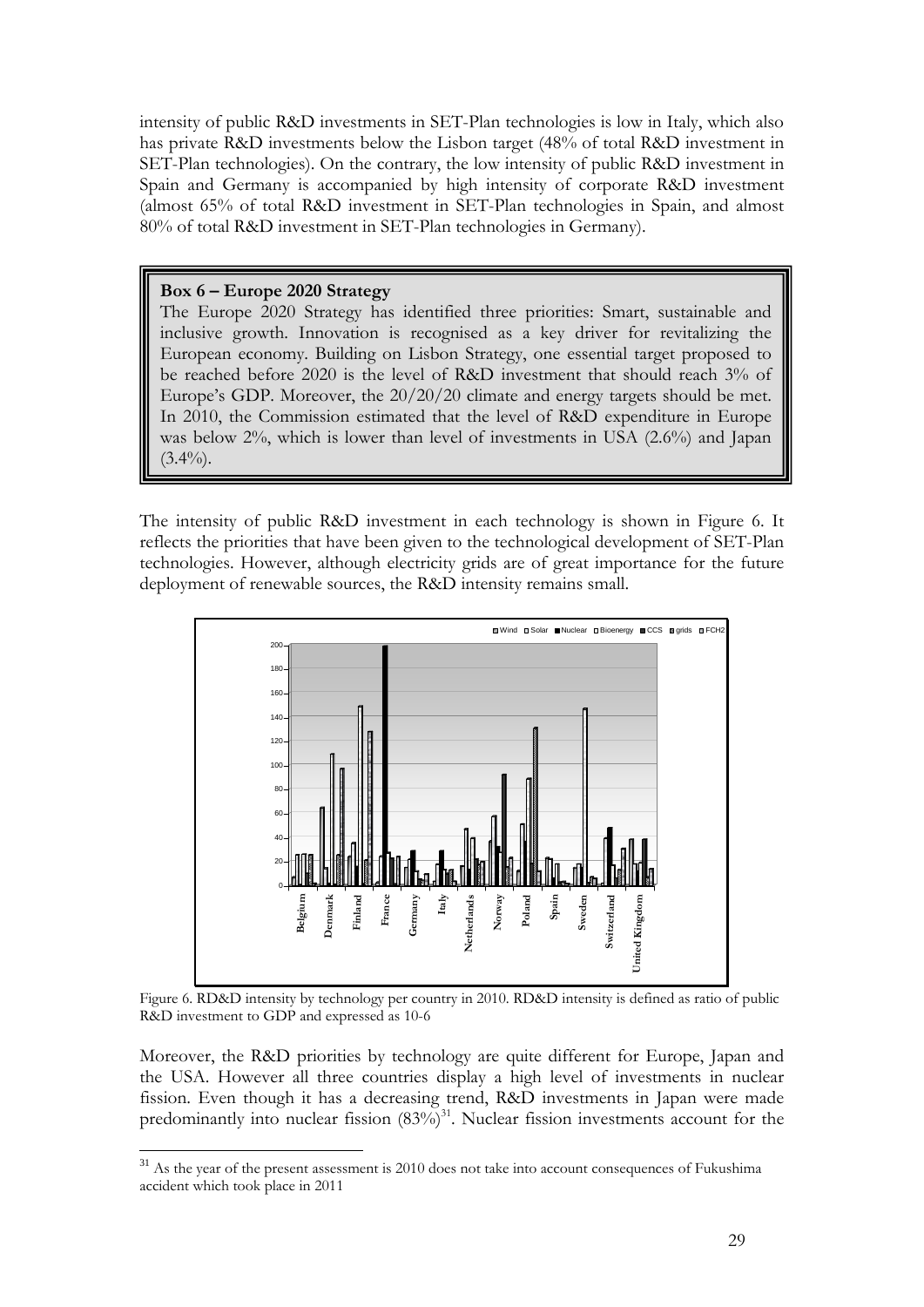intensity of public R&D investments in SET-Plan technologies is low in Italy, which also has private R&D investments below the Lisbon target (48% of total R&D investment in SET-Plan technologies). On the contrary, the low intensity of public R&D investment in Spain and Germany is accompanied by high intensity of corporate R&D investment (almost 65% of total R&D investment in SET-Plan technologies in Spain, and almost 80% of total R&D investment in SET-Plan technologies in Germany).

> **Box 6 – Europe 2020 Strategy**
>
> The Europe 2020 Strategy has identified three priorities: Smart, sustainable and inclusive growth. Innovation is recognised as a key driver for revitalizing the European economy. Building on Lisbon Strategy, one essential target proposed to be reached before 2020 is the level of R&D investment that should reach 3% of Europe's GDP. Moreover, the 20/20/20 climate and energy targets should be met. In 2010, the Commission estimated that the level of R&D expenditure in Europe was below 2%, which is lower than level of investments in USA (2.6%) and Japan (3.4%).

The intensity of public R&D investment in each technology is shown in Figure 6. It reflects the priorities that have been given to the technological development of SET-Plan technologies. However, although electricity grids are of great importance for the future deployment of renewable sources, the R&D intensity remains small.

Figure 6. RD&D intensity by technology per country in 2010. RD&D intensity is defined as ratio of public R&D investment to GDP and expressed as 10-6

Moreover, the R&D priorities by technology are quite different for Europe, Japan and the USA. However all three countries display a high level of investments in nuclear fission. Even though it has a decreasing trend, R&D investments in Japan were made predominantly into nuclear fission (83%)[31]. Nuclear fission investments account for the

[31] As the year of the present assessment is 2010 does not take into account consequences of Fukushima accident which took place in 2011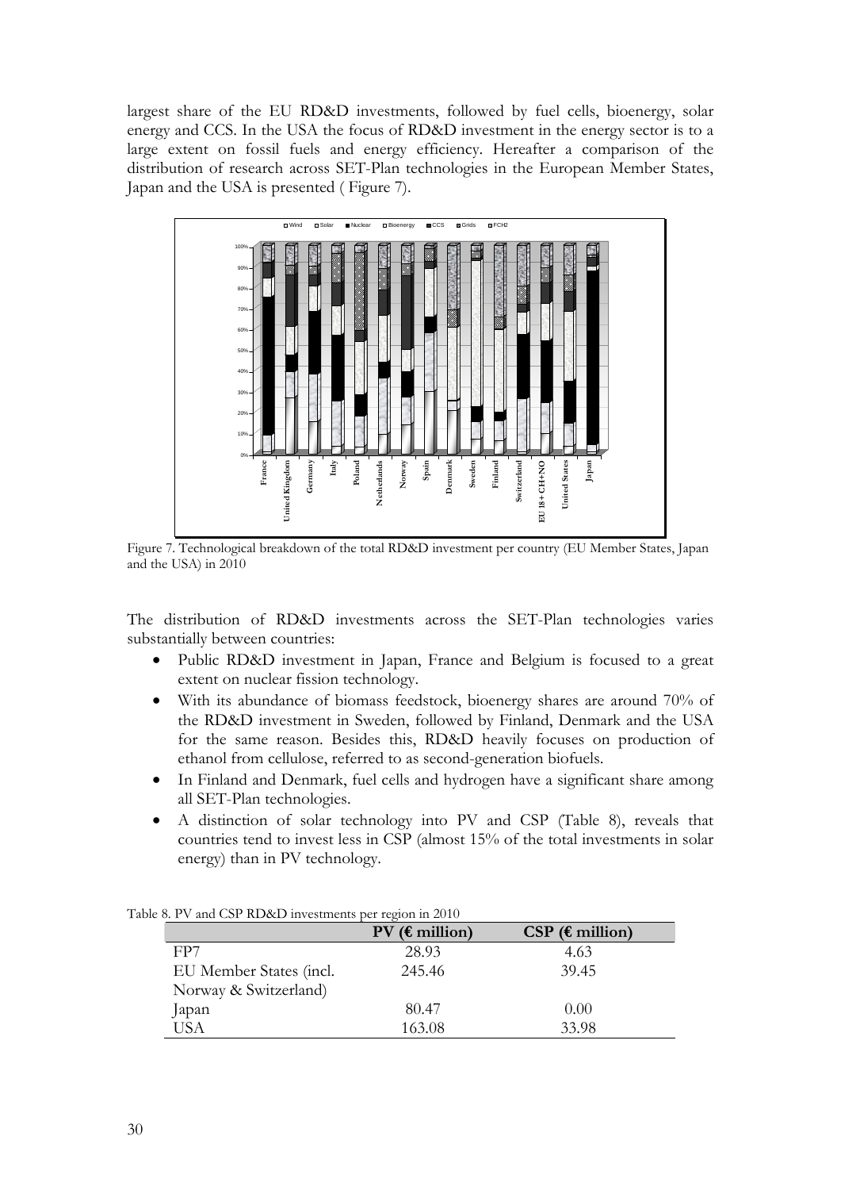largest share of the EU RD&D investments, followed by fuel cells, bioenergy, solar energy and CCS. In the USA the focus of RD&D investment in the energy sector is to a large extent on fossil fuels and energy efficiency. Hereafter a comparison of the distribution of research across SET-Plan technologies in the European Member States, Japan and the USA is presented ( Figure 7).

Figure 7. Technological breakdown of the total RD&D investment per country (EU Member States, Japan and the USA) in 2010

The distribution of RD&D investments across the SET-Plan technologies varies substantially between countries:

- Public RD&D investment in Japan, France and Belgium is focused to a great extent on nuclear fission technology.
- With its abundance of biomass feedstock, bioenergy shares are around 70% of the RD&D investment in Sweden, followed by Finland, Denmark and the USA for the same reason. Besides this, RD&D heavily focuses on production of ethanol from cellulose, referred to as second-generation biofuels.
- In Finland and Denmark, fuel cells and hydrogen have a significant share among all SET-Plan technologies.
- A distinction of solar technology into PV and CSP (Table 8), reveals that countries tend to invest less in CSP (almost 15% of the total investments in solar energy) than in PV technology.

Table 8. PV and CSP RD&D investments per region in 2010

| | PV (€ million) | CSP (€ million) |
|---|---|---|
| FP7 | 28.93 | 4.63 |
| EU Member States (incl. Norway & Switzerland) | 245.46 | 39.45 |
| Japan | 80.47 | 0.00 |
| USA | 163.08 | 33.98 |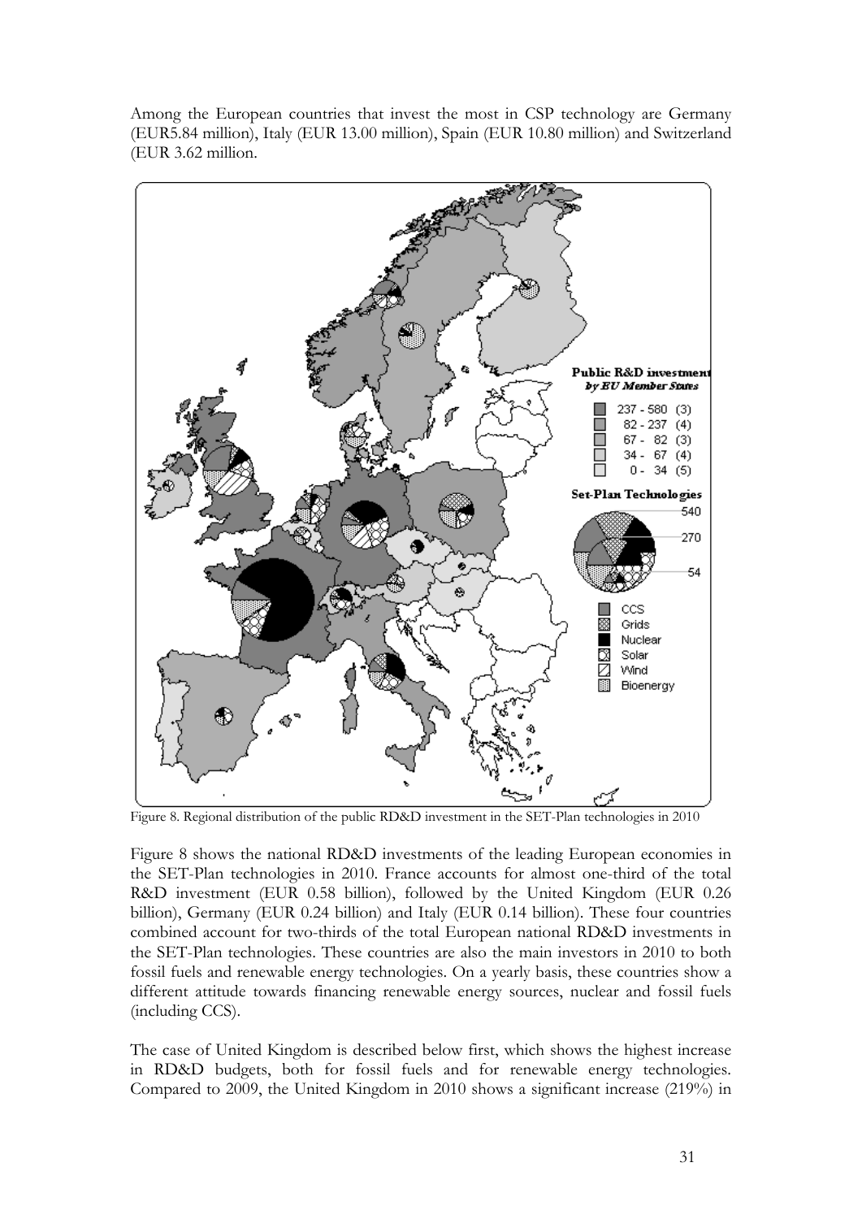Among the European countries that invest the most in CSP technology are Germany (EUR5.84 million), Italy (EUR 13.00 million), Spain (EUR 10.80 million) and Switzerland (EUR 3.62 million.

Figure 8. Regional distribution of the public RD&D investment in the SET-Plan technologies in 2010

Figure 8 shows the national RD&D investments of the leading European economies in the SET-Plan technologies in 2010. France accounts for almost one-third of the total R&D investment (EUR 0.58 billion), followed by the United Kingdom (EUR 0.26 billion), Germany (EUR 0.24 billion) and Italy (EUR 0.14 billion). These four countries combined account for two-thirds of the total European national RD&D investments in the SET-Plan technologies. These countries are also the main investors in 2010 to both fossil fuels and renewable energy technologies. On a yearly basis, these countries show a different attitude towards financing renewable energy sources, nuclear and fossil fuels (including CCS).

The case of United Kingdom is described below first, which shows the highest increase in RD&D budgets, both for fossil fuels and for renewable energy technologies. Compared to 2009, the United Kingdom in 2010 shows a significant increase (219%) in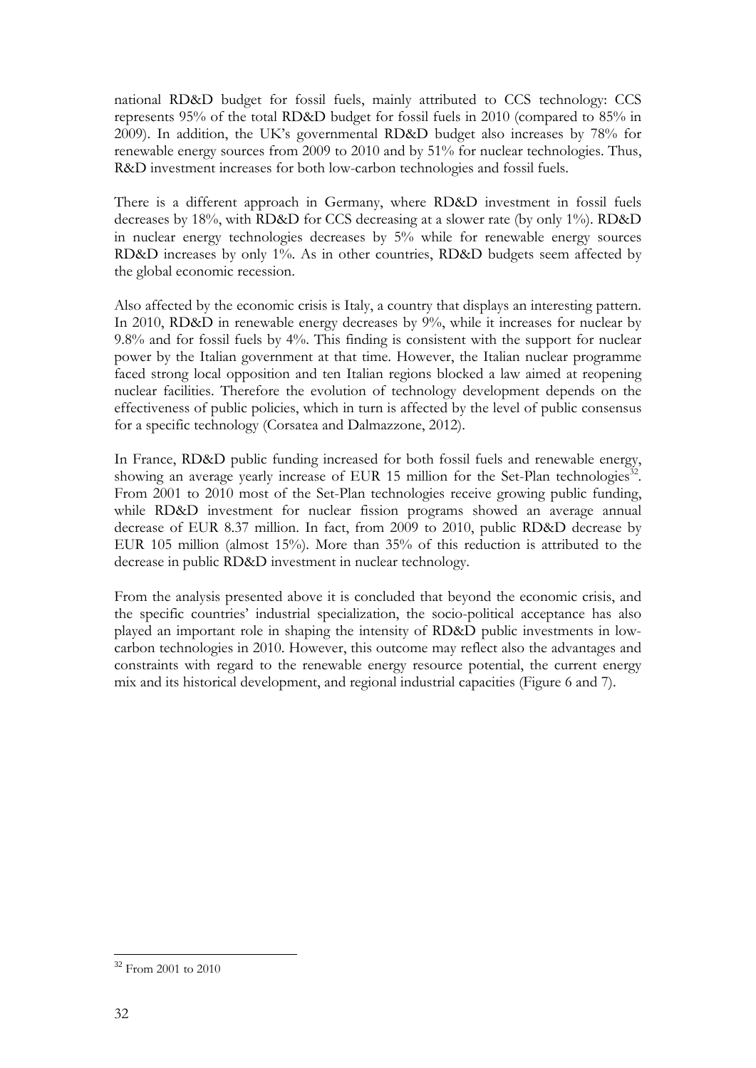national RD&D budget for fossil fuels, mainly attributed to CCS technology: CCS represents 95% of the total RD&D budget for fossil fuels in 2010 (compared to 85% in 2009). In addition, the UK's governmental RD&D budget also increases by 78% for renewable energy sources from 2009 to 2010 and by 51% for nuclear technologies. Thus, R&D investment increases for both low-carbon technologies and fossil fuels.

There is a different approach in Germany, where RD&D investment in fossil fuels decreases by 18%, with RD&D for CCS decreasing at a slower rate (by only 1%). RD&D in nuclear energy technologies decreases by 5% while for renewable energy sources RD&D increases by only 1%. As in other countries, RD&D budgets seem affected by the global economic recession.

Also affected by the economic crisis is Italy, a country that displays an interesting pattern. In 2010, RD&D in renewable energy decreases by 9%, while it increases for nuclear by 9.8% and for fossil fuels by 4%. This finding is consistent with the support for nuclear power by the Italian government at that time. However, the Italian nuclear programme faced strong local opposition and ten Italian regions blocked a law aimed at reopening nuclear facilities. Therefore the evolution of technology development depends on the effectiveness of public policies, which in turn is affected by the level of public consensus for a specific technology (Corsatea and Dalmazzone, 2012).

In France, RD&D public funding increased for both fossil fuels and renewable energy, showing an average yearly increase of EUR 15 million for the Set-Plan technologies[32]. From 2001 to 2010 most of the Set-Plan technologies receive growing public funding, while RD&D investment for nuclear fission programs showed an average annual decrease of EUR 8.37 million. In fact, from 2009 to 2010, public RD&D decrease by EUR 105 million (almost 15%). More than 35% of this reduction is attributed to the decrease in public RD&D investment in nuclear technology.

From the analysis presented above it is concluded that beyond the economic crisis, and the specific countries' industrial specialization, the socio-political acceptance has also played an important role in shaping the intensity of RD&D public investments in low-carbon technologies in 2010. However, this outcome may reflect also the advantages and constraints with regard to the renewable energy resource potential, the current energy mix and its historical development, and regional industrial capacities (Figure 6 and 7).

[32] From 2001 to 2010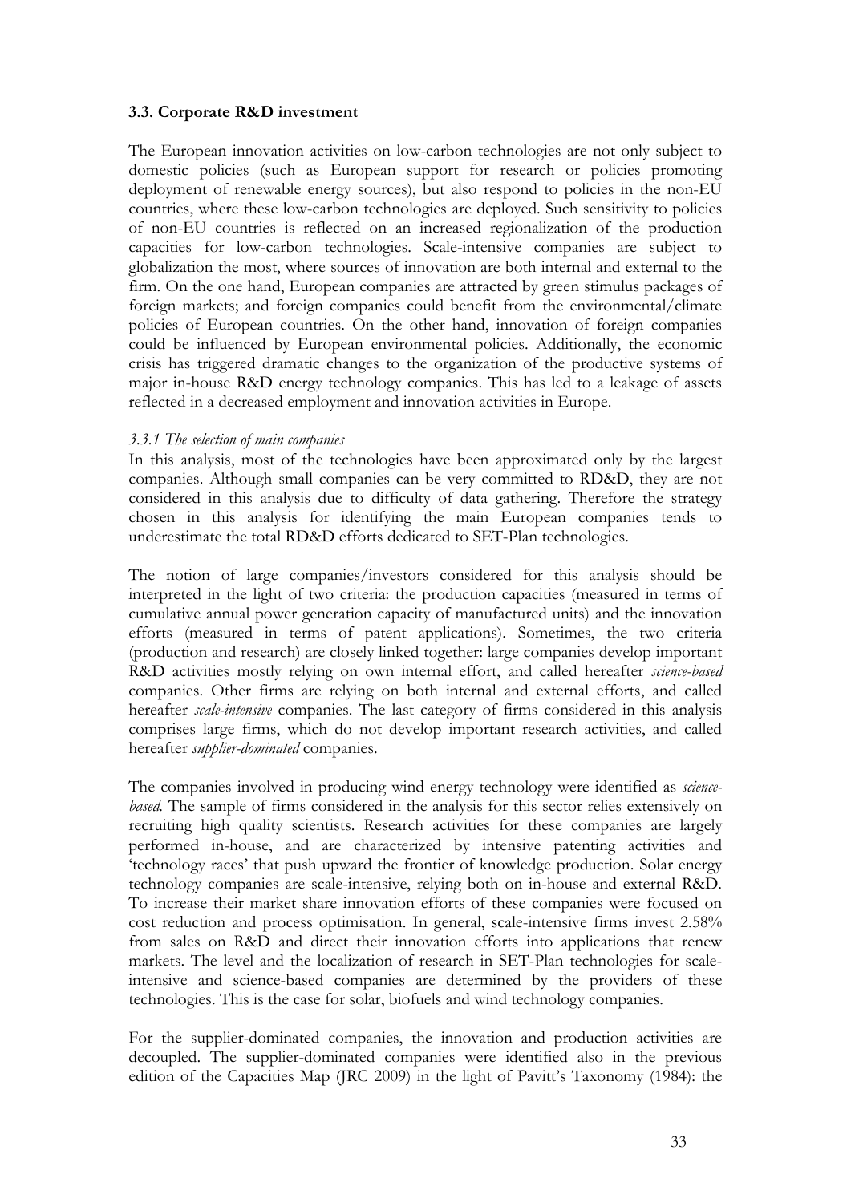### 3.3. Corporate R&D investment

The European innovation activities on low-carbon technologies are not only subject to domestic policies (such as European support for research or policies promoting deployment of renewable energy sources), but also respond to policies in the non-EU countries, where these low-carbon technologies are deployed. Such sensitivity to policies of non-EU countries is reflected on an increased regionalization of the production capacities for low-carbon technologies. Scale-intensive companies are subject to globalization the most, where sources of innovation are both internal and external to the firm. On the one hand, European companies are attracted by green stimulus packages of foreign markets; and foreign companies could benefit from the environmental/climate policies of European countries. On the other hand, innovation of foreign companies could be influenced by European environmental policies. Additionally, the economic crisis has triggered dramatic changes to the organization of the productive systems of major in-house R&D energy technology companies. This has led to a leakage of assets reflected in a decreased employment and innovation activities in Europe.

#### *3.3.1 The selection of main companies*

In this analysis, most of the technologies have been approximated only by the largest companies. Although small companies can be very committed to RD&D, they are not considered in this analysis due to difficulty of data gathering. Therefore the strategy chosen in this analysis for identifying the main European companies tends to underestimate the total RD&D efforts dedicated to SET-Plan technologies.

The notion of large companies/investors considered for this analysis should be interpreted in the light of two criteria: the production capacities (measured in terms of cumulative annual power generation capacity of manufactured units) and the innovation efforts (measured in terms of patent applications). Sometimes, the two criteria (production and research) are closely linked together: large companies develop important R&D activities mostly relying on own internal effort, and called hereafter *science-based* companies. Other firms are relying on both internal and external efforts, and called hereafter *scale-intensive* companies. The last category of firms considered in this analysis comprises large firms, which do not develop important research activities, and called hereafter *supplier-dominated* companies.

The companies involved in producing wind energy technology were identified as *science-based*. The sample of firms considered in the analysis for this sector relies extensively on recruiting high quality scientists. Research activities for these companies are largely performed in-house, and are characterized by intensive patenting activities and 'technology races' that push upward the frontier of knowledge production. Solar energy technology companies are scale-intensive, relying both on in-house and external R&D. To increase their market share innovation efforts of these companies were focused on cost reduction and process optimisation. In general, scale-intensive firms invest 2.58% from sales on R&D and direct their innovation efforts into applications that renew markets. The level and the localization of research in SET-Plan technologies for scale-intensive and science-based companies are determined by the providers of these technologies. This is the case for solar, biofuels and wind technology companies.

For the supplier-dominated companies, the innovation and production activities are decoupled. The supplier-dominated companies were identified also in the previous edition of the Capacities Map (JRC 2009) in the light of Pavitt's Taxonomy (1984): the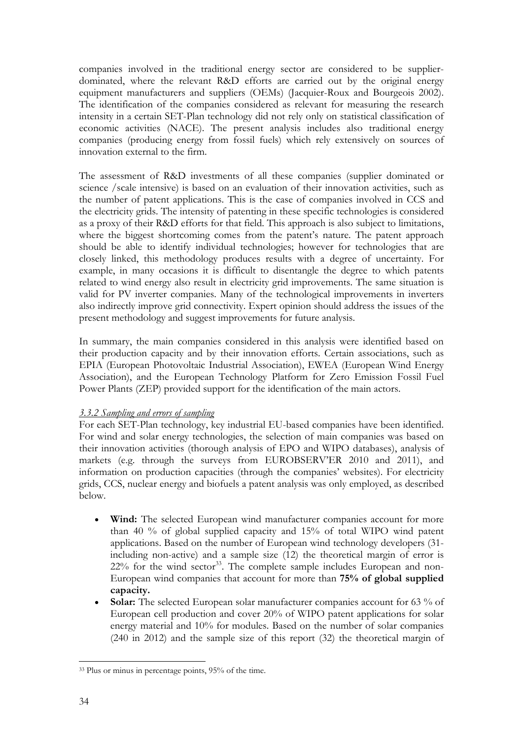companies involved in the traditional energy sector are considered to be supplier-dominated, where the relevant R&D efforts are carried out by the original energy equipment manufacturers and suppliers (OEMs) (Jacquier-Roux and Bourgeois 2002). The identification of the companies considered as relevant for measuring the research intensity in a certain SET-Plan technology did not rely only on statistical classification of economic activities (NACE). The present analysis includes also traditional energy companies (producing energy from fossil fuels) which rely extensively on sources of innovation external to the firm.

The assessment of R&D investments of all these companies (supplier dominated or science /scale intensive) is based on an evaluation of their innovation activities, such as the number of patent applications. This is the case of companies involved in CCS and the electricity grids. The intensity of patenting in these specific technologies is considered as a proxy of their R&D efforts for that field. This approach is also subject to limitations, where the biggest shortcoming comes from the patent's nature. The patent approach should be able to identify individual technologies; however for technologies that are closely linked, this methodology produces results with a degree of uncertainty. For example, in many occasions it is difficult to disentangle the degree to which patents related to wind energy also result in electricity grid improvements. The same situation is valid for PV inverter companies. Many of the technological improvements in inverters also indirectly improve grid connectivity. Expert opinion should address the issues of the present methodology and suggest improvements for future analysis.

In summary, the main companies considered in this analysis were identified based on their production capacity and by their innovation efforts. Certain associations, such as EPIA (European Photovoltaic Industrial Association), EWEA (European Wind Energy Association), and the European Technology Platform for Zero Emission Fossil Fuel Power Plants (ZEP) provided support for the identification of the main actors.

*3.3.2 Sampling and errors of sampling*

For each SET-Plan technology, key industrial EU-based companies have been identified. For wind and solar energy technologies, the selection of main companies was based on their innovation activities (thorough analysis of EPO and WIPO databases), analysis of markets (e.g. through the surveys from EUROBSERV'ER 2010 and 2011), and information on production capacities (through the companies' websites). For electricity grids, CCS, nuclear energy and biofuels a patent analysis was only employed, as described below.

- **Wind:** The selected European wind manufacturer companies account for more than 40 % of global supplied capacity and 15% of total WIPO wind patent applications. Based on the number of European wind technology developers (31- including non-active) and a sample size (12) the theoretical margin of error is 22% for the wind sector[33]. The complete sample includes European and non-European wind companies that account for more than **75% of global supplied capacity.**
- **Solar:** The selected European solar manufacturer companies account for 63 % of European cell production and cover 20% of WIPO patent applications for solar energy material and 10% for modules. Based on the number of solar companies (240 in 2012) and the sample size of this report (32) the theoretical margin of

[33] Plus or minus in percentage points, 95% of the time.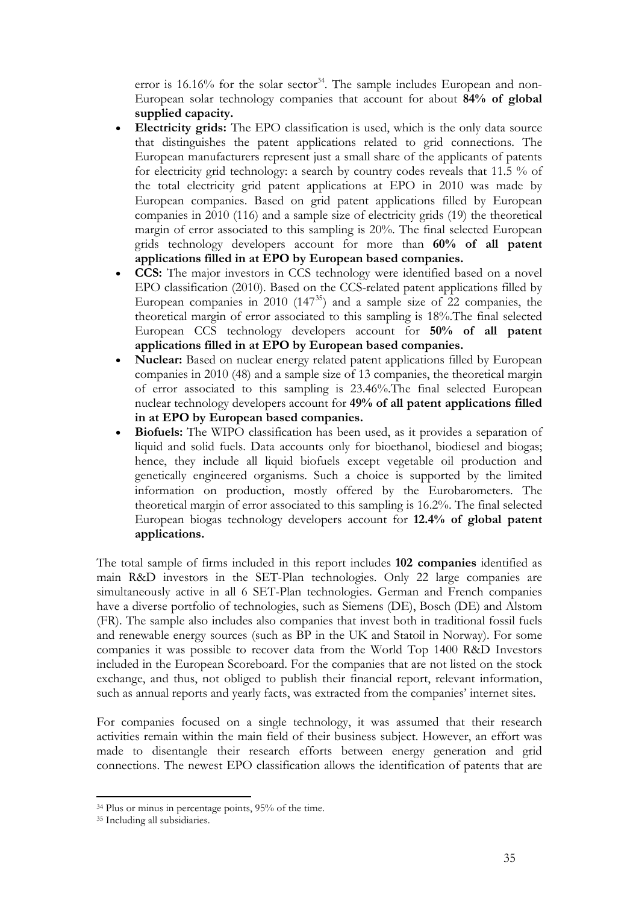error is 16.16% for the solar sector[34]. The sample includes European and non-European solar technology companies that account for about **84% of global supplied capacity.**

- **Electricity grids:** The EPO classification is used, which is the only data source that distinguishes the patent applications related to grid connections. The European manufacturers represent just a small share of the applicants of patents for electricity grid technology: a search by country codes reveals that 11.5 % of the total electricity grid patent applications at EPO in 2010 was made by European companies. Based on grid patent applications filled by European companies in 2010 (116) and a sample size of electricity grids (19) the theoretical margin of error associated to this sampling is 20%. The final selected European grids technology developers account for more than **60% of all patent applications filled in at EPO by European based companies.**
- **CCS:** The major investors in CCS technology were identified based on a novel EPO classification (2010). Based on the CCS-related patent applications filled by European companies in 2010 (147[35]) and a sample size of 22 companies, the theoretical margin of error associated to this sampling is 18%.The final selected European CCS technology developers account for **50% of all patent applications filled in at EPO by European based companies.**
- **Nuclear:** Based on nuclear energy related patent applications filled by European companies in 2010 (48) and a sample size of 13 companies, the theoretical margin of error associated to this sampling is 23.46%.The final selected European nuclear technology developers account for **49% of all patent applications filled in at EPO by European based companies.**
- **Biofuels:** The WIPO classification has been used, as it provides a separation of liquid and solid fuels. Data accounts only for bioethanol, biodiesel and biogas; hence, they include all liquid biofuels except vegetable oil production and genetically engineered organisms. Such a choice is supported by the limited information on production, mostly offered by the Eurobarometers. The theoretical margin of error associated to this sampling is 16.2%. The final selected European biogas technology developers account for **12.4% of global patent applications.**

The total sample of firms included in this report includes **102 companies** identified as main R&D investors in the SET-Plan technologies. Only 22 large companies are simultaneously active in all 6 SET-Plan technologies. German and French companies have a diverse portfolio of technologies, such as Siemens (DE), Bosch (DE) and Alstom (FR). The sample also includes also companies that invest both in traditional fossil fuels and renewable energy sources (such as BP in the UK and Statoil in Norway). For some companies it was possible to recover data from the World Top 1400 R&D Investors included in the European Scoreboard. For the companies that are not listed on the stock exchange, and thus, not obliged to publish their financial report, relevant information, such as annual reports and yearly facts, was extracted from the companies' internet sites.

For companies focused on a single technology, it was assumed that their research activities remain within the main field of their business subject. However, an effort was made to disentangle their research efforts between energy generation and grid connections. The newest EPO classification allows the identification of patents that are

---

[34] Plus or minus in percentage points, 95% of the time.

[35] Including all subsidiaries.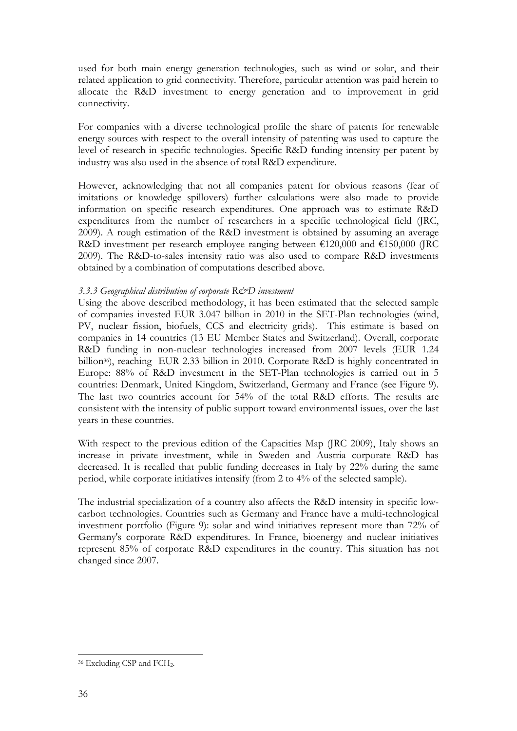used for both main energy generation technologies, such as wind or solar, and their related application to grid connectivity. Therefore, particular attention was paid herein to allocate the R&D investment to energy generation and to improvement in grid connectivity.

For companies with a diverse technological profile the share of patents for renewable energy sources with respect to the overall intensity of patenting was used to capture the level of research in specific technologies. Specific R&D funding intensity per patent by industry was also used in the absence of total R&D expenditure.

However, acknowledging that not all companies patent for obvious reasons (fear of imitations or knowledge spillovers) further calculations were also made to provide information on specific research expenditures. One approach was to estimate R&D expenditures from the number of researchers in a specific technological field (JRC, 2009). A rough estimation of the R&D investment is obtained by assuming an average R&D investment per research employee ranging between €120,000 and €150,000 (JRC 2009). The R&D-to-sales intensity ratio was also used to compare R&D investments obtained by a combination of computations described above.

### *3.3.3 Geographical distribution of corporate R&D investment*

Using the above described methodology, it has been estimated that the selected sample of companies invested EUR 3.047 billion in 2010 in the SET-Plan technologies (wind, PV, nuclear fission, biofuels, CCS and electricity grids). This estimate is based on companies in 14 countries (13 EU Member States and Switzerland). Overall, corporate R&D funding in non-nuclear technologies increased from 2007 levels (EUR 1.24 billion[36]), reaching EUR 2.33 billion in 2010. Corporate R&D is highly concentrated in Europe: 88% of R&D investment in the SET-Plan technologies is carried out in 5 countries: Denmark, United Kingdom, Switzerland, Germany and France (see Figure 9). The last two countries account for 54% of the total R&D efforts. The results are consistent with the intensity of public support toward environmental issues, over the last years in these countries.

With respect to the previous edition of the Capacities Map (JRC 2009), Italy shows an increase in private investment, while in Sweden and Austria corporate R&D has decreased. It is recalled that public funding decreases in Italy by 22% during the same period, while corporate initiatives intensify (from 2 to 4% of the selected sample).

The industrial specialization of a country also affects the R&D intensity in specific low-carbon technologies. Countries such as Germany and France have a multi-technological investment portfolio (Figure 9): solar and wind initiatives represent more than 72% of Germany's corporate R&D expenditures. In France, bioenergy and nuclear initiatives represent 85% of corporate R&D expenditures in the country. This situation has not changed since 2007.

[36] Excluding CSP and $FCH_2$.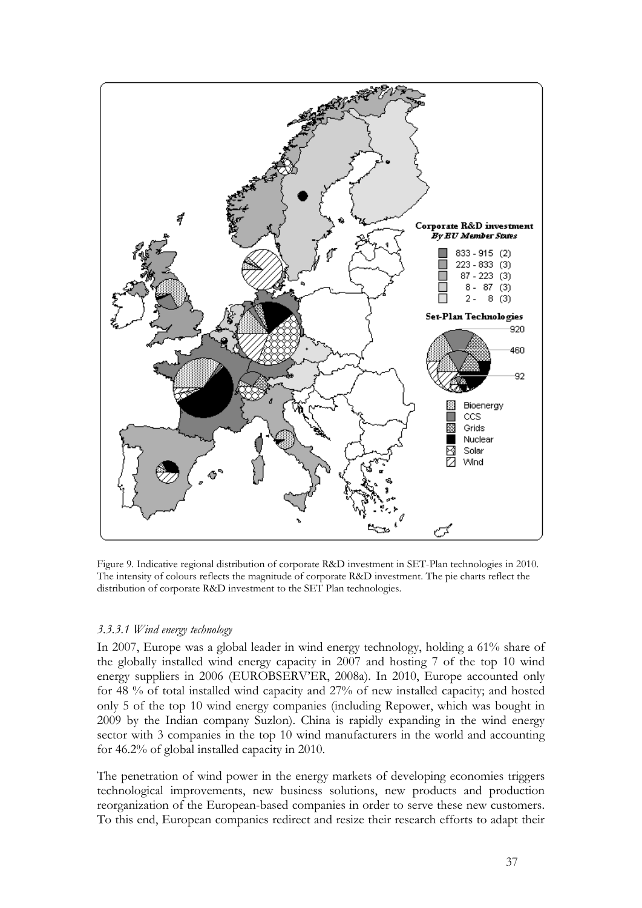Figure 9. Indicative regional distribution of corporate R&D investment in SET-Plan technologies in 2010. The intensity of colours reflects the magnitude of corporate R&D investment. The pie charts reflect the distribution of corporate R&D investment to the SET Plan technologies.

#### *3.3.3.1 Wind energy technology*

In 2007, Europe was a global leader in wind energy technology, holding a 61% share of the globally installed wind energy capacity in 2007 and hosting 7 of the top 10 wind energy suppliers in 2006 (EUROBSERV'ER, 2008a). In 2010, Europe accounted only for 48 % of total installed wind capacity and 27% of new installed capacity; and hosted only 5 of the top 10 wind energy companies (including Repower, which was bought in 2009 by the Indian company Suzlon). China is rapidly expanding in the wind energy sector with 3 companies in the top 10 wind manufacturers in the world and accounting for 46.2% of global installed capacity in 2010.

The penetration of wind power in the energy markets of developing economies triggers technological improvements, new business solutions, new products and production reorganization of the European-based companies in order to serve these new customers. To this end, European companies redirect and resize their research efforts to adapt their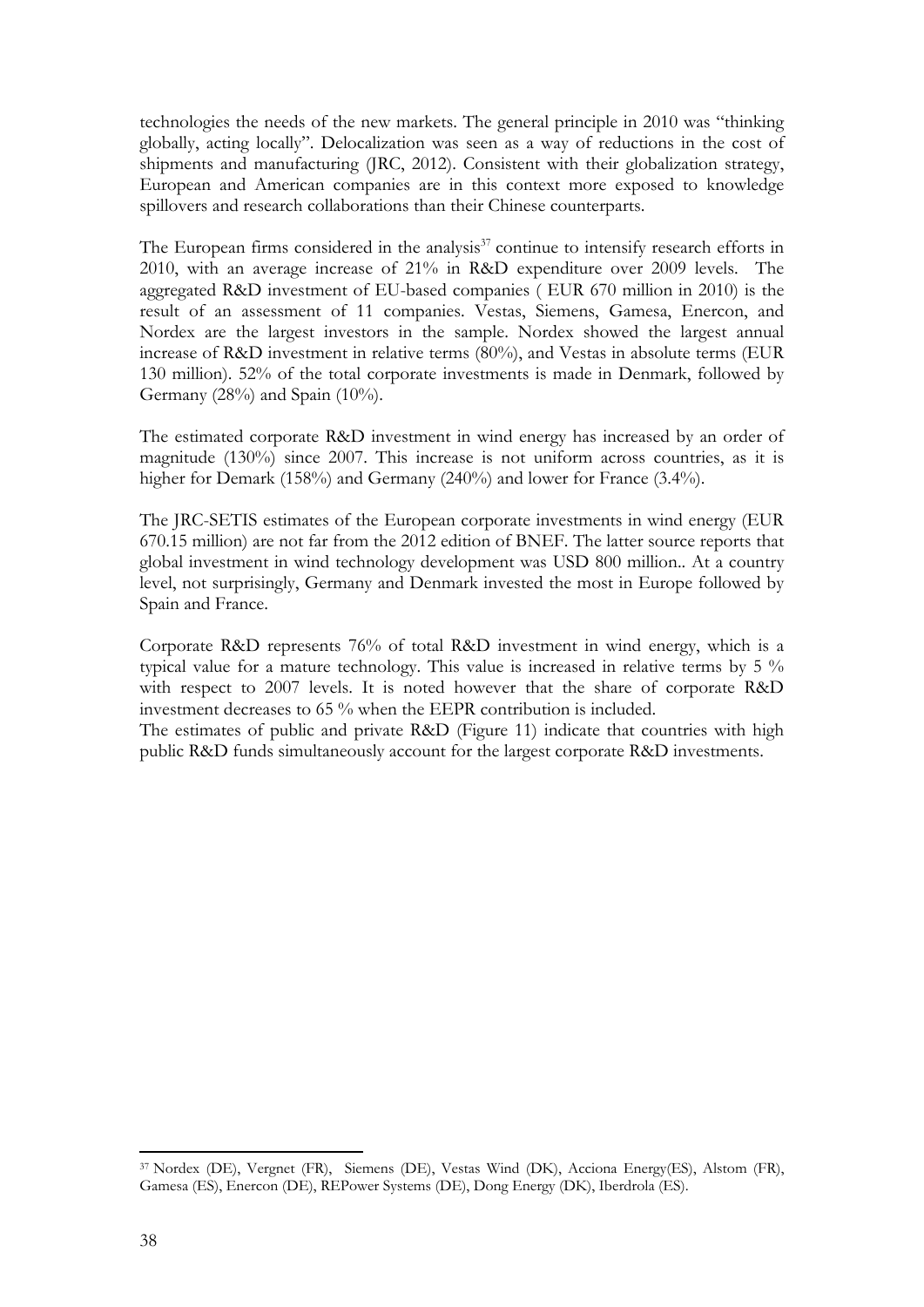technologies the needs of the new markets. The general principle in 2010 was "thinking globally, acting locally". Delocalization was seen as a way of reductions in the cost of shipments and manufacturing (JRC, 2012). Consistent with their globalization strategy, European and American companies are in this context more exposed to knowledge spillovers and research collaborations than their Chinese counterparts.

The European firms considered in the analysis[37] continue to intensify research efforts in 2010, with an average increase of 21% in R&D expenditure over 2009 levels. The aggregated R&D investment of EU-based companies ( EUR 670 million in 2010) is the result of an assessment of 11 companies. Vestas, Siemens, Gamesa, Enercon, and Nordex are the largest investors in the sample. Nordex showed the largest annual increase of R&D investment in relative terms (80%), and Vestas in absolute terms (EUR 130 million). 52% of the total corporate investments is made in Denmark, followed by Germany (28%) and Spain (10%).

The estimated corporate R&D investment in wind energy has increased by an order of magnitude (130%) since 2007. This increase is not uniform across countries, as it is higher for Demark (158%) and Germany (240%) and lower for France (3.4%).

The JRC-SETIS estimates of the European corporate investments in wind energy (EUR 670.15 million) are not far from the 2012 edition of BNEF. The latter source reports that global investment in wind technology development was USD 800 million.. At a country level, not surprisingly, Germany and Denmark invested the most in Europe followed by Spain and France.

Corporate R&D represents 76% of total R&D investment in wind energy, which is a typical value for a mature technology. This value is increased in relative terms by 5 % with respect to 2007 levels. It is noted however that the share of corporate R&D investment decreases to 65 % when the EEPR contribution is included.
The estimates of public and private R&D (Figure 11) indicate that countries with high public R&D funds simultaneously account for the largest corporate R&D investments.

[37] Nordex (DE), Vergnet (FR), Siemens (DE), Vestas Wind (DK), Acciona Energy(ES), Alstom (FR), Gamesa (ES), Enercon (DE), REPower Systems (DE), Dong Energy (DK), Iberdrola (ES).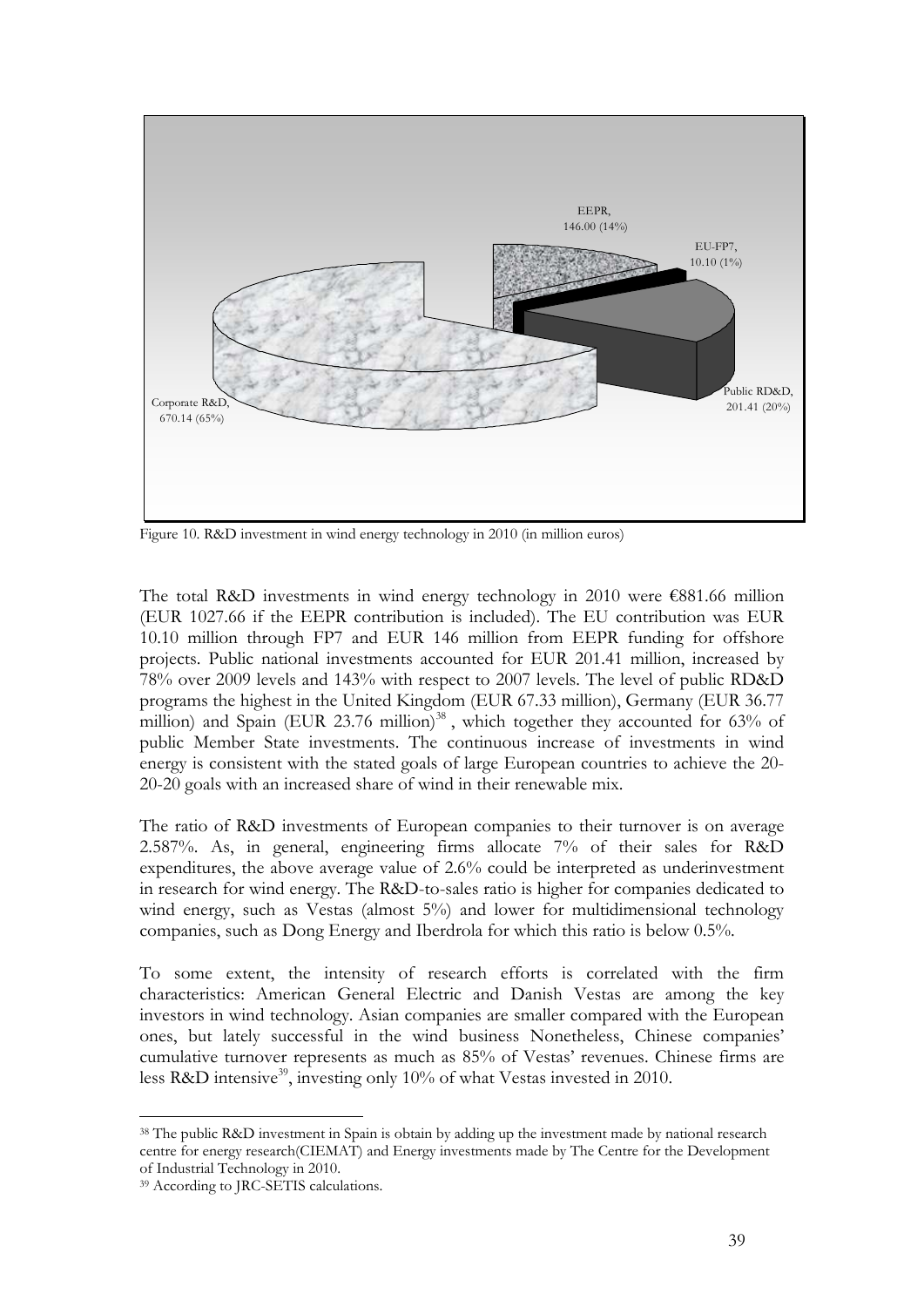EEPR, 146.00 (14%)

EU-FP7, 10.10 (1%)

Public RD&D, 201.41 (20%)

Corporate R&D, 670.14 (65%)

Figure 10. R&D investment in wind energy technology in 2010 (in million euros)

The total R&D investments in wind energy technology in 2010 were €881.66 million (EUR 1027.66 if the EEPR contribution is included). The EU contribution was EUR 10.10 million through FP7 and EUR 146 million from EEPR funding for offshore projects. Public national investments accounted for EUR 201.41 million, increased by 78% over 2009 levels and 143% with respect to 2007 levels. The level of public RD&D programs the highest in the United Kingdom (EUR 67.33 million), Germany (EUR 36.77 million) and Spain (EUR 23.76 million)[38] , which together they accounted for 63% of public Member State investments. The continuous increase of investments in wind energy is consistent with the stated goals of large European countries to achieve the 20-20-20 goals with an increased share of wind in their renewable mix.

The ratio of R&D investments of European companies to their turnover is on average 2.587%. As, in general, engineering firms allocate 7% of their sales for R&D expenditures, the above average value of 2.6% could be interpreted as underinvestment in research for wind energy. The R&D-to-sales ratio is higher for companies dedicated to wind energy, such as Vestas (almost 5%) and lower for multidimensional technology companies, such as Dong Energy and Iberdrola for which this ratio is below 0.5%.

To some extent, the intensity of research efforts is correlated with the firm characteristics: American General Electric and Danish Vestas are among the key investors in wind technology. Asian companies are smaller compared with the European ones, but lately successful in the wind business Nonetheless, Chinese companies' cumulative turnover represents as much as 85% of Vestas' revenues. Chinese firms are less R&D intensive[39], investing only 10% of what Vestas invested in 2010.

---

[38] The public R&D investment in Spain is obtain by adding up the investment made by national research centre for energy research(CIEMAT) and Energy investments made by The Centre for the Development of Industrial Technology in 2010.

[39] According to JRC-SETIS calculations.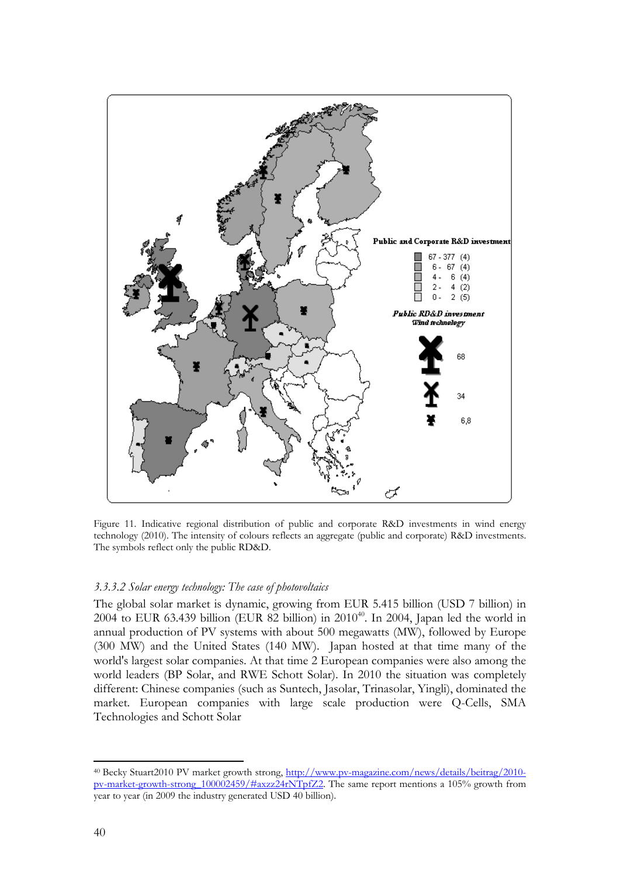Figure 11. Indicative regional distribution of public and corporate R&D investments in wind energy technology (2010). The intensity of colours reflects an aggregate (public and corporate) R&D investments. The symbols reflect only the public RD&D.

### *3.3.3.2 Solar energy technology: The case of photovoltaics*

The global solar market is dynamic, growing from EUR 5.415 billion (USD 7 billion) in 2004 to EUR 63.439 billion (EUR 82 billion) in 2010[40]. In 2004, Japan led the world in annual production of PV systems with about 500 megawatts (MW), followed by Europe (300 MW) and the United States (140 MW). Japan hosted at that time many of the world's largest solar companies. At that time 2 European companies were also among the world leaders (BP Solar, and RWE Schott Solar). In 2010 the situation was completely different: Chinese companies (such as Suntech, Jasolar, Trinasolar, Yingli), dominated the market. European companies with large scale production were Q-Cells, SMA Technologies and Schott Solar

---

[40] Becky Stuart2010 PV market growth strong, http://www.pv-magazine.com/news/details/beitrag/2010-pv-market-growth-strong_100002459/#axzz24rNTpfZ2. The same report mentions a 105% growth from year to year (in 2009 the industry generated USD 40 billion).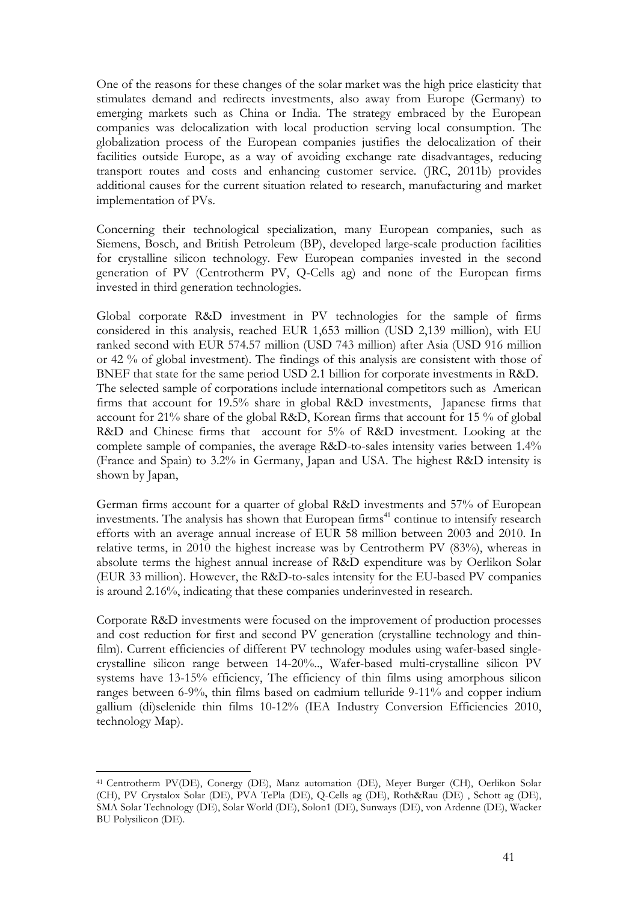One of the reasons for these changes of the solar market was the high price elasticity that stimulates demand and redirects investments, also away from Europe (Germany) to emerging markets such as China or India. The strategy embraced by the European companies was delocalization with local production serving local consumption. The globalization process of the European companies justifies the delocalization of their facilities outside Europe, as a way of avoiding exchange rate disadvantages, reducing transport routes and costs and enhancing customer service. (JRC, 2011b) provides additional causes for the current situation related to research, manufacturing and market implementation of PVs.

Concerning their technological specialization, many European companies, such as Siemens, Bosch, and British Petroleum (BP), developed large-scale production facilities for crystalline silicon technology. Few European companies invested in the second generation of PV (Centrotherm PV, Q-Cells ag) and none of the European firms invested in third generation technologies.

Global corporate R&D investment in PV technologies for the sample of firms considered in this analysis, reached EUR 1,653 million (USD 2,139 million), with EU ranked second with EUR 574.57 million (USD 743 million) after Asia (USD 916 million or 42 % of global investment). The findings of this analysis are consistent with those of BNEF that state for the same period USD 2.1 billion for corporate investments in R&D. The selected sample of corporations include international competitors such as American firms that account for 19.5% share in global R&D investments, Japanese firms that account for 21% share of the global R&D, Korean firms that account for 15 % of global R&D and Chinese firms that account for 5% of R&D investment. Looking at the complete sample of companies, the average R&D-to-sales intensity varies between 1.4% (France and Spain) to 3.2% in Germany, Japan and USA. The highest R&D intensity is shown by Japan,

German firms account for a quarter of global R&D investments and 57% of European investments. The analysis has shown that European firms[41] continue to intensify research efforts with an average annual increase of EUR 58 million between 2003 and 2010. In relative terms, in 2010 the highest increase was by Centrotherm PV (83%), whereas in absolute terms the highest annual increase of R&D expenditure was by Oerlikon Solar (EUR 33 million). However, the R&D-to-sales intensity for the EU-based PV companies is around 2.16%, indicating that these companies underinvested in research.

Corporate R&D investments were focused on the improvement of production processes and cost reduction for first and second PV generation (crystalline technology and thin-film). Current efficiencies of different PV technology modules using wafer-based single-crystalline silicon range between 14-20%.., Wafer-based multi-crystalline silicon PV systems have 13-15% efficiency, The efficiency of thin films using amorphous silicon ranges between 6-9%, thin films based on cadmium telluride 9-11% and copper indium gallium (di)selenide thin films 10-12% (IEA Industry Conversion Efficiencies 2010, technology Map).

---

[41] Centrotherm PV(DE), Conergy (DE), Manz automation (DE), Meyer Burger (CH), Oerlikon Solar (CH), PV Crystalox Solar (DE), PVA TePla (DE), Q-Cells ag (DE), Roth&Rau (DE) , Schott ag (DE), SMA Solar Technology (DE), Solar World (DE), Solon1 (DE), Sunways (DE), von Ardenne (DE), Wacker BU Polysilicon (DE).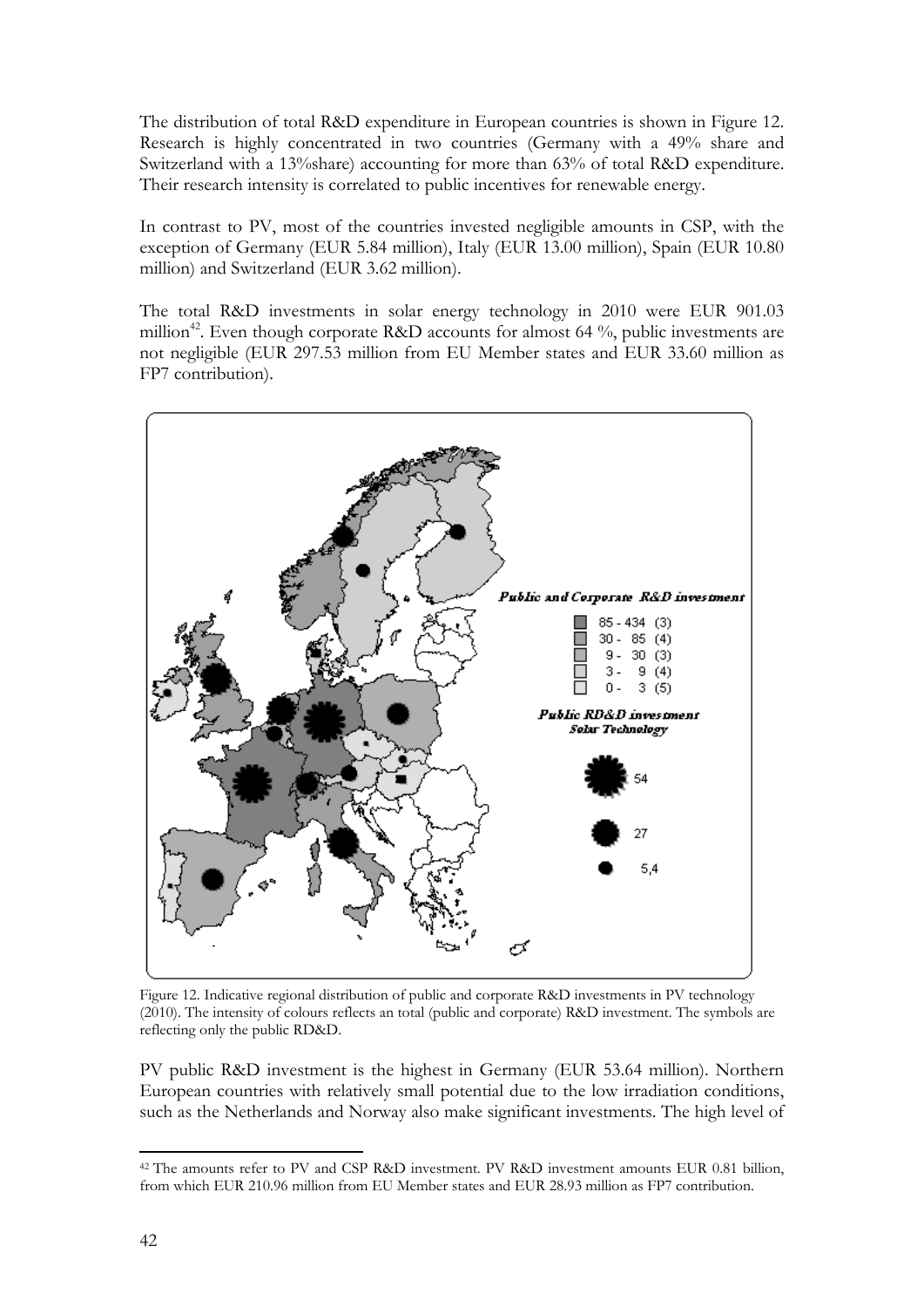The distribution of total R&D expenditure in European countries is shown in Figure 12. Research is highly concentrated in two countries (Germany with a 49% share and Switzerland with a 13%share) accounting for more than 63% of total R&D expenditure. Their research intensity is correlated to public incentives for renewable energy.

In contrast to PV, most of the countries invested negligible amounts in CSP, with the exception of Germany (EUR 5.84 million), Italy (EUR 13.00 million), Spain (EUR 10.80 million) and Switzerland (EUR 3.62 million).

The total R&D investments in solar energy technology in 2010 were EUR 901.03 million[42]. Even though corporate R&D accounts for almost 64 %, public investments are not negligible (EUR 297.53 million from EU Member states and EUR 33.60 million as FP7 contribution).

Figure 12. Indicative regional distribution of public and corporate R&D investments in PV technology (2010). The intensity of colours reflects an total (public and corporate) R&D investment. The symbols are reflecting only the public RD&D.

PV public R&D investment is the highest in Germany (EUR 53.64 million). Northern European countries with relatively small potential due to the low irradiation conditions, such as the Netherlands and Norway also make significant investments. The high level of

[42] The amounts refer to PV and CSP R&D investment. PV R&D investment amounts EUR 0.81 billion, from which EUR 210.96 million from EU Member states and EUR 28.93 million as FP7 contribution.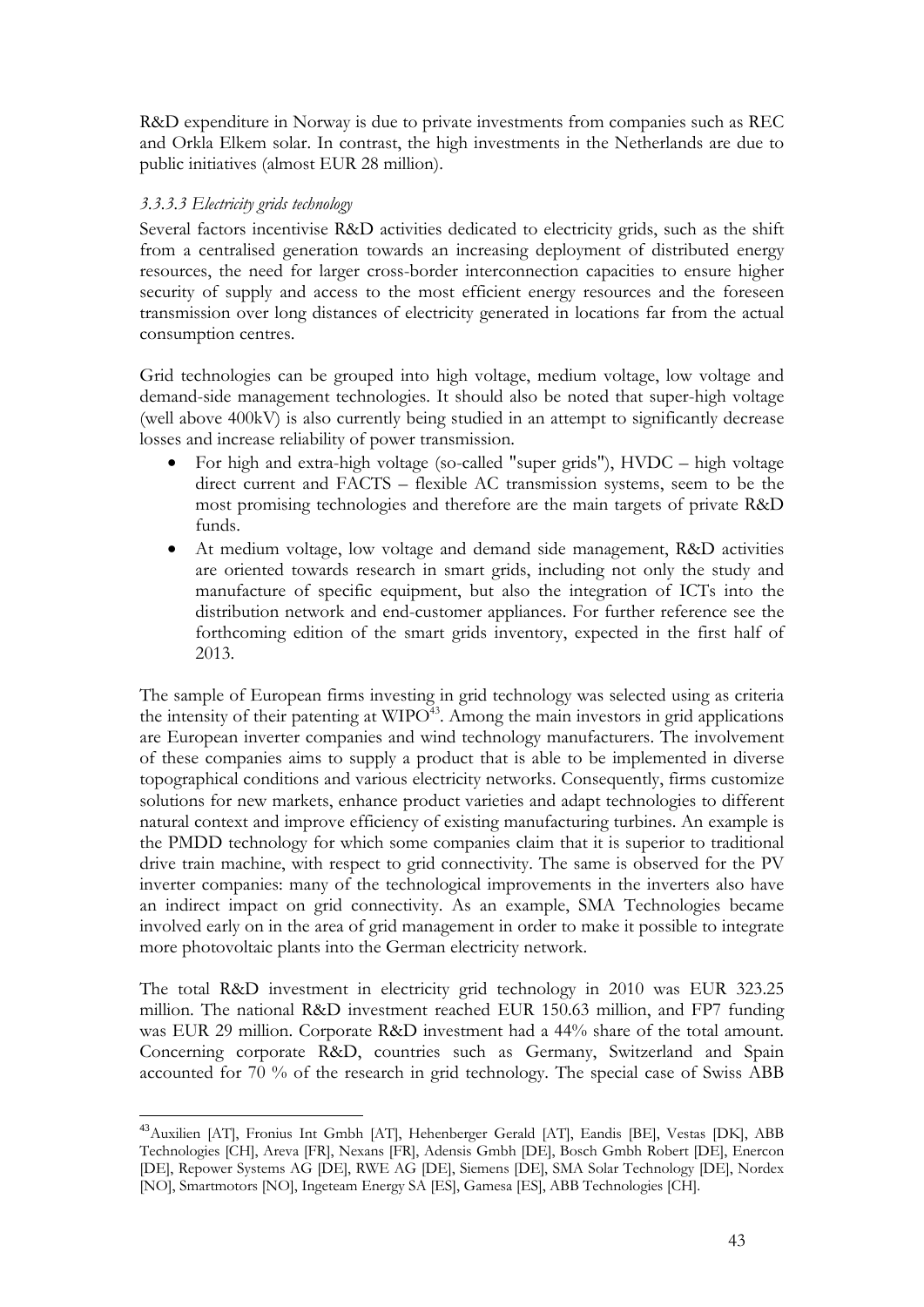R&D expenditure in Norway is due to private investments from companies such as REC and Orkla Elkem solar. In contrast, the high investments in the Netherlands are due to public initiatives (almost EUR 28 million).

#### *3.3.3.3 Electricity grids technology*

Several factors incentivise R&D activities dedicated to electricity grids, such as the shift from a centralised generation towards an increasing deployment of distributed energy resources, the need for larger cross-border interconnection capacities to ensure higher security of supply and access to the most efficient energy resources and the foreseen transmission over long distances of electricity generated in locations far from the actual consumption centres.

Grid technologies can be grouped into high voltage, medium voltage, low voltage and demand-side management technologies. It should also be noted that super-high voltage (well above 400kV) is also currently being studied in an attempt to significantly decrease losses and increase reliability of power transmission.

- For high and extra-high voltage (so-called "super grids"), HVDC – high voltage direct current and FACTS – flexible AC transmission systems, seem to be the most promising technologies and therefore are the main targets of private R&D funds.
- At medium voltage, low voltage and demand side management, R&D activities are oriented towards research in smart grids, including not only the study and manufacture of specific equipment, but also the integration of ICTs into the distribution network and end-customer appliances. For further reference see the forthcoming edition of the smart grids inventory, expected in the first half of 2013.

The sample of European firms investing in grid technology was selected using as criteria the intensity of their patenting at WIPO[43]. Among the main investors in grid applications are European inverter companies and wind technology manufacturers. The involvement of these companies aims to supply a product that is able to be implemented in diverse topographical conditions and various electricity networks. Consequently, firms customize solutions for new markets, enhance product varieties and adapt technologies to different natural context and improve efficiency of existing manufacturing turbines. An example is the PMDD technology for which some companies claim that it is superior to traditional drive train machine, with respect to grid connectivity. The same is observed for the PV inverter companies: many of the technological improvements in the inverters also have an indirect impact on grid connectivity. As an example, SMA Technologies became involved early on in the area of grid management in order to make it possible to integrate more photovoltaic plants into the German electricity network.

The total R&D investment in electricity grid technology in 2010 was EUR 323.25 million. The national R&D investment reached EUR 150.63 million, and FP7 funding was EUR 29 million. Corporate R&D investment had a 44% share of the total amount. Concerning corporate R&D, countries such as Germany, Switzerland and Spain accounted for 70 % of the research in grid technology. The special case of Swiss ABB

---

[43] Auxilien [AT], Fronius Int Gmbh [AT], Hehenberger Gerald [AT], Eandis [BE], Vestas [DK], ABB Technologies [CH], Areva [FR], Nexans [FR], Adensis Gmbh [DE], Bosch Gmbh Robert [DE], Enercon [DE], Repower Systems AG [DE], RWE AG [DE], Siemens [DE], SMA Solar Technology [DE], Nordex [NO], Smartmotors [NO], Ingeteam Energy SA [ES], Gamesa [ES], ABB Technologies [CH].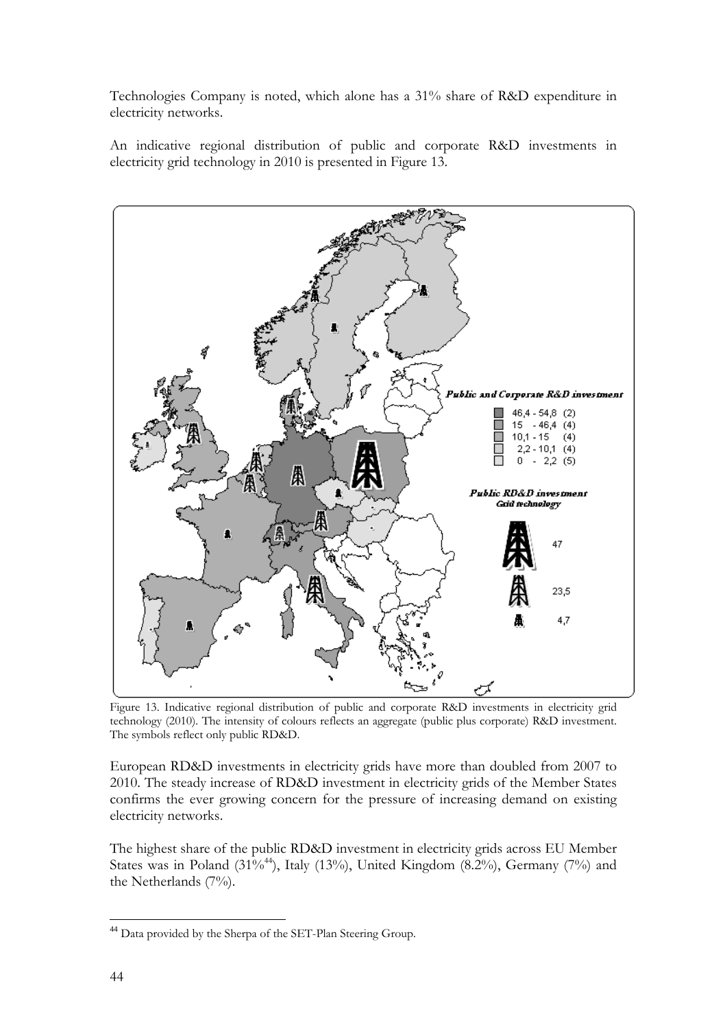Technologies Company is noted, which alone has a 31% share of R&D expenditure in electricity networks.

An indicative regional distribution of public and corporate R&D investments in electricity grid technology in 2010 is presented in Figure 13.

Figure 13. Indicative regional distribution of public and corporate R&D investments in electricity grid technology (2010). The intensity of colours reflects an aggregate (public plus corporate) R&D investment. The symbols reflect only public RD&D.

European RD&D investments in electricity grids have more than doubled from 2007 to 2010. The steady increase of RD&D investment in electricity grids of the Member States confirms the ever growing concern for the pressure of increasing demand on existing electricity networks.

The highest share of the public RD&D investment in electricity grids across EU Member States was in Poland (31%[44]), Italy (13%), United Kingdom (8.2%), Germany (7%) and the Netherlands (7%).

[44] Data provided by the Sherpa of the SET-Plan Steering Group.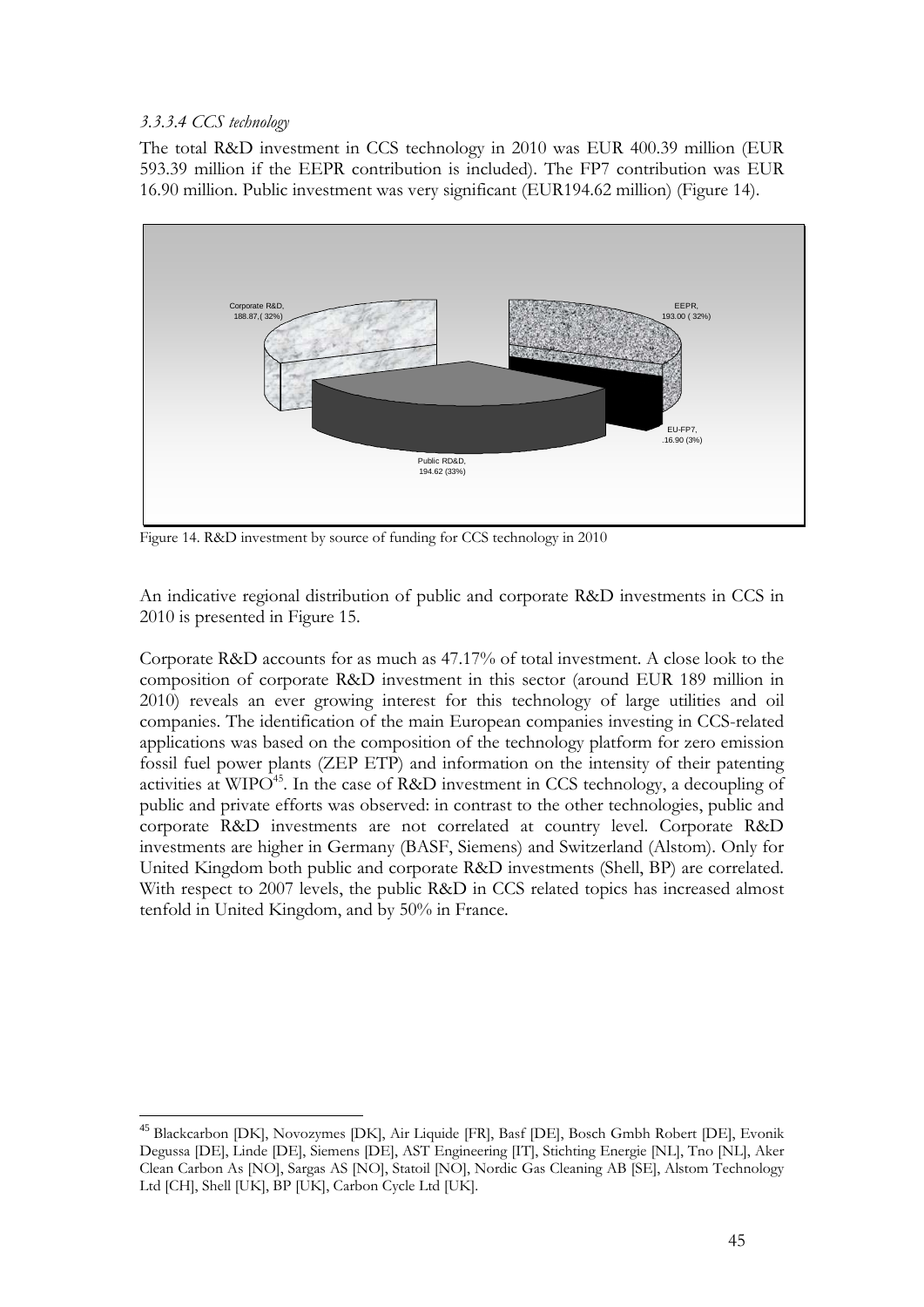*3.3.3.4 CCS technology*

The total R&D investment in CCS technology in 2010 was EUR 400.39 million (EUR 593.39 million if the EEPR contribution is included). The FP7 contribution was EUR 16.90 million. Public investment was very significant (EUR194.62 million) (Figure 14).

Corporate R&D, 188.87,( 32%)

EEPR, 193.00 ( 32%)

EU-FP7, .16.90 (3%)

Public RD&D, 194.62 (33%)

Figure 14. R&D investment by source of funding for CCS technology in 2010

An indicative regional distribution of public and corporate R&D investments in CCS in 2010 is presented in Figure 15.

Corporate R&D accounts for as much as 47.17% of total investment. A close look to the composition of corporate R&D investment in this sector (around EUR 189 million in 2010) reveals an ever growing interest for this technology of large utilities and oil companies. The identification of the main European companies investing in CCS-related applications was based on the composition of the technology platform for zero emission fossil fuel power plants (ZEP ETP) and information on the intensity of their patenting activities at WIPO[45]. In the case of R&D investment in CCS technology, a decoupling of public and private efforts was observed: in contrast to the other technologies, public and corporate R&D investments are not correlated at country level. Corporate R&D investments are higher in Germany (BASF, Siemens) and Switzerland (Alstom). Only for United Kingdom both public and corporate R&D investments (Shell, BP) are correlated. With respect to 2007 levels, the public R&D in CCS related topics has increased almost tenfold in United Kingdom, and by 50% in France.

[45] Blackcarbon [DK], Novozymes [DK], Air Liquide [FR], Basf [DE], Bosch Gmbh Robert [DE], Evonik Degussa [DE], Linde [DE], Siemens [DE], AST Engineering [IT], Stichting Energie [NL], Tno [NL], Aker Clean Carbon As [NO], Sargas AS [NO], Statoil [NO], Nordic Gas Cleaning AB [SE], Alstom Technology Ltd [CH], Shell [UK], BP [UK], Carbon Cycle Ltd [UK].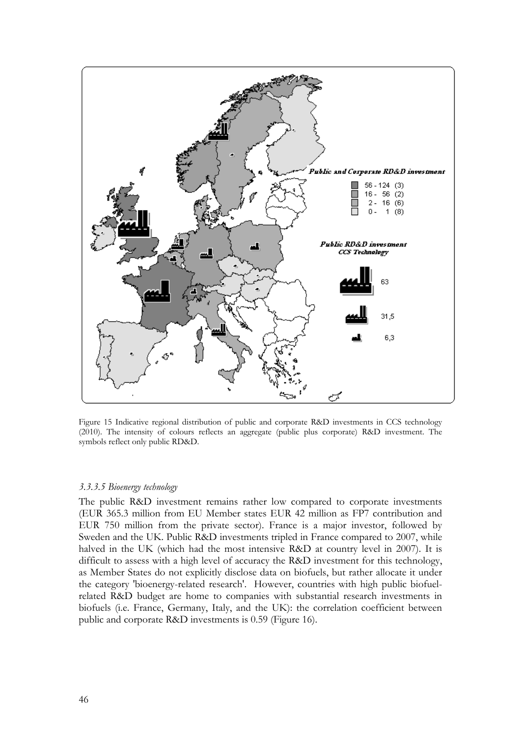Figure 15 Indicative regional distribution of public and corporate R&D investments in CCS technology (2010). The intensity of colours reflects an aggregate (public plus corporate) R&D investment. The symbols reflect only public RD&D.

### *3.3.3.5 Bioenergy technology*

The public R&D investment remains rather low compared to corporate investments (EUR 365.3 million from EU Member states EUR 42 million as FP7 contribution and EUR 750 million from the private sector). France is a major investor, followed by Sweden and the UK. Public R&D investments tripled in France compared to 2007, while halved in the UK (which had the most intensive R&D at country level in 2007). It is difficult to assess with a high level of accuracy the R&D investment for this technology, as Member States do not explicitly disclose data on biofuels, but rather allocate it under the category 'bioenergy-related research'. However, countries with high public biofuel-related R&D budget are home to companies with substantial research investments in biofuels (i.e. France, Germany, Italy, and the UK): the correlation coefficient between public and corporate R&D investments is 0.59 (Figure 16).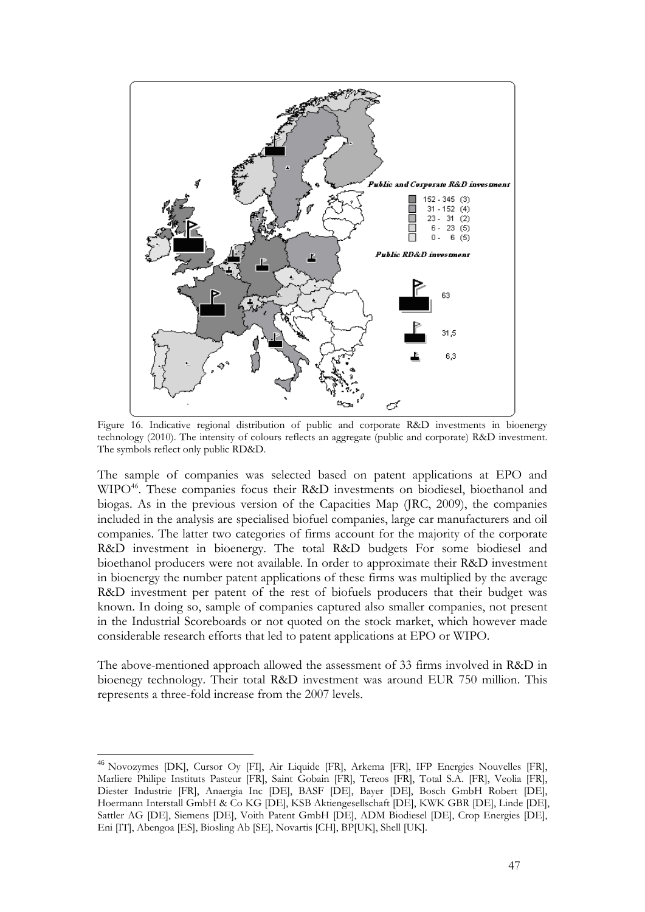Figure 16. Indicative regional distribution of public and corporate R&D investments in bioenergy technology (2010). The intensity of colours reflects an aggregate (public and corporate) R&D investment. The symbols reflect only public RD&D.

The sample of companies was selected based on patent applications at EPO and WIPO[46]. These companies focus their R&D investments on biodiesel, bioethanol and biogas. As in the previous version of the Capacities Map (JRC, 2009), the companies included in the analysis are specialised biofuel companies, large car manufacturers and oil companies. The latter two categories of firms account for the majority of the corporate R&D investment in bioenergy. The total R&D budgets For some biodiesel and bioethanol producers were not available. In order to approximate their R&D investment in bioenergy the number patent applications of these firms was multiplied by the average R&D investment per patent of the rest of biofuels producers that their budget was known. In doing so, sample of companies captured also smaller companies, not present in the Industrial Scoreboards or not quoted on the stock market, which however made considerable research efforts that led to patent applications at EPO or WIPO.

The above-mentioned approach allowed the assessment of 33 firms involved in R&D in bioenegy technology. Their total R&D investment was around EUR 750 million. This represents a three-fold increase from the 2007 levels.

[46] Novozymes [DK], Cursor Oy [FI], Air Liquide [FR], Arkema [FR], IFP Energies Nouvelles [FR], Marliere Philipe Instituts Pasteur [FR], Saint Gobain [FR], Tereos [FR], Total S.A. [FR], Veolia [FR], Diester Industrie [FR], Anaergia Inc [DE], BASF [DE], Bayer [DE], Bosch GmbH Robert [DE], Hoermann Interstall GmbH & Co KG [DE], KSB Aktiengesellschaft [DE], KWK GBR [DE], Linde [DE], Sattler AG [DE], Siemens [DE], Voith Patent GmbH [DE], ADM Biodiesel [DE], Crop Energies [DE], Eni [IT], Abengoa [ES], Biosling Ab [SE], Novartis [CH], BP[UK], Shell [UK].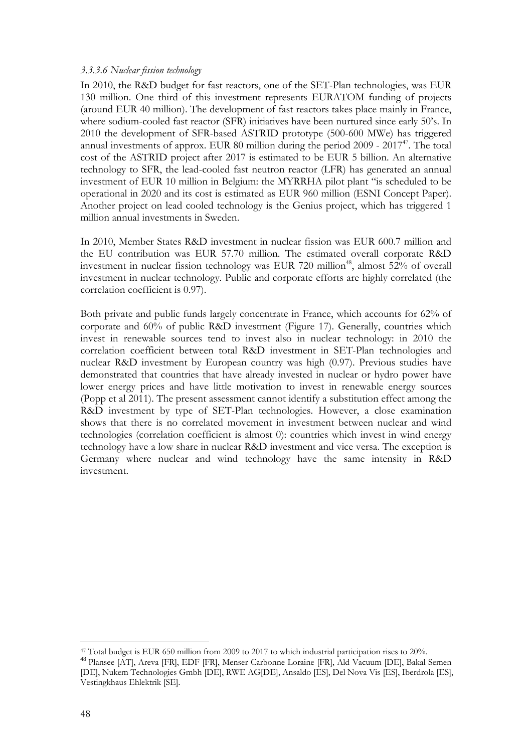*3.3.3.6 Nuclear fission technology*

In 2010, the R&D budget for fast reactors, one of the SET-Plan technologies, was EUR 130 million. One third of this investment represents EURATOM funding of projects (around EUR 40 million). The development of fast reactors takes place mainly in France, where sodium-cooled fast reactor (SFR) initiatives have been nurtured since early 50's. In 2010 the development of SFR-based ASTRID prototype (500-600 MWe) has triggered annual investments of approx. EUR 80 million during the period 2009 - 2017[47]. The total cost of the ASTRID project after 2017 is estimated to be EUR 5 billion. An alternative technology to SFR, the lead-cooled fast neutron reactor (LFR) has generated an annual investment of EUR 10 million in Belgium: the MYRRHA pilot plant "is scheduled to be operational in 2020 and its cost is estimated as EUR 960 million (ESNI Concept Paper). Another project on lead cooled technology is the Genius project, which has triggered 1 million annual investments in Sweden.

In 2010, Member States R&D investment in nuclear fission was EUR 600.7 million and the EU contribution was EUR 57.70 million. The estimated overall corporate R&D investment in nuclear fission technology was EUR 720 million[48], almost 52% of overall investment in nuclear technology. Public and corporate efforts are highly correlated (the correlation coefficient is 0.97).

Both private and public funds largely concentrate in France, which accounts for 62% of corporate and 60% of public R&D investment (Figure 17). Generally, countries which invest in renewable sources tend to invest also in nuclear technology: in 2010 the correlation coefficient between total R&D investment in SET-Plan technologies and nuclear R&D investment by European country was high (0.97). Previous studies have demonstrated that countries that have already invested in nuclear or hydro power have lower energy prices and have little motivation to invest in renewable energy sources (Popp et al 2011). The present assessment cannot identify a substitution effect among the R&D investment by type of SET-Plan technologies. However, a close examination shows that there is no correlated movement in investment between nuclear and wind technologies (correlation coefficient is almost 0): countries which invest in wind energy technology have a low share in nuclear R&D investment and vice versa. The exception is Germany where nuclear and wind technology have the same intensity in R&D investment.

[47] Total budget is EUR 650 million from 2009 to 2017 to which industrial participation rises to 20%.

[48] Plansee [AT], Areva [FR], EDF [FR], Menser Carbonne Loraine [FR], Ald Vacuum [DE], Bakal Semen [DE], Nukem Technologies Gmbh [DE], RWE AG[DE], Ansaldo [ES], Del Nova Vis [ES], Iberdrola [ES], Vestingkhaus Ehlektrik [SE].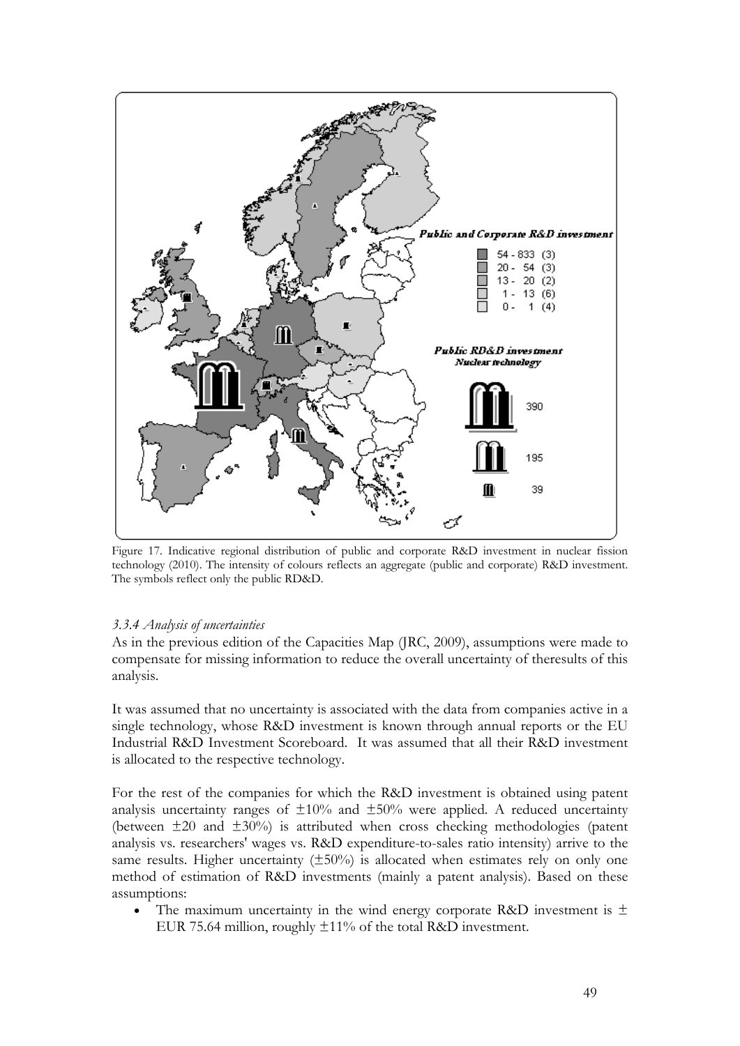Figure 17. Indicative regional distribution of public and corporate R&D investment in nuclear fission technology (2010). The intensity of colours reflects an aggregate (public and corporate) R&D investment. The symbols reflect only the public RD&D.

### *3.3.4 Analysis of uncertainties*

As in the previous edition of the Capacities Map (JRC, 2009), assumptions were made to compensate for missing information to reduce the overall uncertainty of theresults of this analysis.

It was assumed that no uncertainty is associated with the data from companies active in a single technology, whose R&D investment is known through annual reports or the EU Industrial R&D Investment Scoreboard. It was assumed that all their R&D investment is allocated to the respective technology.

For the rest of the companies for which the R&D investment is obtained using patent analysis uncertainty ranges of ±10% and ±50% were applied. A reduced uncertainty (between ±20 and ±30%) is attributed when cross checking methodologies (patent analysis vs. researchers' wages vs. R&D expenditure-to-sales ratio intensity) arrive to the same results. Higher uncertainty (±50%) is allocated when estimates rely on only one method of estimation of R&D investments (mainly a patent analysis). Based on these assumptions:

- The maximum uncertainty in the wind energy corporate R&D investment is ± EUR 75.64 million, roughly ±11% of the total R&D investment.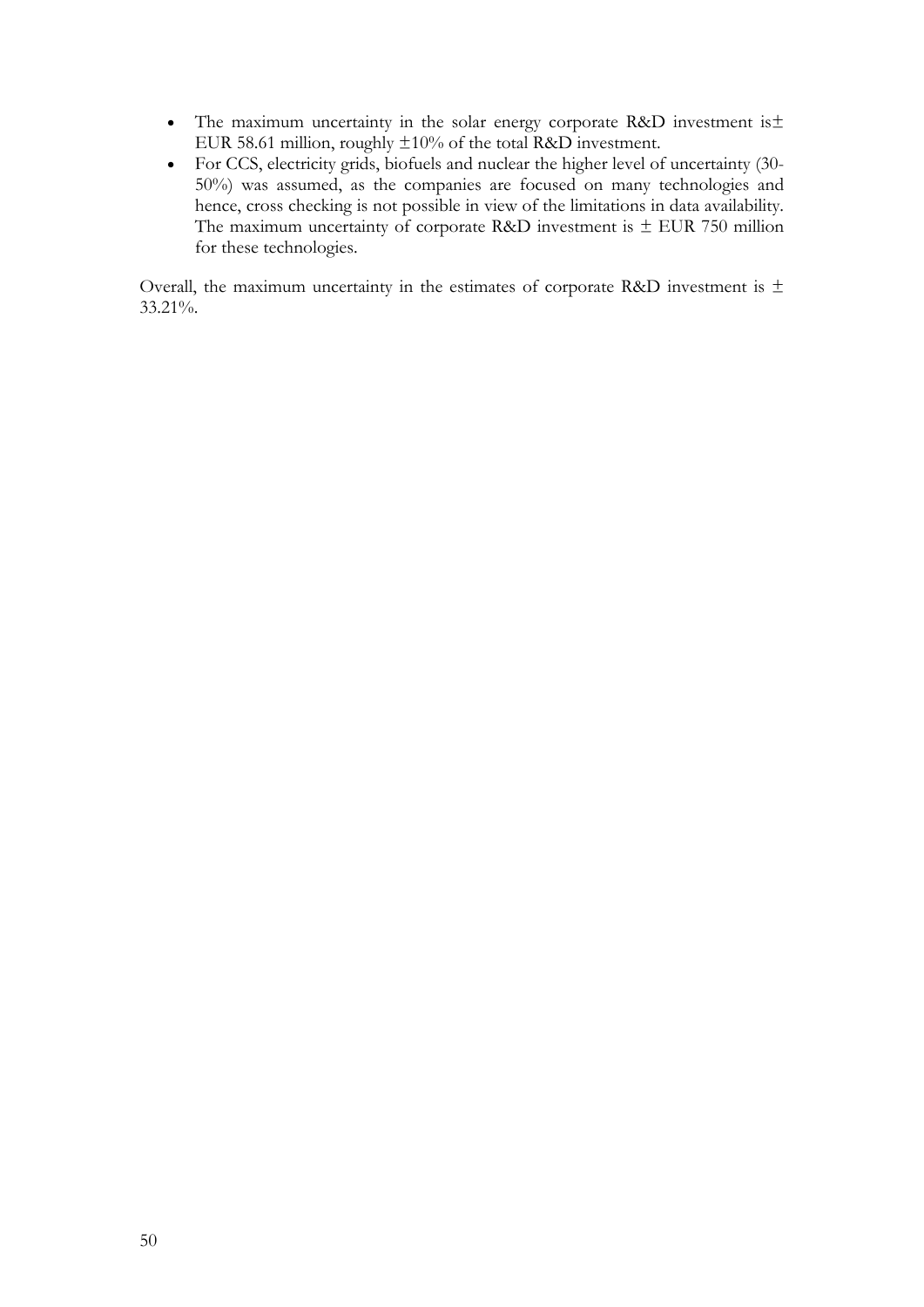- The maximum uncertainty in the solar energy corporate R&D investment is± EUR 58.61 million, roughly ±10% of the total R&D investment.
- For CCS, electricity grids, biofuels and nuclear the higher level of uncertainty (30-50%) was assumed, as the companies are focused on many technologies and hence, cross checking is not possible in view of the limitations in data availability. The maximum uncertainty of corporate R&D investment is ± EUR 750 million for these technologies.

Overall, the maximum uncertainty in the estimates of corporate R&D investment is ± 33.21%.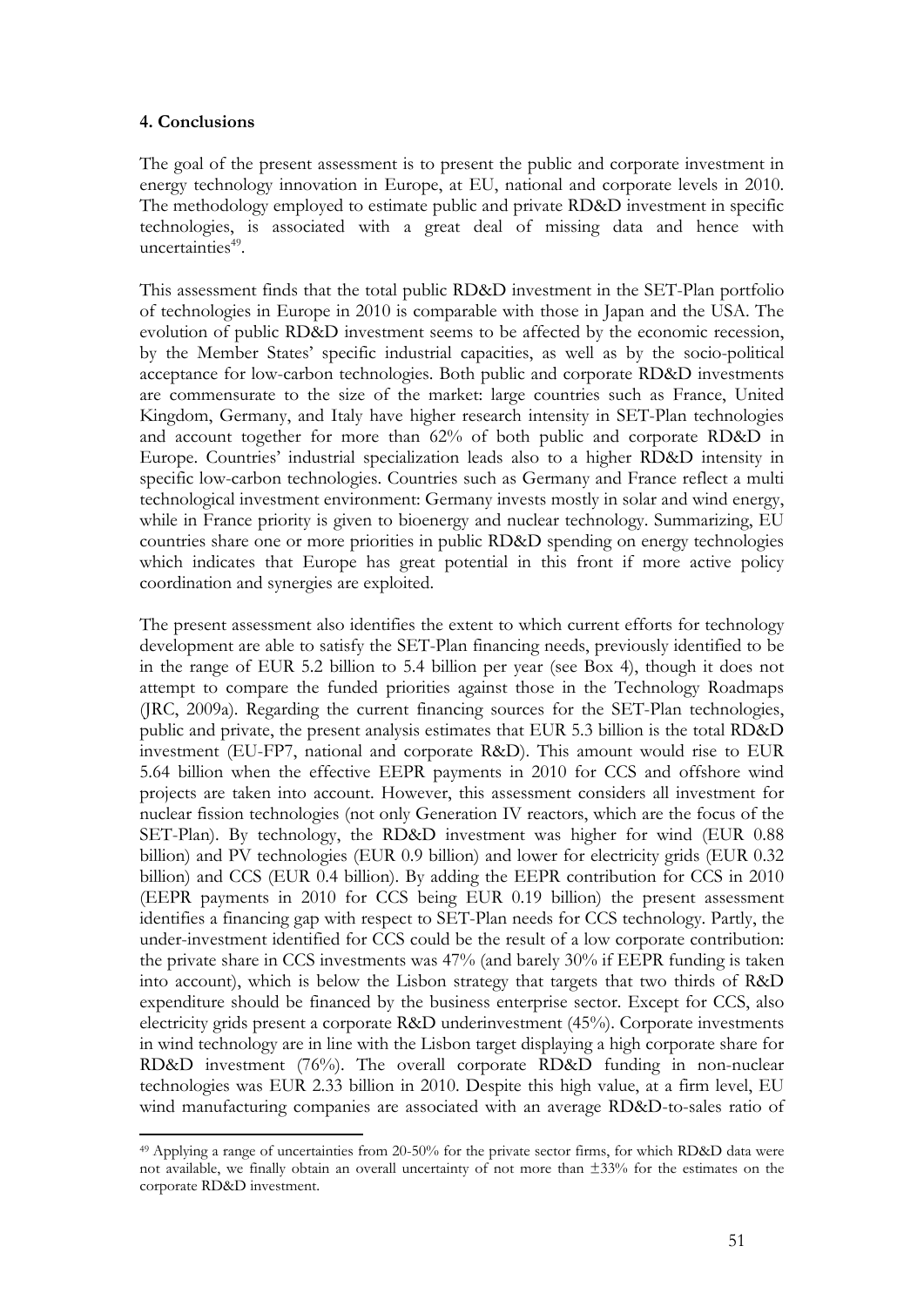### 4. Conclusions

The goal of the present assessment is to present the public and corporate investment in energy technology innovation in Europe, at EU, national and corporate levels in 2010. The methodology employed to estimate public and private RD&D investment in specific technologies, is associated with a great deal of missing data and hence with uncertainties[49].

This assessment finds that the total public RD&D investment in the SET-Plan portfolio of technologies in Europe in 2010 is comparable with those in Japan and the USA. The evolution of public RD&D investment seems to be affected by the economic recession, by the Member States' specific industrial capacities, as well as by the socio-political acceptance for low-carbon technologies. Both public and corporate RD&D investments are commensurate to the size of the market: large countries such as France, United Kingdom, Germany, and Italy have higher research intensity in SET-Plan technologies and account together for more than 62% of both public and corporate RD&D in Europe. Countries' industrial specialization leads also to a higher RD&D intensity in specific low-carbon technologies. Countries such as Germany and France reflect a multi technological investment environment: Germany invests mostly in solar and wind energy, while in France priority is given to bioenergy and nuclear technology. Summarizing, EU countries share one or more priorities in public RD&D spending on energy technologies which indicates that Europe has great potential in this front if more active policy coordination and synergies are exploited.

The present assessment also identifies the extent to which current efforts for technology development are able to satisfy the SET-Plan financing needs, previously identified to be in the range of EUR 5.2 billion to 5.4 billion per year (see Box 4), though it does not attempt to compare the funded priorities against those in the Technology Roadmaps (JRC, 2009a). Regarding the current financing sources for the SET-Plan technologies, public and private, the present analysis estimates that EUR 5.3 billion is the total RD&D investment (EU-FP7, national and corporate R&D). This amount would rise to EUR 5.64 billion when the effective EEPR payments in 2010 for CCS and offshore wind projects are taken into account. However, this assessment considers all investment for nuclear fission technologies (not only Generation IV reactors, which are the focus of the SET-Plan). By technology, the RD&D investment was higher for wind (EUR 0.88 billion) and PV technologies (EUR 0.9 billion) and lower for electricity grids (EUR 0.32 billion) and CCS (EUR 0.4 billion). By adding the EEPR contribution for CCS in 2010 (EEPR payments in 2010 for CCS being EUR 0.19 billion) the present assessment identifies a financing gap with respect to SET-Plan needs for CCS technology. Partly, the under-investment identified for CCS could be the result of a low corporate contribution: the private share in CCS investments was 47% (and barely 30% if EEPR funding is taken into account), which is below the Lisbon strategy that targets that two thirds of R&D expenditure should be financed by the business enterprise sector. Except for CCS, also electricity grids present a corporate R&D underinvestment (45%). Corporate investments in wind technology are in line with the Lisbon target displaying a high corporate share for RD&D investment (76%). The overall corporate RD&D funding in non-nuclear technologies was EUR 2.33 billion in 2010. Despite this high value, at a firm level, EU wind manufacturing companies are associated with an average RD&D-to-sales ratio of

---

[49] Applying a range of uncertainties from 20-50% for the private sector firms, for which RD&D data were not available, we finally obtain an overall uncertainty of not more than ±33% for the estimates on the corporate RD&D investment.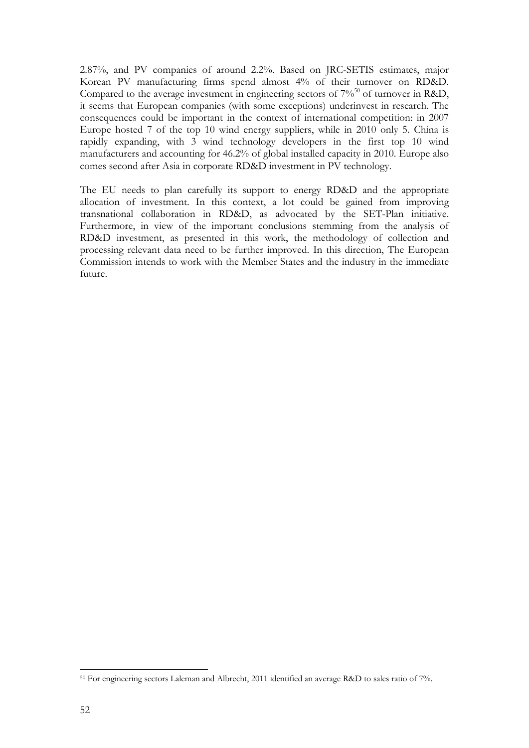2.87%, and PV companies of around 2.2%. Based on JRC-SETIS estimates, major Korean PV manufacturing firms spend almost 4% of their turnover on RD&D. Compared to the average investment in engineering sectors of 7%[50] of turnover in R&D, it seems that European companies (with some exceptions) underinvest in research. The consequences could be important in the context of international competition: in 2007 Europe hosted 7 of the top 10 wind energy suppliers, while in 2010 only 5. China is rapidly expanding, with 3 wind technology developers in the first top 10 wind manufacturers and accounting for 46.2% of global installed capacity in 2010. Europe also comes second after Asia in corporate RD&D investment in PV technology.

The EU needs to plan carefully its support to energy RD&D and the appropriate allocation of investment. In this context, a lot could be gained from improving transnational collaboration in RD&D, as advocated by the SET-Plan initiative. Furthermore, in view of the important conclusions stemming from the analysis of RD&D investment, as presented in this work, the methodology of collection and processing relevant data need to be further improved. In this direction, The European Commission intends to work with the Member States and the industry in the immediate future.

[50] For engineering sectors Laleman and Albrecht, 2011 identified an average R&D to sales ratio of 7%.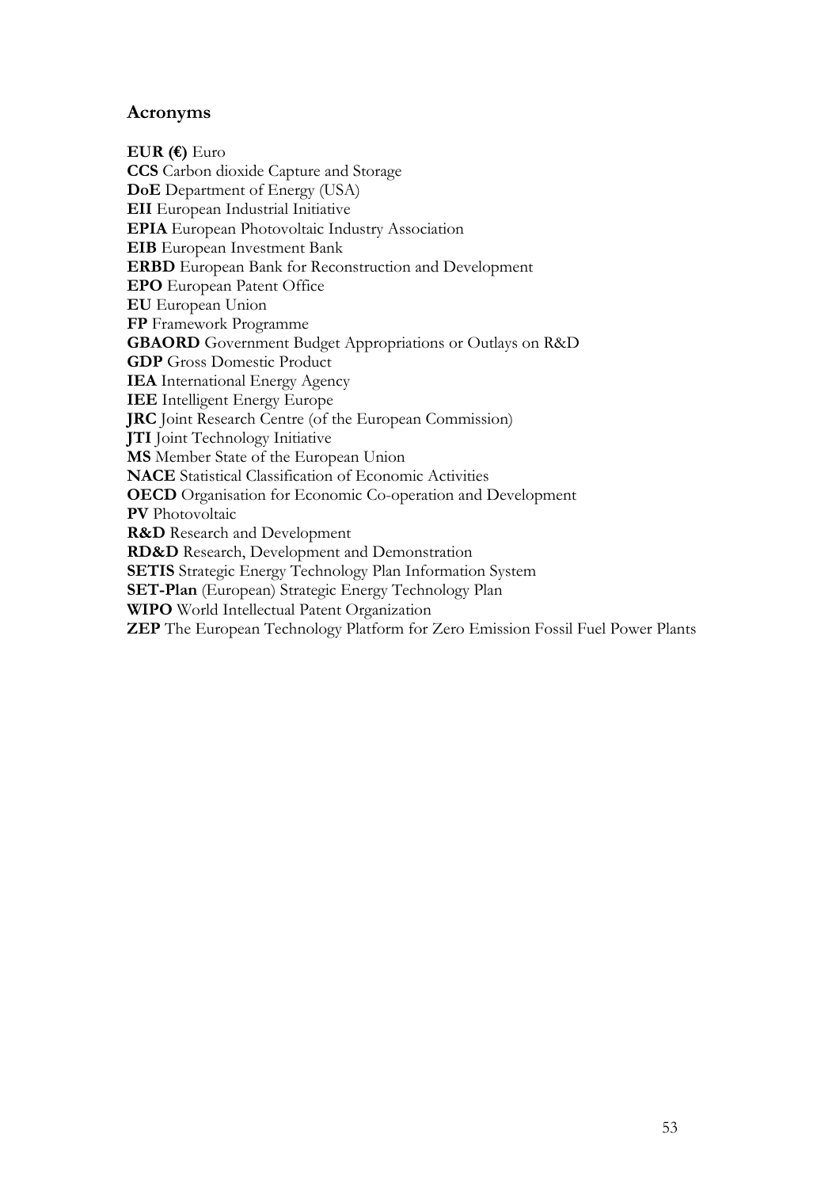## Acronyms

**EUR (€)** Euro  
**CCS** Carbon dioxide Capture and Storage  
**DoE** Department of Energy (USA)  
**EII** European Industrial Initiative  
**EPIA** European Photovoltaic Industry Association  
**EIB** European Investment Bank  
**ERBD** European Bank for Reconstruction and Development  
**EPO** European Patent Office  
**EU** European Union  
**FP** Framework Programme  
**GBAORD** Government Budget Appropriations or Outlays on R&D  
**GDP** Gross Domestic Product  
**IEA** International Energy Agency  
**IEE** Intelligent Energy Europe  
**JRC** Joint Research Centre (of the European Commission)  
**JTI** Joint Technology Initiative  
**MS** Member State of the European Union  
**NACE** Statistical Classification of Economic Activities  
**OECD** Organisation for Economic Co-operation and Development  
**PV** Photovoltaic  
**R&D** Research and Development  
**RD&D** Research, Development and Demonstration  
**SETIS** Strategic Energy Technology Plan Information System  
**SET-Plan** (European) Strategic Energy Technology Plan  
**WIPO** World Intellectual Patent Organization  
**ZEP** The European Technology Platform for Zero Emission Fossil Fuel Power Plants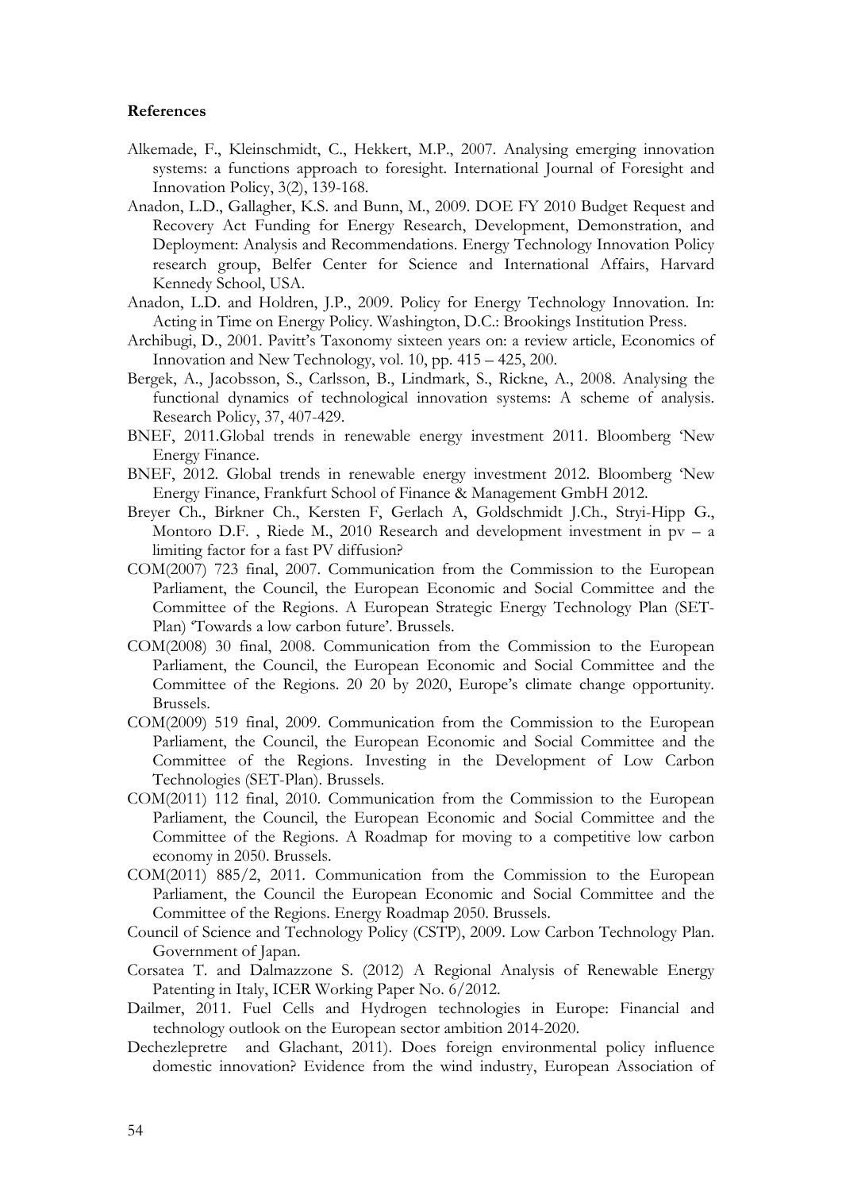**References**

Alkemade, F., Kleinschmidt, C., Hekkert, M.P., 2007. Analysing emerging innovation systems: a functions approach to foresight. International Journal of Foresight and Innovation Policy, 3(2), 139-168.

Anadon, L.D., Gallagher, K.S. and Bunn, M., 2009. DOE FY 2010 Budget Request and Recovery Act Funding for Energy Research, Development, Demonstration, and Deployment: Analysis and Recommendations. Energy Technology Innovation Policy research group, Belfer Center for Science and International Affairs, Harvard Kennedy School, USA.

Anadon, L.D. and Holdren, J.P., 2009. Policy for Energy Technology Innovation. In: Acting in Time on Energy Policy. Washington, D.C.: Brookings Institution Press.

Archibugi, D., 2001. Pavitt's Taxonomy sixteen years on: a review article, Economics of Innovation and New Technology, vol. 10, pp. 415 – 425, 200.

Bergek, A., Jacobsson, S., Carlsson, B., Lindmark, S., Rickne, A., 2008. Analysing the functional dynamics of technological innovation systems: A scheme of analysis. Research Policy, 37, 407-429.

BNEF, 2011.Global trends in renewable energy investment 2011. Bloomberg 'New Energy Finance.

BNEF, 2012. Global trends in renewable energy investment 2012. Bloomberg 'New Energy Finance, Frankfurt School of Finance & Management GmbH 2012.

Breyer Ch., Birkner Ch., Kersten F, Gerlach A, Goldschmidt J.Ch., Stryi-Hipp G., Montoro D.F. , Riede M., 2010 Research and development investment in pv – a limiting factor for a fast PV diffusion?

COM(2007) 723 final, 2007. Communication from the Commission to the European Parliament, the Council, the European Economic and Social Committee and the Committee of the Regions. A European Strategic Energy Technology Plan (SET-Plan) 'Towards a low carbon future'. Brussels.

COM(2008) 30 final, 2008. Communication from the Commission to the European Parliament, the Council, the European Economic and Social Committee and the Committee of the Regions. 20 20 by 2020, Europe's climate change opportunity. Brussels.

COM(2009) 519 final, 2009. Communication from the Commission to the European Parliament, the Council, the European Economic and Social Committee and the Committee of the Regions. Investing in the Development of Low Carbon Technologies (SET-Plan). Brussels.

COM(2011) 112 final, 2010. Communication from the Commission to the European Parliament, the Council, the European Economic and Social Committee and the Committee of the Regions. A Roadmap for moving to a competitive low carbon economy in 2050. Brussels.

COM(2011) 885/2, 2011. Communication from the Commission to the European Parliament, the Council the European Economic and Social Committee and the Committee of the Regions. Energy Roadmap 2050. Brussels.

Council of Science and Technology Policy (CSTP), 2009. Low Carbon Technology Plan. Government of Japan.

Corsatea T. and Dalmazzone S. (2012) A Regional Analysis of Renewable Energy Patenting in Italy, ICER Working Paper No. 6/2012.

Dailmer, 2011. Fuel Cells and Hydrogen technologies in Europe: Financial and technology outlook on the European sector ambition 2014-2020.

Dechezlepretre and Glachant, 2011). Does foreign environmental policy influence domestic innovation? Evidence from the wind industry, European Association of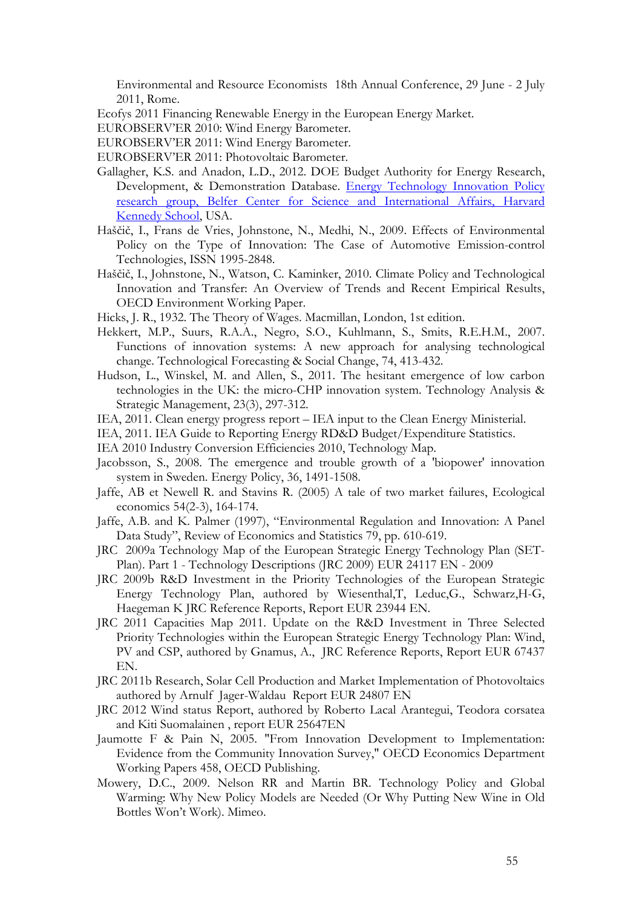Environmental and Resource Economists 18th Annual Conference, 29 June - 2 July 2011, Rome.

Ecofys 2011 Financing Renewable Energy in the European Energy Market.

EUROBSERV'ER 2010: Wind Energy Barometer.

EUROBSERV'ER 2011: Wind Energy Barometer.

EUROBSERV'ER 2011: Photovoltaic Barometer.

Gallagher, K.S. and Anadon, L.D., 2012. DOE Budget Authority for Energy Research, Development, & Demonstration Database. Energy Technology Innovation Policy research group, Belfer Center for Science and International Affairs, Harvard Kennedy School, USA.

Haščič, I., Frans de Vries, Johnstone, N., Medhi, N., 2009. Effects of Environmental Policy on the Type of Innovation: The Case of Automotive Emission-control Technologies, ISSN 1995-2848.

Haščič, I., Johnstone, N., Watson, C. Kaminker, 2010. Climate Policy and Technological Innovation and Transfer: An Overview of Trends and Recent Empirical Results, OECD Environment Working Paper.

Hicks, J. R., 1932. The Theory of Wages. Macmillan, London, 1st edition.

Hekkert, M.P., Suurs, R.A.A., Negro, S.O., Kuhlmann, S., Smits, R.E.H.M., 2007. Functions of innovation systems: A new approach for analysing technological change. Technological Forecasting & Social Change, 74, 413-432.

Hudson, L., Winskel, M. and Allen, S., 2011. The hesitant emergence of low carbon technologies in the UK: the micro-CHP innovation system. Technology Analysis & Strategic Management, 23(3), 297-312.

IEA, 2011. Clean energy progress report – IEA input to the Clean Energy Ministerial.

IEA, 2011. IEA Guide to Reporting Energy RD&D Budget/Expenditure Statistics.

IEA 2010 Industry Conversion Efficiencies 2010, Technology Map.

Jacobsson, S., 2008. The emergence and trouble growth of a 'biopower' innovation system in Sweden. Energy Policy, 36, 1491-1508.

Jaffe, AB et Newell R. and Stavins R. (2005) A tale of two market failures, Ecological economics 54(2-3), 164-174.

Jaffe, A.B. and K. Palmer (1997), "Environmental Regulation and Innovation: A Panel Data Study", Review of Economics and Statistics 79, pp. 610-619.

JRC 2009a Technology Map of the European Strategic Energy Technology Plan (SET-Plan). Part 1 - Technology Descriptions (JRC 2009) EUR 24117 EN - 2009

JRC 2009b R&D Investment in the Priority Technologies of the European Strategic Energy Technology Plan, authored by Wiesenthal,T, Leduc,G., Schwarz,H-G, Haegeman K JRC Reference Reports, Report EUR 23944 EN.

JRC 2011 Capacities Map 2011. Update on the R&D Investment in Three Selected Priority Technologies within the European Strategic Energy Technology Plan: Wind, PV and CSP, authored by Gnamus, A., JRC Reference Reports, Report EUR 67437 EN.

JRC 2011b Research, Solar Cell Production and Market Implementation of Photovoltaics authored by Arnulf Jager-Waldau Report EUR 24807 EN

JRC 2012 Wind status Report, authored by Roberto Lacal Arantegui, Teodora corsatea and Kiti Suomalainen , report EUR 25647EN

Jaumotte F & Pain N, 2005. "From Innovation Development to Implementation: Evidence from the Community Innovation Survey," OECD Economics Department Working Papers 458, OECD Publishing.

Mowery, D.C., 2009. Nelson RR and Martin BR. Technology Policy and Global Warming: Why New Policy Models are Needed (Or Why Putting New Wine in Old Bottles Won't Work). Mimeo.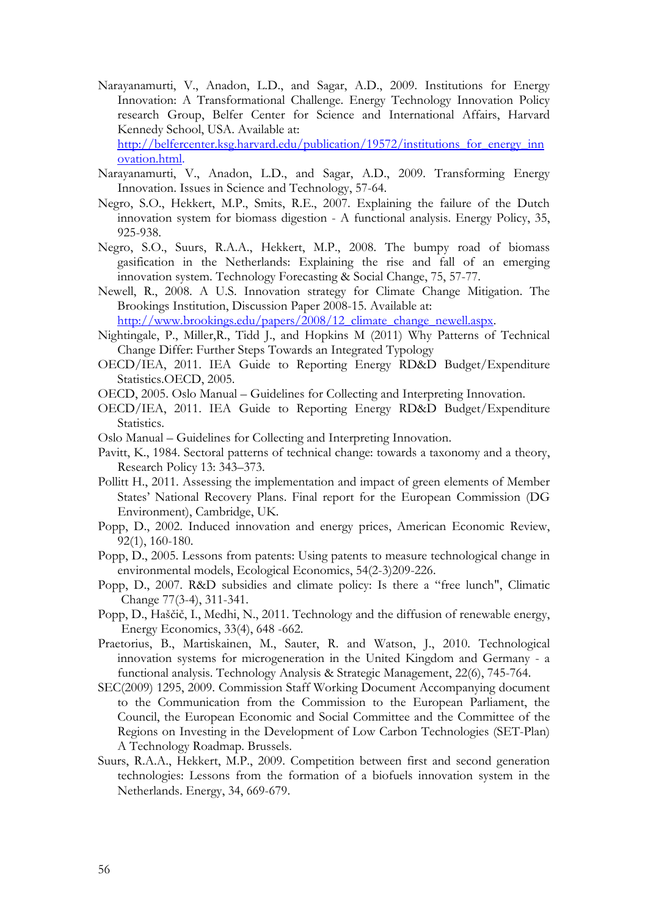Narayanamurti, V., Anadon, L.D., and Sagar, A.D., 2009. Institutions for Energy Innovation: A Transformational Challenge. Energy Technology Innovation Policy research Group, Belfer Center for Science and International Affairs, Harvard Kennedy School, USA. Available at: http://belfercenter.ksg.harvard.edu/publication/19572/institutions_for_energy_innovation.html.

Narayanamurti, V., Anadon, L.D., and Sagar, A.D., 2009. Transforming Energy Innovation. Issues in Science and Technology, 57-64.

Negro, S.O., Hekkert, M.P., Smits, R.E., 2007. Explaining the failure of the Dutch innovation system for biomass digestion - A functional analysis. Energy Policy, 35, 925-938.

Negro, S.O., Suurs, R.A.A., Hekkert, M.P., 2008. The bumpy road of biomass gasification in the Netherlands: Explaining the rise and fall of an emerging innovation system. Technology Forecasting & Social Change, 75, 57-77.

Newell, R., 2008. A U.S. Innovation strategy for Climate Change Mitigation. The Brookings Institution, Discussion Paper 2008-15. Available at: http://www.brookings.edu/papers/2008/12_climate_change_newell.aspx.

Nightingale, P., Miller,R., Tidd J., and Hopkins M (2011) Why Patterns of Technical Change Differ: Further Steps Towards an Integrated Typology

OECD/IEA, 2011. IEA Guide to Reporting Energy RD&D Budget/Expenditure Statistics.OECD, 2005.

OECD, 2005. Oslo Manual – Guidelines for Collecting and Interpreting Innovation.

OECD/IEA, 2011. IEA Guide to Reporting Energy RD&D Budget/Expenditure Statistics.

Oslo Manual – Guidelines for Collecting and Interpreting Innovation.

Pavitt, K., 1984. Sectoral patterns of technical change: towards a taxonomy and a theory, Research Policy 13: 343–373.

Pollitt H., 2011. Assessing the implementation and impact of green elements of Member States' National Recovery Plans. Final report for the European Commission (DG Environment), Cambridge, UK.

Popp, D., 2002. Induced innovation and energy prices, American Economic Review, 92(1), 160-180.

Popp, D., 2005. Lessons from patents: Using patents to measure technological change in environmental models, Ecological Economics, 54(2-3)209-226.

Popp, D., 2007. R&D subsidies and climate policy: Is there a "free lunch", Climatic Change 77(3-4), 311-341.

Popp, D., Haščič, I., Medhi, N., 2011. Technology and the diffusion of renewable energy, Energy Economics, 33(4), 648 -662.

Praetorius, B., Martiskainen, M., Sauter, R. and Watson, J., 2010. Technological innovation systems for microgeneration in the United Kingdom and Germany - a functional analysis. Technology Analysis & Strategic Management, 22(6), 745-764.

SEC(2009) 1295, 2009. Commission Staff Working Document Accompanying document to the Communication from the Commission to the European Parliament, the Council, the European Economic and Social Committee and the Committee of the Regions on Investing in the Development of Low Carbon Technologies (SET-Plan) A Technology Roadmap. Brussels.

Suurs, R.A.A., Hekkert, M.P., 2009. Competition between first and second generation technologies: Lessons from the formation of a biofuels innovation system in the Netherlands. Energy, 34, 669-679.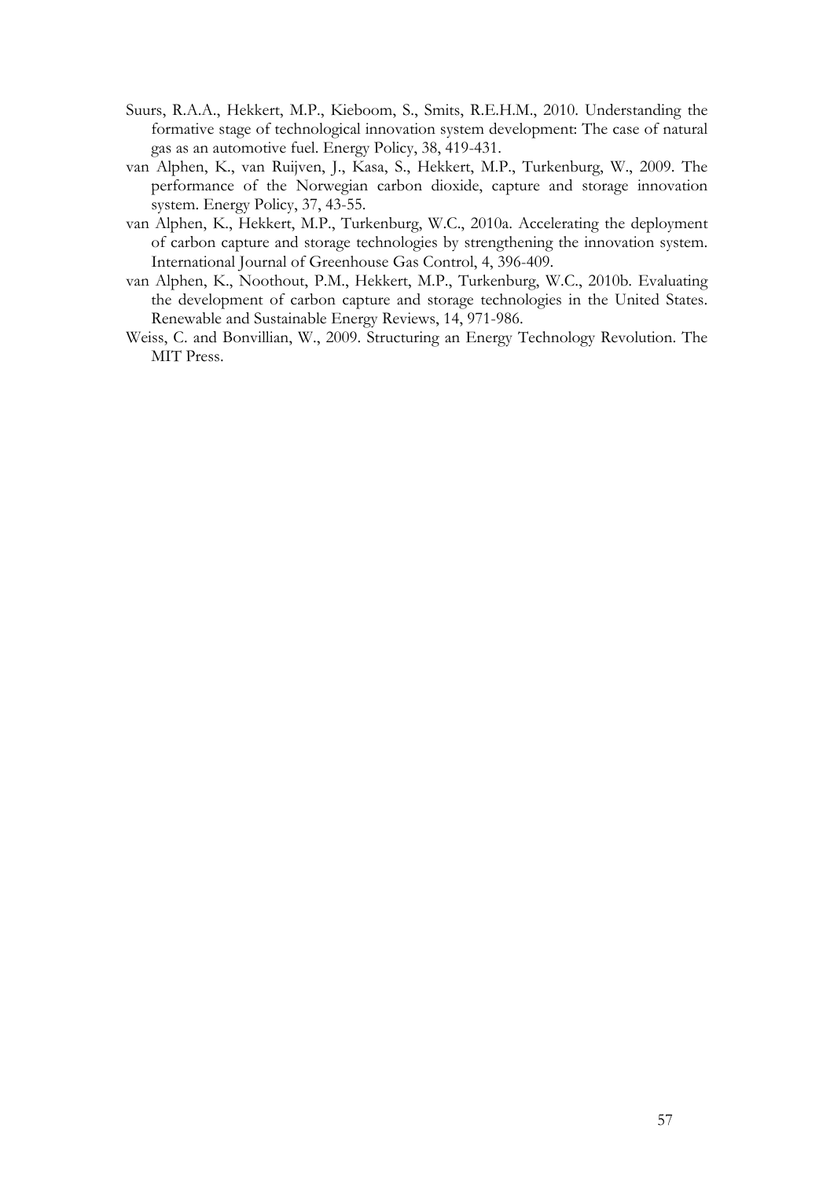Suurs, R.A.A., Hekkert, M.P., Kieboom, S., Smits, R.E.H.M., 2010. Understanding the formative stage of technological innovation system development: The case of natural gas as an automotive fuel. Energy Policy, 38, 419-431.

van Alphen, K., van Ruijven, J., Kasa, S., Hekkert, M.P., Turkenburg, W., 2009. The performance of the Norwegian carbon dioxide, capture and storage innovation system. Energy Policy, 37, 43-55.

van Alphen, K., Hekkert, M.P., Turkenburg, W.C., 2010a. Accelerating the deployment of carbon capture and storage technologies by strengthening the innovation system. International Journal of Greenhouse Gas Control, 4, 396-409.

van Alphen, K., Noothout, P.M., Hekkert, M.P., Turkenburg, W.C., 2010b. Evaluating the development of carbon capture and storage technologies in the United States. Renewable and Sustainable Energy Reviews, 14, 971-986.

Weiss, C. and Bonvillian, W., 2009. Structuring an Energy Technology Revolution. The MIT Press.